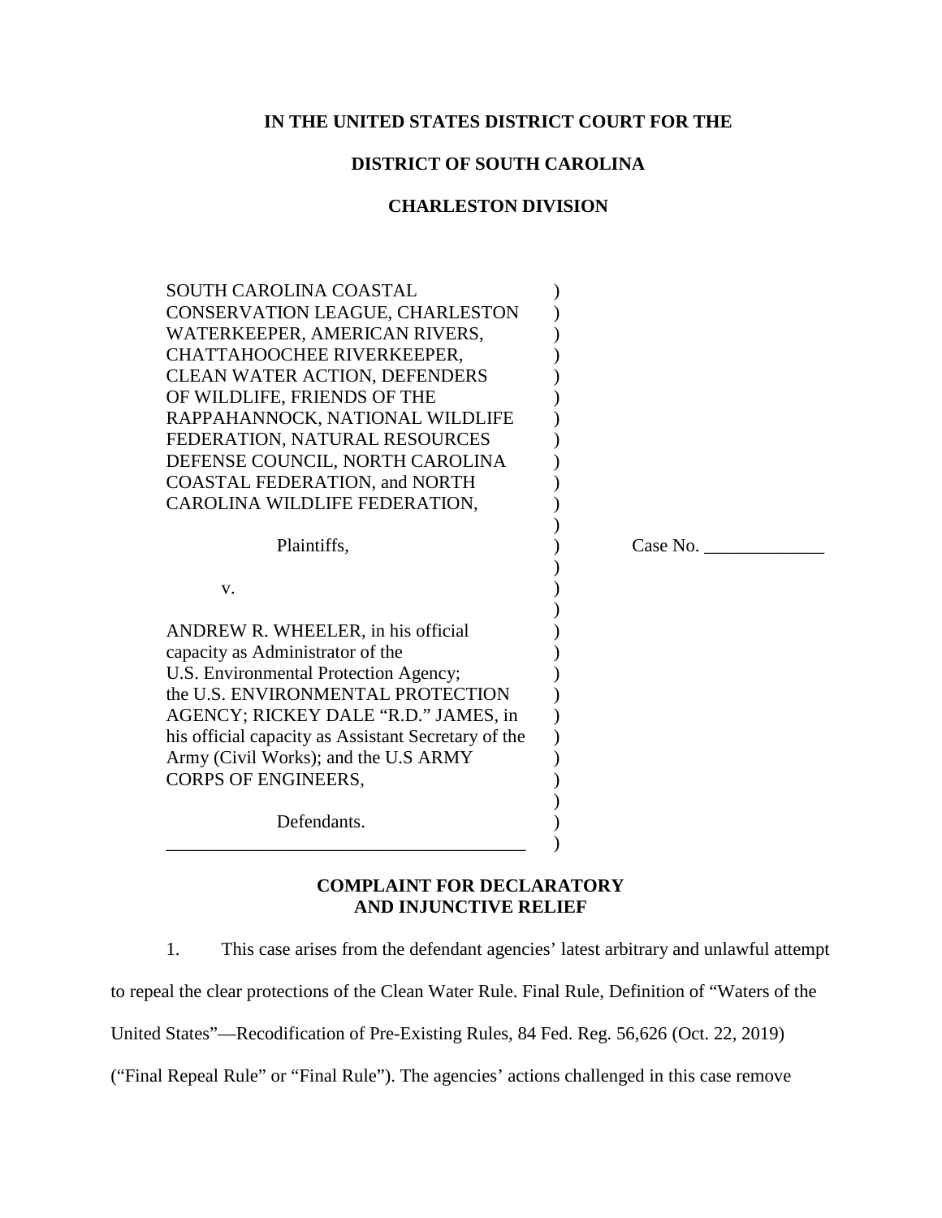**IN THE UNITED STATES DISTRICT COURT FOR THE**

**DISTRICT OF SOUTH CAROLINA**

**CHARLESTON DIVISION**

SOUTH CAROLINA COASTAL CONSERVATION LEAGUE, CHARLESTON WATERKEEPER, AMERICAN RIVERS, CHATTAHOOCHEE RIVERKEEPER, CLEAN WATER ACTION, DEFENDERS OF WILDLIFE, FRIENDS OF THE RAPPAHANNOCK, NATIONAL WILDLIFE FEDERATION, NATURAL RESOURCES DEFENSE COUNCIL, NORTH CAROLINA COASTAL FEDERATION, and NORTH CAROLINA WILDLIFE FEDERATION,

Plaintiffs,

v.

ANDREW R. WHEELER, in his official capacity as Administrator of the U.S. Environmental Protection Agency; the U.S. ENVIRONMENTAL PROTECTION AGENCY; RICKEY DALE "R.D." JAMES, in his official capacity as Assistant Secretary of the Army (Civil Works); and the U.S ARMY CORPS OF ENGINEERS,

Defendants.

Case No. _____________

**COMPLAINT FOR DECLARATORY AND INJUNCTIVE RELIEF**

1. This case arises from the defendant agencies' latest arbitrary and unlawful attempt to repeal the clear protections of the Clean Water Rule. Final Rule, Definition of "Waters of the United States"—Recodification of Pre-Existing Rules, 84 Fed. Reg. 56,626 (Oct. 22, 2019) ("Final Repeal Rule" or "Final Rule"). The agencies' actions challenged in this case remove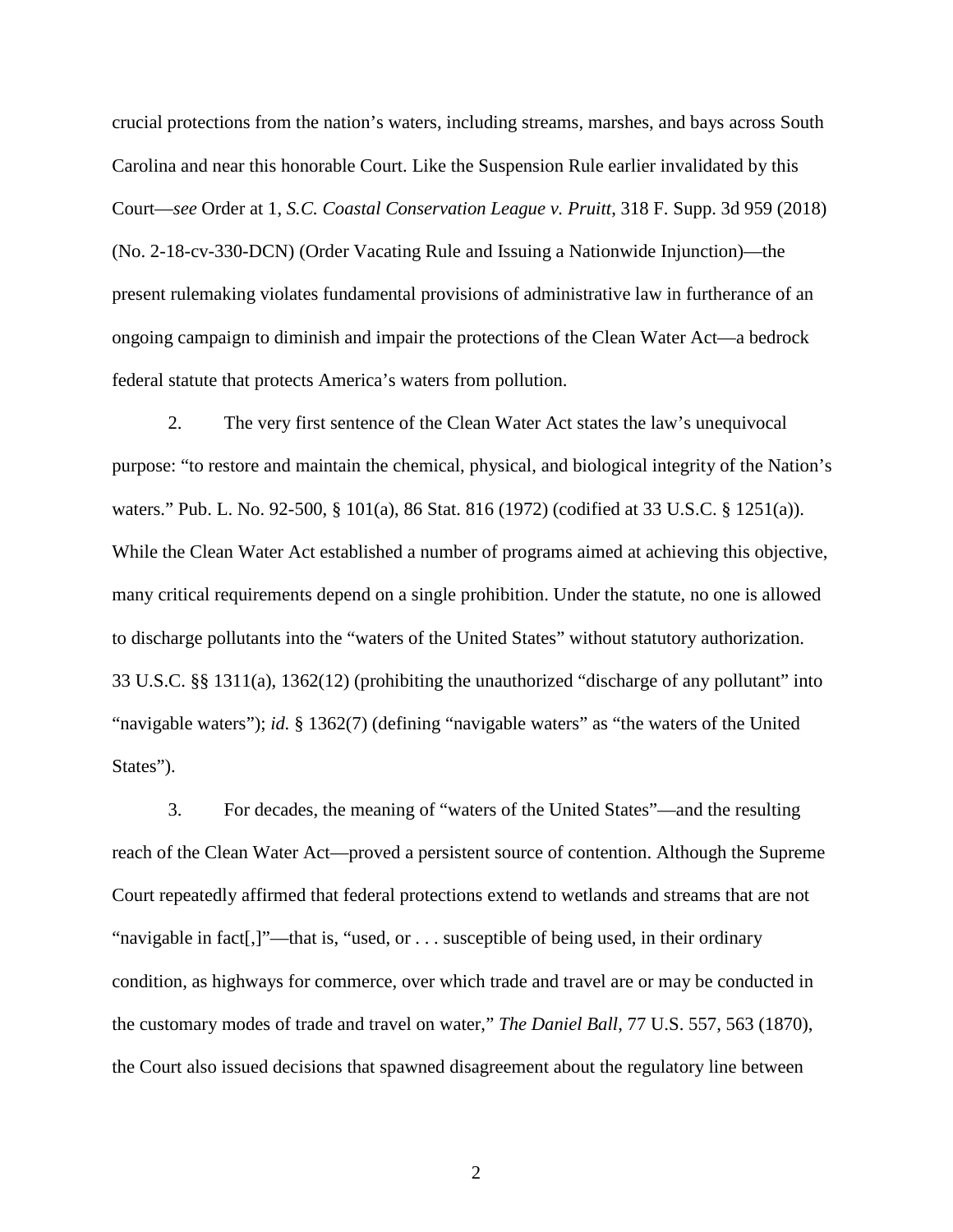crucial protections from the nation's waters, including streams, marshes, and bays across South Carolina and near this honorable Court. Like the Suspension Rule earlier invalidated by this Court—*see* Order at 1, *S.C. Coastal Conservation League v. Pruitt*, 318 F. Supp. 3d 959 (2018) (No. 2-18-cv-330-DCN) (Order Vacating Rule and Issuing a Nationwide Injunction)—the present rulemaking violates fundamental provisions of administrative law in furtherance of an ongoing campaign to diminish and impair the protections of the Clean Water Act—a bedrock federal statute that protects America's waters from pollution.

2. The very first sentence of the Clean Water Act states the law's unequivocal purpose: "to restore and maintain the chemical, physical, and biological integrity of the Nation's waters." Pub. L. No. 92-500, § 101(a), 86 Stat. 816 (1972) (codified at 33 U.S.C. § 1251(a)). While the Clean Water Act established a number of programs aimed at achieving this objective, many critical requirements depend on a single prohibition. Under the statute, no one is allowed to discharge pollutants into the "waters of the United States" without statutory authorization. 33 U.S.C. §§ 1311(a), 1362(12) (prohibiting the unauthorized "discharge of any pollutant" into "navigable waters"); *id.* § 1362(7) (defining "navigable waters" as "the waters of the United States").

3. For decades, the meaning of "waters of the United States"—and the resulting reach of the Clean Water Act—proved a persistent source of contention. Although the Supreme Court repeatedly affirmed that federal protections extend to wetlands and streams that are not "navigable in fact[,]"—that is, "used, or . . . susceptible of being used, in their ordinary condition, as highways for commerce, over which trade and travel are or may be conducted in the customary modes of trade and travel on water," *The Daniel Ball*, 77 U.S. 557, 563 (1870), the Court also issued decisions that spawned disagreement about the regulatory line between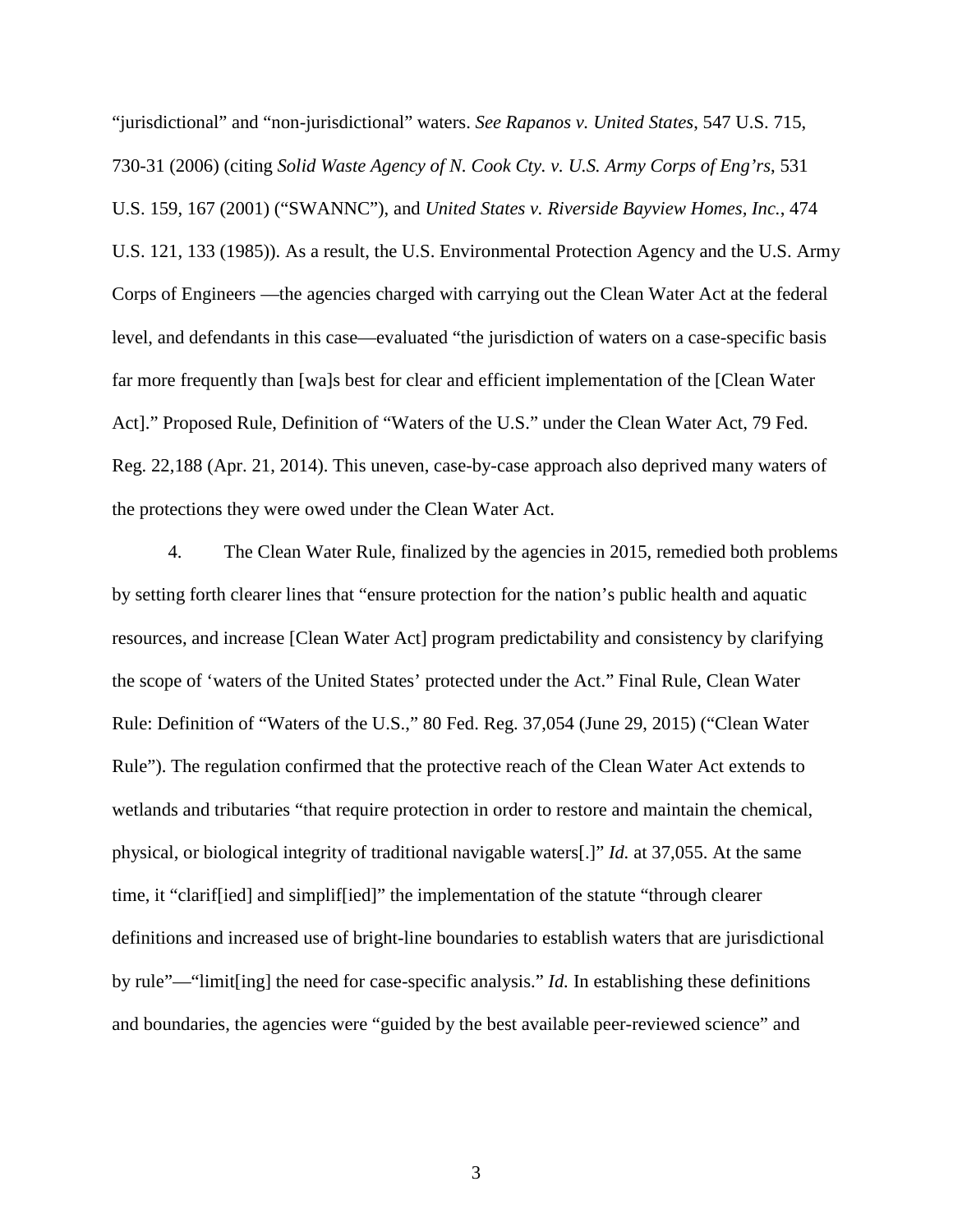"jurisdictional" and "non-jurisdictional" waters. *See Rapanos v. United States*, 547 U.S. 715, 730-31 (2006) (citing *Solid Waste Agency of N. Cook Cty. v. U.S. Army Corps of Eng'rs*, 531 U.S. 159, 167 (2001) ("SWANNC"), and *United States v. Riverside Bayview Homes, Inc.*, 474 U.S. 121, 133 (1985)). As a result, the U.S. Environmental Protection Agency and the U.S. Army Corps of Engineers —the agencies charged with carrying out the Clean Water Act at the federal level, and defendants in this case—evaluated "the jurisdiction of waters on a case-specific basis far more frequently than [wa]s best for clear and efficient implementation of the [Clean Water Act]." Proposed Rule, Definition of "Waters of the U.S." under the Clean Water Act, 79 Fed. Reg. 22,188 (Apr. 21, 2014). This uneven, case-by-case approach also deprived many waters of the protections they were owed under the Clean Water Act.

4. The Clean Water Rule, finalized by the agencies in 2015, remedied both problems by setting forth clearer lines that "ensure protection for the nation's public health and aquatic resources, and increase [Clean Water Act] program predictability and consistency by clarifying the scope of 'waters of the United States' protected under the Act." Final Rule, Clean Water Rule: Definition of "Waters of the U.S.," 80 Fed. Reg. 37,054 (June 29, 2015) ("Clean Water Rule"). The regulation confirmed that the protective reach of the Clean Water Act extends to wetlands and tributaries "that require protection in order to restore and maintain the chemical, physical, or biological integrity of traditional navigable waters[.]" *Id.* at 37,055. At the same time, it "clarif[ied] and simplif[ied]" the implementation of the statute "through clearer definitions and increased use of bright-line boundaries to establish waters that are jurisdictional by rule"—"limit[ing] the need for case-specific analysis." *Id.* In establishing these definitions and boundaries, the agencies were "guided by the best available peer-reviewed science" and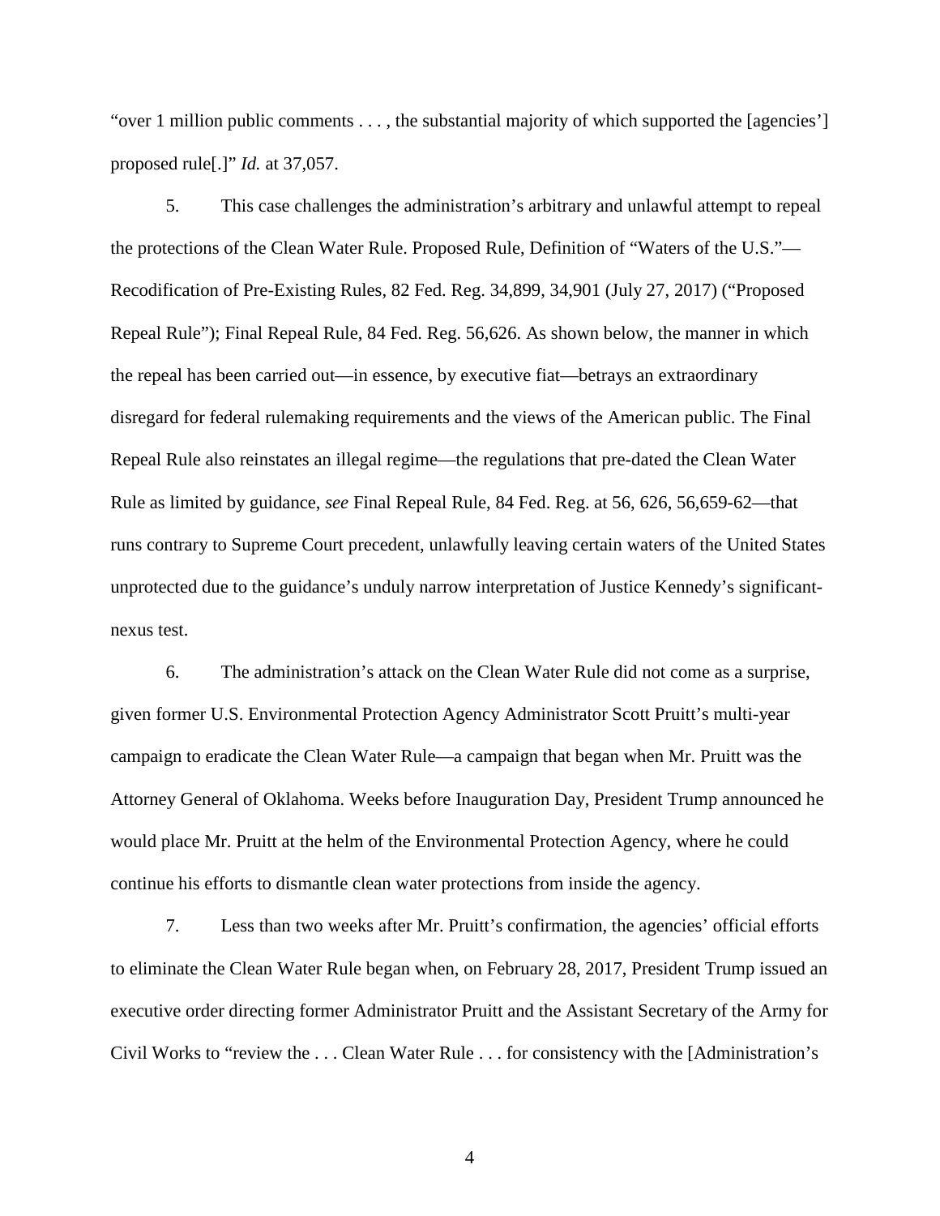"over 1 million public comments . . . , the substantial majority of which supported the [agencies'] proposed rule[.]" *Id.* at 37,057.

5. This case challenges the administration's arbitrary and unlawful attempt to repeal the protections of the Clean Water Rule. Proposed Rule, Definition of "Waters of the U.S."—Recodification of Pre-Existing Rules, 82 Fed. Reg. 34,899, 34,901 (July 27, 2017) ("Proposed Repeal Rule"); Final Repeal Rule, 84 Fed. Reg. 56,626. As shown below, the manner in which the repeal has been carried out—in essence, by executive fiat—betrays an extraordinary disregard for federal rulemaking requirements and the views of the American public. The Final Repeal Rule also reinstates an illegal regime—the regulations that pre-dated the Clean Water Rule as limited by guidance, *see* Final Repeal Rule, 84 Fed. Reg. at 56, 626, 56,659-62—that runs contrary to Supreme Court precedent, unlawfully leaving certain waters of the United States unprotected due to the guidance's unduly narrow interpretation of Justice Kennedy's significant-nexus test.

6. The administration's attack on the Clean Water Rule did not come as a surprise, given former U.S. Environmental Protection Agency Administrator Scott Pruitt's multi-year campaign to eradicate the Clean Water Rule—a campaign that began when Mr. Pruitt was the Attorney General of Oklahoma. Weeks before Inauguration Day, President Trump announced he would place Mr. Pruitt at the helm of the Environmental Protection Agency, where he could continue his efforts to dismantle clean water protections from inside the agency.

7. Less than two weeks after Mr. Pruitt's confirmation, the agencies' official efforts to eliminate the Clean Water Rule began when, on February 28, 2017, President Trump issued an executive order directing former Administrator Pruitt and the Assistant Secretary of the Army for Civil Works to "review the . . . Clean Water Rule . . . for consistency with the [Administration's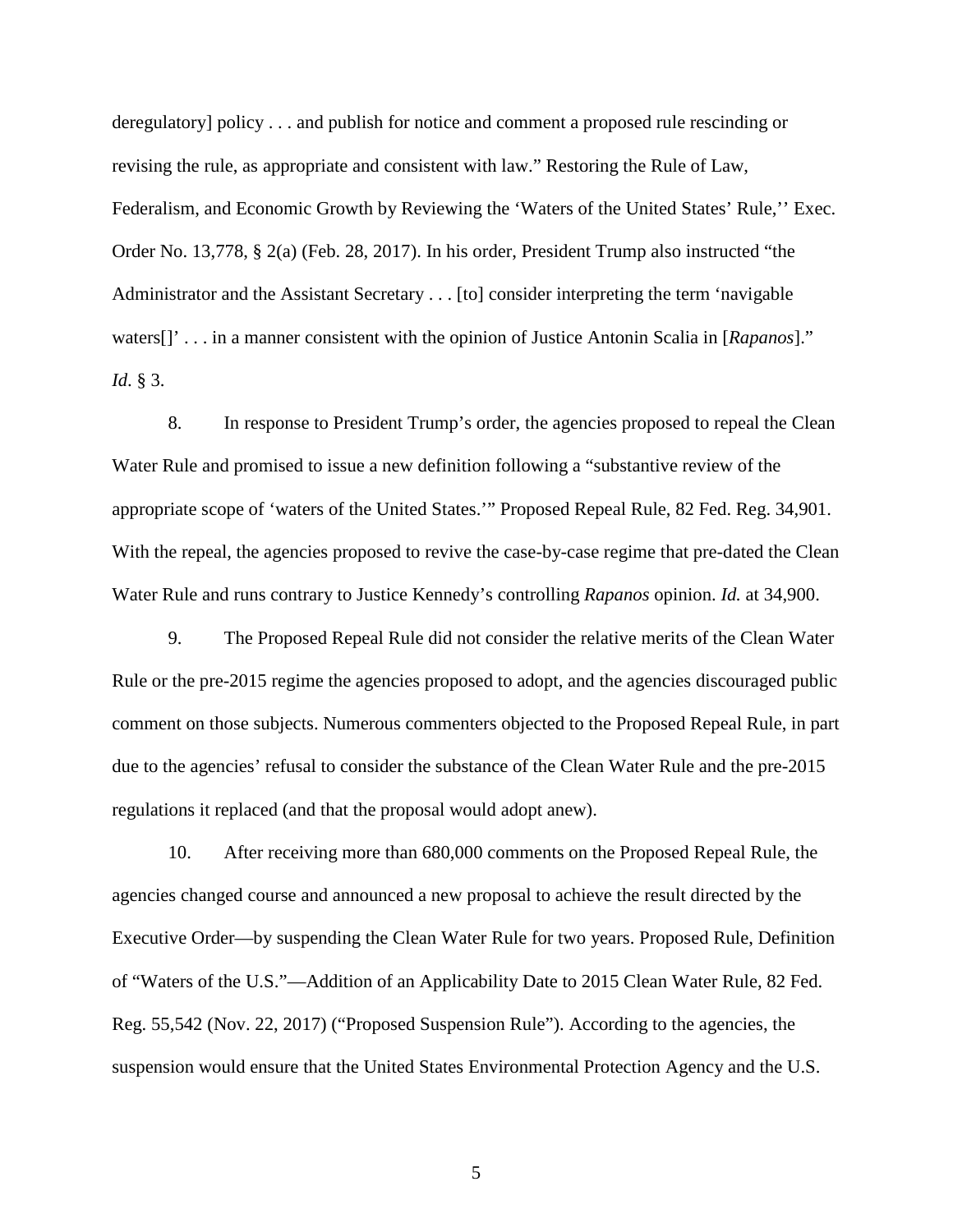deregulatory] policy . . . and publish for notice and comment a proposed rule rescinding or revising the rule, as appropriate and consistent with law." Restoring the Rule of Law, Federalism, and Economic Growth by Reviewing the 'Waters of the United States' Rule,'' Exec. Order No. 13,778, § 2(a) (Feb. 28, 2017). In his order, President Trump also instructed "the Administrator and the Assistant Secretary . . . [to] consider interpreting the term 'navigable waters[]' . . . in a manner consistent with the opinion of Justice Antonin Scalia in [*Rapanos*]." *Id.* § 3.

8. In response to President Trump's order, the agencies proposed to repeal the Clean Water Rule and promised to issue a new definition following a "substantive review of the appropriate scope of 'waters of the United States.'" Proposed Repeal Rule, 82 Fed. Reg. 34,901. With the repeal, the agencies proposed to revive the case-by-case regime that pre-dated the Clean Water Rule and runs contrary to Justice Kennedy's controlling *Rapanos* opinion. *Id.* at 34,900.

9. The Proposed Repeal Rule did not consider the relative merits of the Clean Water Rule or the pre-2015 regime the agencies proposed to adopt, and the agencies discouraged public comment on those subjects. Numerous commenters objected to the Proposed Repeal Rule, in part due to the agencies' refusal to consider the substance of the Clean Water Rule and the pre-2015 regulations it replaced (and that the proposal would adopt anew).

10. After receiving more than 680,000 comments on the Proposed Repeal Rule, the agencies changed course and announced a new proposal to achieve the result directed by the Executive Order—by suspending the Clean Water Rule for two years. Proposed Rule, Definition of "Waters of the U.S."—Addition of an Applicability Date to 2015 Clean Water Rule, 82 Fed. Reg. 55,542 (Nov. 22, 2017) ("Proposed Suspension Rule"). According to the agencies, the suspension would ensure that the United States Environmental Protection Agency and the U.S.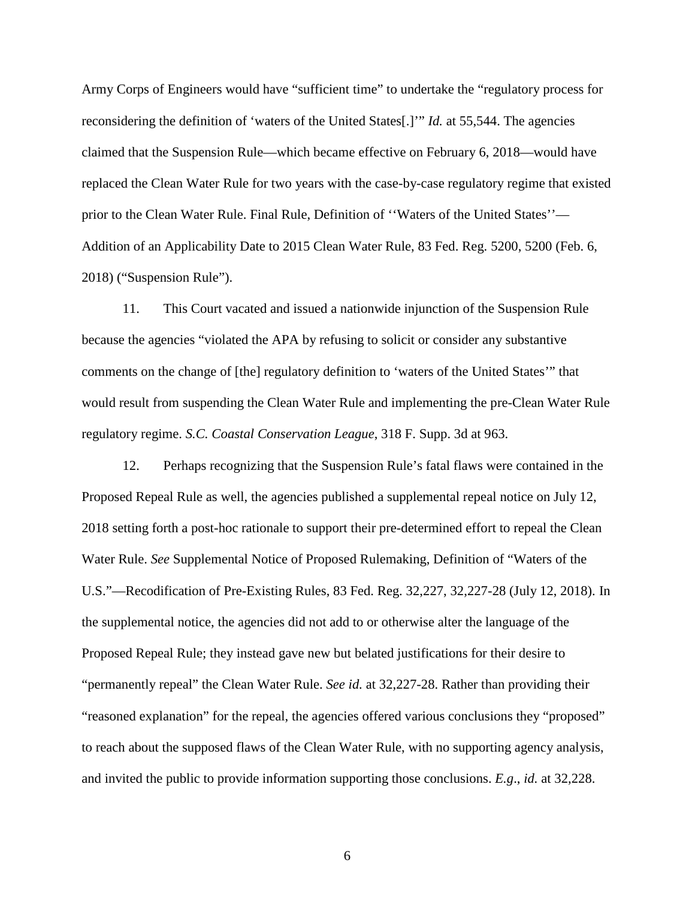Army Corps of Engineers would have "sufficient time" to undertake the "regulatory process for reconsidering the definition of 'waters of the United States[.]'" *Id.* at 55,544. The agencies claimed that the Suspension Rule—which became effective on February 6, 2018—would have replaced the Clean Water Rule for two years with the case-by-case regulatory regime that existed prior to the Clean Water Rule. Final Rule, Definition of ''Waters of the United States''—Addition of an Applicability Date to 2015 Clean Water Rule, 83 Fed. Reg. 5200, 5200 (Feb. 6, 2018) ("Suspension Rule").

11. This Court vacated and issued a nationwide injunction of the Suspension Rule because the agencies "violated the APA by refusing to solicit or consider any substantive comments on the change of [the] regulatory definition to 'waters of the United States'" that would result from suspending the Clean Water Rule and implementing the pre-Clean Water Rule regulatory regime. *S.C. Coastal Conservation League*, 318 F. Supp. 3d at 963.

12. Perhaps recognizing that the Suspension Rule's fatal flaws were contained in the Proposed Repeal Rule as well, the agencies published a supplemental repeal notice on July 12, 2018 setting forth a post-hoc rationale to support their pre-determined effort to repeal the Clean Water Rule. *See* Supplemental Notice of Proposed Rulemaking, Definition of "Waters of the U.S."—Recodification of Pre-Existing Rules, 83 Fed. Reg. 32,227, 32,227-28 (July 12, 2018). In the supplemental notice, the agencies did not add to or otherwise alter the language of the Proposed Repeal Rule; they instead gave new but belated justifications for their desire to "permanently repeal" the Clean Water Rule. *See id.* at 32,227-28. Rather than providing their "reasoned explanation" for the repeal, the agencies offered various conclusions they "proposed" to reach about the supposed flaws of the Clean Water Rule, with no supporting agency analysis, and invited the public to provide information supporting those conclusions. *E.g*., *id.* at 32,228.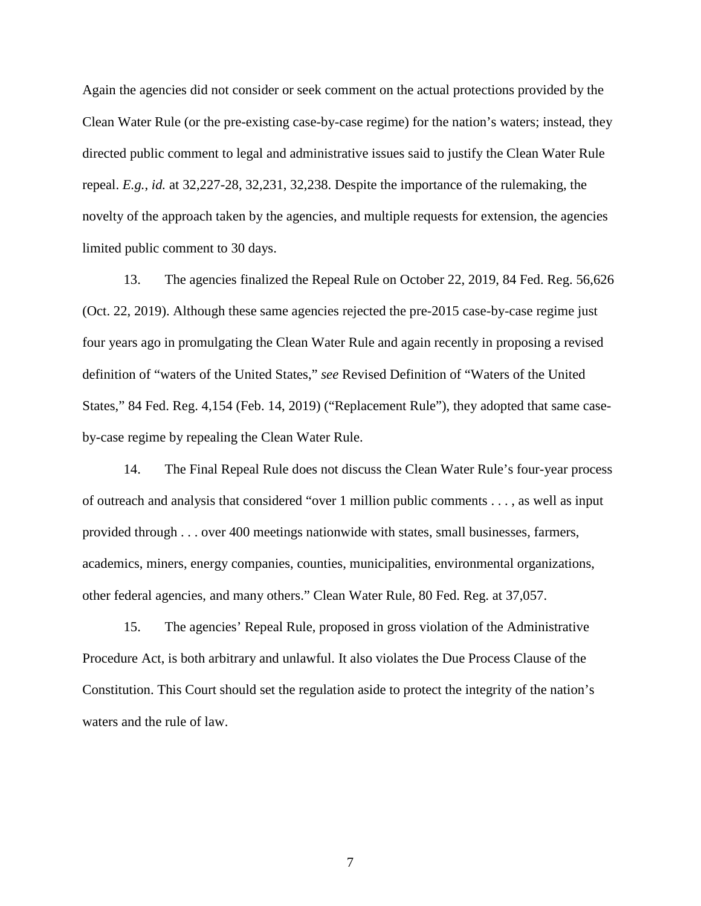Again the agencies did not consider or seek comment on the actual protections provided by the Clean Water Rule (or the pre-existing case-by-case regime) for the nation's waters; instead, they directed public comment to legal and administrative issues said to justify the Clean Water Rule repeal. *E.g.*, *id.* at 32,227-28, 32,231, 32,238. Despite the importance of the rulemaking, the novelty of the approach taken by the agencies, and multiple requests for extension, the agencies limited public comment to 30 days.

13. The agencies finalized the Repeal Rule on October 22, 2019, 84 Fed. Reg. 56,626 (Oct. 22, 2019). Although these same agencies rejected the pre-2015 case-by-case regime just four years ago in promulgating the Clean Water Rule and again recently in proposing a revised definition of "waters of the United States," *see* Revised Definition of "Waters of the United States," 84 Fed. Reg. 4,154 (Feb. 14, 2019) ("Replacement Rule"), they adopted that same case-by-case regime by repealing the Clean Water Rule.

14. The Final Repeal Rule does not discuss the Clean Water Rule's four-year process of outreach and analysis that considered "over 1 million public comments . . . , as well as input provided through . . . over 400 meetings nationwide with states, small businesses, farmers, academics, miners, energy companies, counties, municipalities, environmental organizations, other federal agencies, and many others." Clean Water Rule, 80 Fed. Reg. at 37,057.

15. The agencies' Repeal Rule, proposed in gross violation of the Administrative Procedure Act, is both arbitrary and unlawful. It also violates the Due Process Clause of the Constitution. This Court should set the regulation aside to protect the integrity of the nation's waters and the rule of law.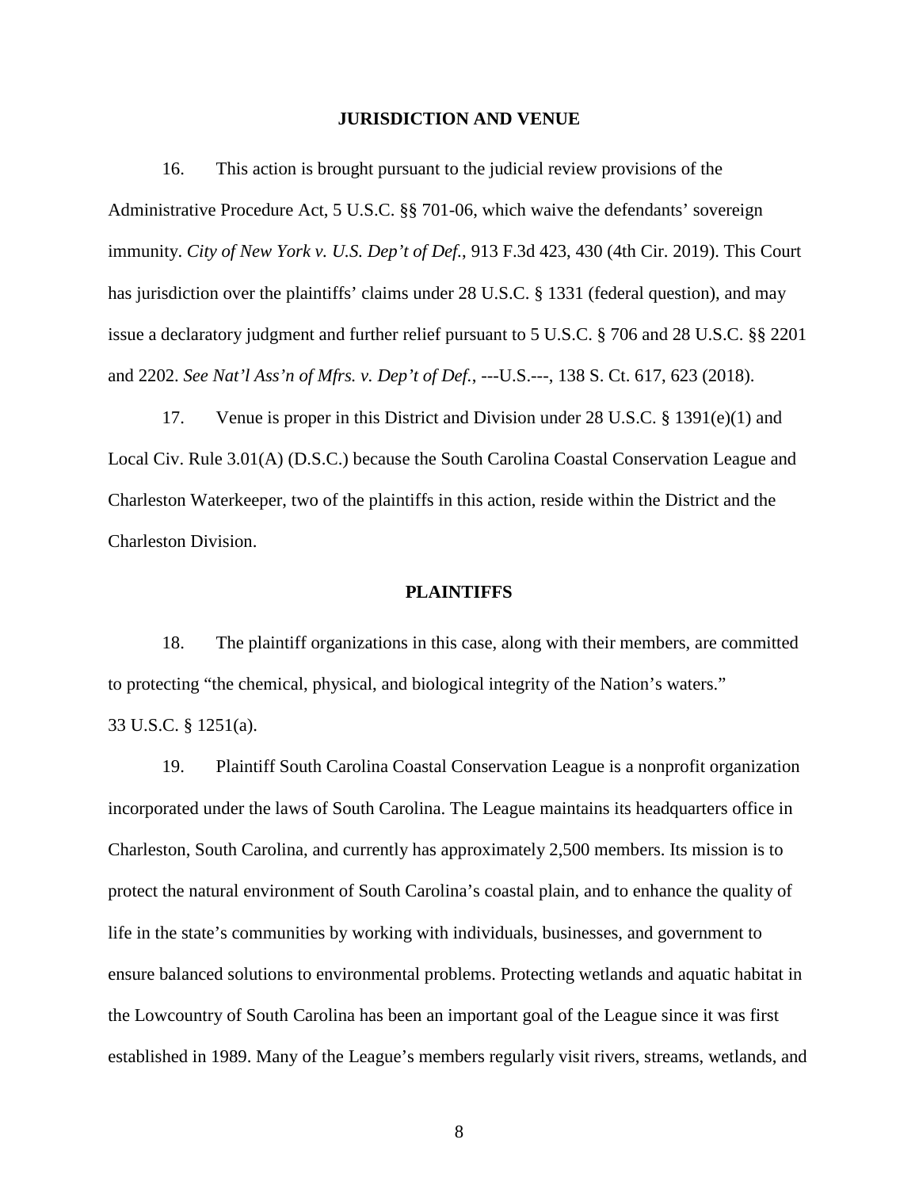## JURISDICTION AND VENUE

16. This action is brought pursuant to the judicial review provisions of the Administrative Procedure Act, 5 U.S.C. §§ 701-06, which waive the defendants' sovereign immunity. *City of New York v. U.S. Dep't of Def.*, 913 F.3d 423, 430 (4th Cir. 2019). This Court has jurisdiction over the plaintiffs' claims under 28 U.S.C. § 1331 (federal question), and may issue a declaratory judgment and further relief pursuant to 5 U.S.C. § 706 and 28 U.S.C. §§ 2201 and 2202. *See Nat'l Ass'n of Mfrs. v. Dep't of Def.*, ---U.S.---, 138 S. Ct. 617, 623 (2018).

17. Venue is proper in this District and Division under 28 U.S.C. § 1391(e)(1) and Local Civ. Rule 3.01(A) (D.S.C.) because the South Carolina Coastal Conservation League and Charleston Waterkeeper, two of the plaintiffs in this action, reside within the District and the Charleston Division.

## PLAINTIFFS

18. The plaintiff organizations in this case, along with their members, are committed to protecting "the chemical, physical, and biological integrity of the Nation's waters." 33 U.S.C. § 1251(a).

19. Plaintiff South Carolina Coastal Conservation League is a nonprofit organization incorporated under the laws of South Carolina. The League maintains its headquarters office in Charleston, South Carolina, and currently has approximately 2,500 members. Its mission is to protect the natural environment of South Carolina's coastal plain, and to enhance the quality of life in the state's communities by working with individuals, businesses, and government to ensure balanced solutions to environmental problems. Protecting wetlands and aquatic habitat in the Lowcountry of South Carolina has been an important goal of the League since it was first established in 1989. Many of the League's members regularly visit rivers, streams, wetlands, and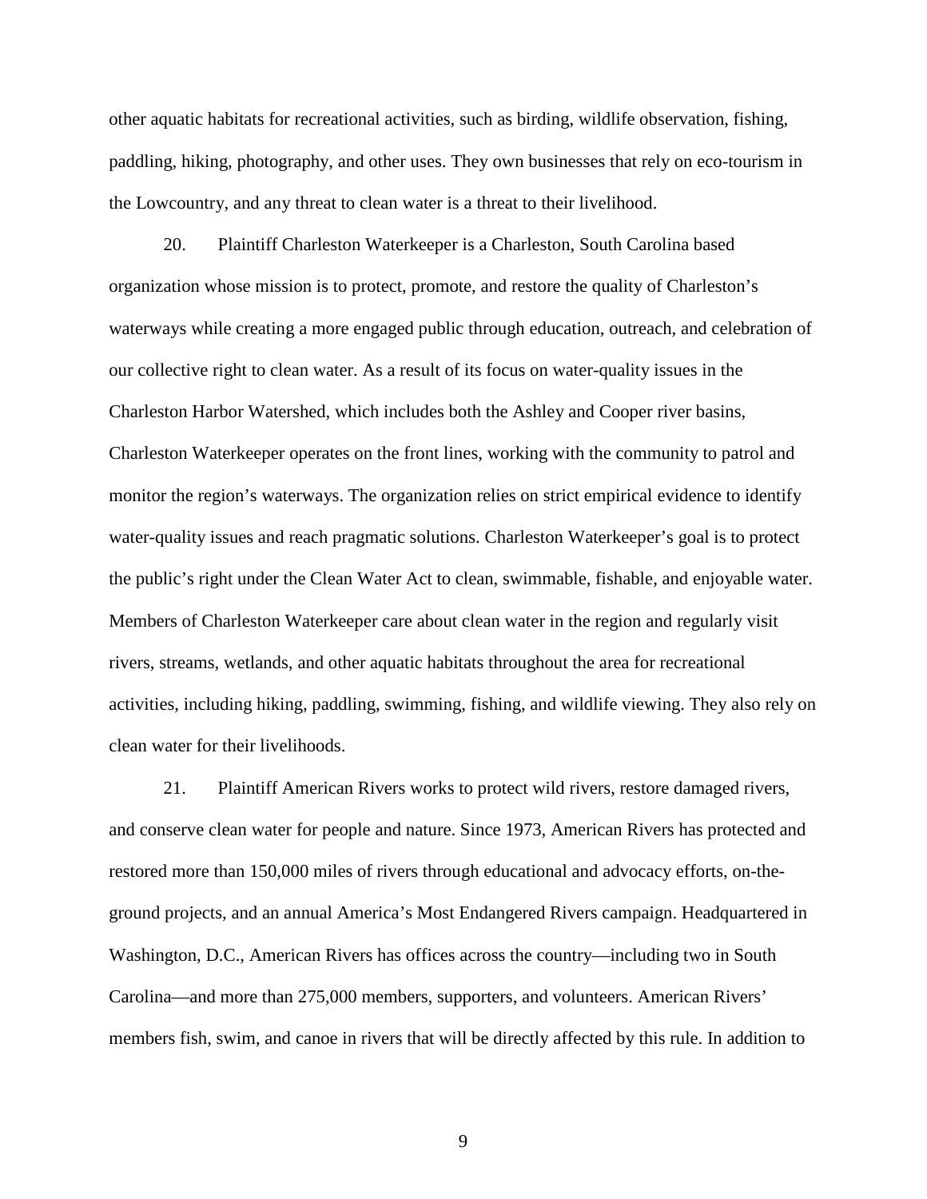other aquatic habitats for recreational activities, such as birding, wildlife observation, fishing, paddling, hiking, photography, and other uses. They own businesses that rely on eco-tourism in the Lowcountry, and any threat to clean water is a threat to their livelihood.

20. Plaintiff Charleston Waterkeeper is a Charleston, South Carolina based organization whose mission is to protect, promote, and restore the quality of Charleston's waterways while creating a more engaged public through education, outreach, and celebration of our collective right to clean water. As a result of its focus on water-quality issues in the Charleston Harbor Watershed, which includes both the Ashley and Cooper river basins, Charleston Waterkeeper operates on the front lines, working with the community to patrol and monitor the region's waterways. The organization relies on strict empirical evidence to identify water-quality issues and reach pragmatic solutions. Charleston Waterkeeper's goal is to protect the public's right under the Clean Water Act to clean, swimmable, fishable, and enjoyable water. Members of Charleston Waterkeeper care about clean water in the region and regularly visit rivers, streams, wetlands, and other aquatic habitats throughout the area for recreational activities, including hiking, paddling, swimming, fishing, and wildlife viewing. They also rely on clean water for their livelihoods.

21. Plaintiff American Rivers works to protect wild rivers, restore damaged rivers, and conserve clean water for people and nature. Since 1973, American Rivers has protected and restored more than 150,000 miles of rivers through educational and advocacy efforts, on-the-ground projects, and an annual America's Most Endangered Rivers campaign. Headquartered in Washington, D.C., American Rivers has offices across the country—including two in South Carolina—and more than 275,000 members, supporters, and volunteers. American Rivers' members fish, swim, and canoe in rivers that will be directly affected by this rule. In addition to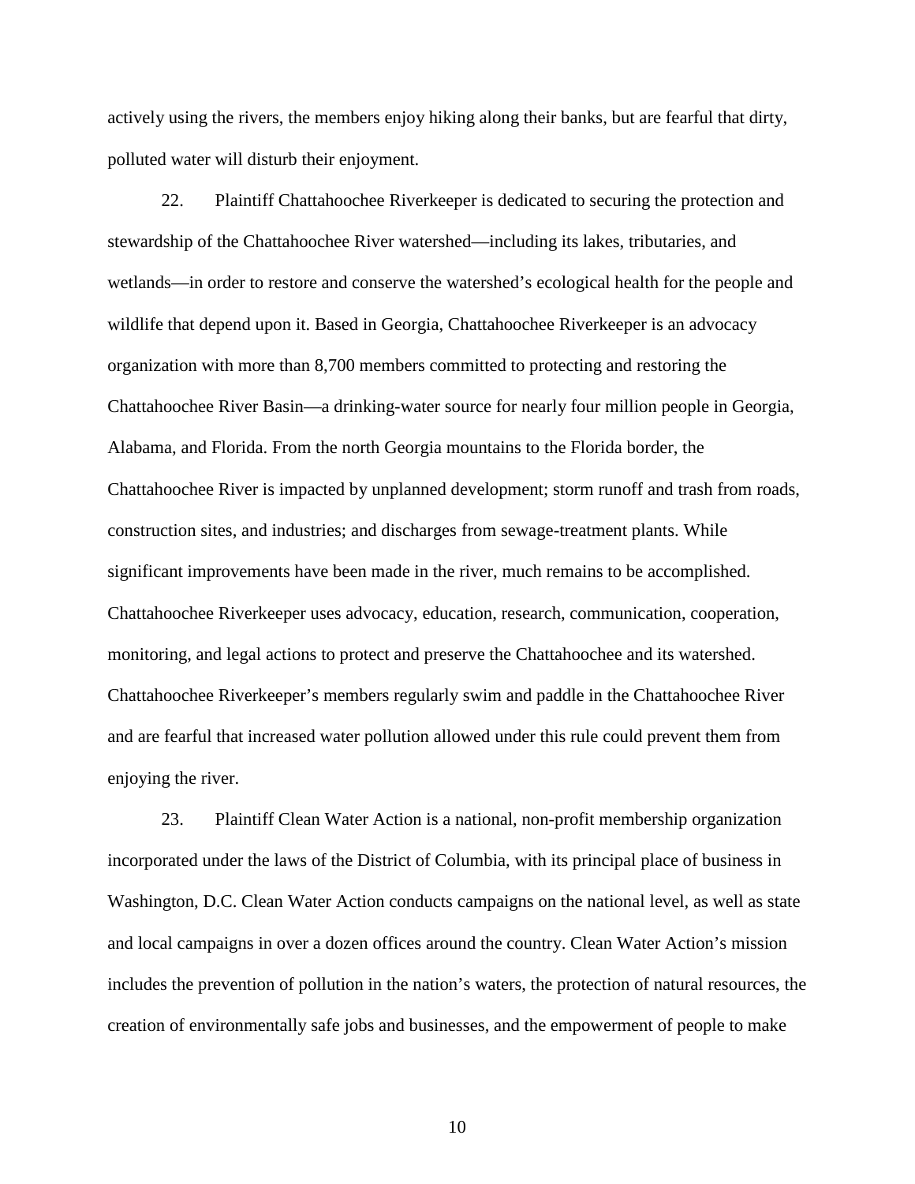actively using the rivers, the members enjoy hiking along their banks, but are fearful that dirty, polluted water will disturb their enjoyment.

22. Plaintiff Chattahoochee Riverkeeper is dedicated to securing the protection and stewardship of the Chattahoochee River watershed—including its lakes, tributaries, and wetlands—in order to restore and conserve the watershed's ecological health for the people and wildlife that depend upon it. Based in Georgia, Chattahoochee Riverkeeper is an advocacy organization with more than 8,700 members committed to protecting and restoring the Chattahoochee River Basin—a drinking-water source for nearly four million people in Georgia, Alabama, and Florida. From the north Georgia mountains to the Florida border, the Chattahoochee River is impacted by unplanned development; storm runoff and trash from roads, construction sites, and industries; and discharges from sewage-treatment plants. While significant improvements have been made in the river, much remains to be accomplished. Chattahoochee Riverkeeper uses advocacy, education, research, communication, cooperation, monitoring, and legal actions to protect and preserve the Chattahoochee and its watershed. Chattahoochee Riverkeeper's members regularly swim and paddle in the Chattahoochee River and are fearful that increased water pollution allowed under this rule could prevent them from enjoying the river.

23. Plaintiff Clean Water Action is a national, non-profit membership organization incorporated under the laws of the District of Columbia, with its principal place of business in Washington, D.C. Clean Water Action conducts campaigns on the national level, as well as state and local campaigns in over a dozen offices around the country. Clean Water Action's mission includes the prevention of pollution in the nation's waters, the protection of natural resources, the creation of environmentally safe jobs and businesses, and the empowerment of people to make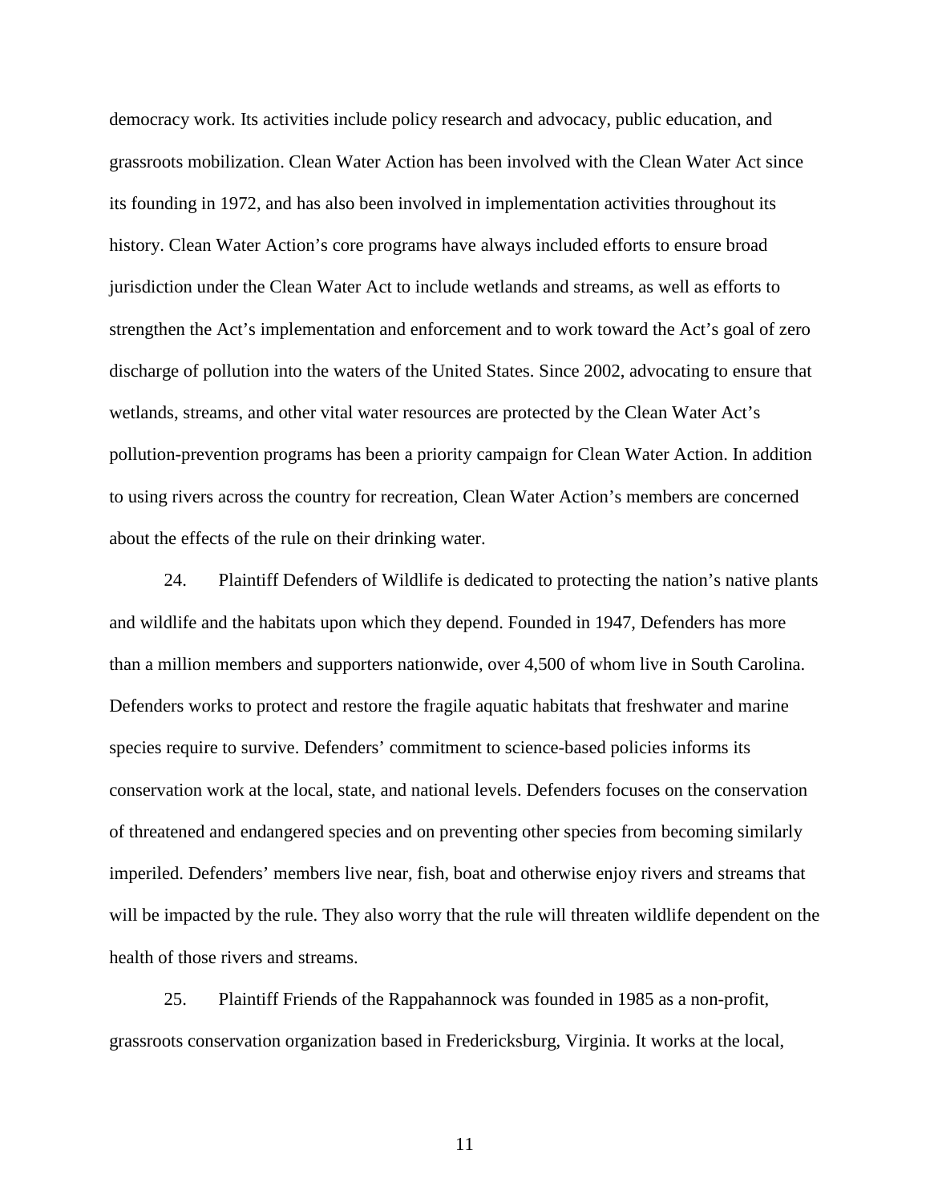democracy work. Its activities include policy research and advocacy, public education, and grassroots mobilization. Clean Water Action has been involved with the Clean Water Act since its founding in 1972, and has also been involved in implementation activities throughout its history. Clean Water Action's core programs have always included efforts to ensure broad jurisdiction under the Clean Water Act to include wetlands and streams, as well as efforts to strengthen the Act's implementation and enforcement and to work toward the Act's goal of zero discharge of pollution into the waters of the United States. Since 2002, advocating to ensure that wetlands, streams, and other vital water resources are protected by the Clean Water Act's pollution-prevention programs has been a priority campaign for Clean Water Action. In addition to using rivers across the country for recreation, Clean Water Action's members are concerned about the effects of the rule on their drinking water.

24. Plaintiff Defenders of Wildlife is dedicated to protecting the nation's native plants and wildlife and the habitats upon which they depend. Founded in 1947, Defenders has more than a million members and supporters nationwide, over 4,500 of whom live in South Carolina. Defenders works to protect and restore the fragile aquatic habitats that freshwater and marine species require to survive. Defenders' commitment to science-based policies informs its conservation work at the local, state, and national levels. Defenders focuses on the conservation of threatened and endangered species and on preventing other species from becoming similarly imperiled. Defenders' members live near, fish, boat and otherwise enjoy rivers and streams that will be impacted by the rule. They also worry that the rule will threaten wildlife dependent on the health of those rivers and streams.

25. Plaintiff Friends of the Rappahannock was founded in 1985 as a non-profit, grassroots conservation organization based in Fredericksburg, Virginia. It works at the local,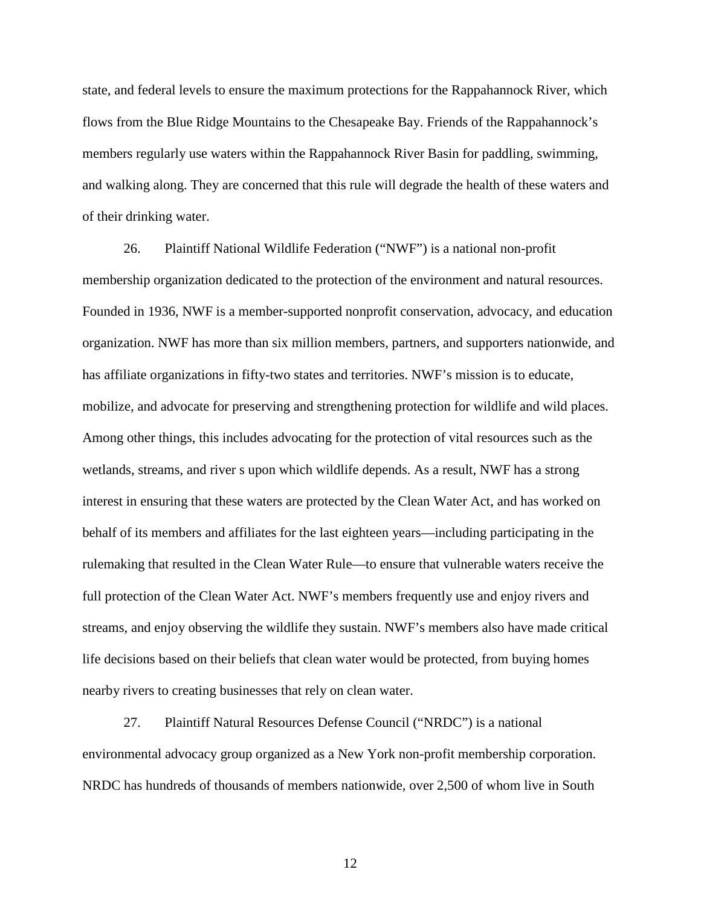state, and federal levels to ensure the maximum protections for the Rappahannock River, which flows from the Blue Ridge Mountains to the Chesapeake Bay. Friends of the Rappahannock's members regularly use waters within the Rappahannock River Basin for paddling, swimming, and walking along. They are concerned that this rule will degrade the health of these waters and of their drinking water.

26. Plaintiff National Wildlife Federation ("NWF") is a national non-profit membership organization dedicated to the protection of the environment and natural resources. Founded in 1936, NWF is a member-supported nonprofit conservation, advocacy, and education organization. NWF has more than six million members, partners, and supporters nationwide, and has affiliate organizations in fifty-two states and territories. NWF's mission is to educate, mobilize, and advocate for preserving and strengthening protection for wildlife and wild places. Among other things, this includes advocating for the protection of vital resources such as the wetlands, streams, and river s upon which wildlife depends. As a result, NWF has a strong interest in ensuring that these waters are protected by the Clean Water Act, and has worked on behalf of its members and affiliates for the last eighteen years—including participating in the rulemaking that resulted in the Clean Water Rule—to ensure that vulnerable waters receive the full protection of the Clean Water Act. NWF's members frequently use and enjoy rivers and streams, and enjoy observing the wildlife they sustain. NWF's members also have made critical life decisions based on their beliefs that clean water would be protected, from buying homes nearby rivers to creating businesses that rely on clean water.

27. Plaintiff Natural Resources Defense Council ("NRDC") is a national environmental advocacy group organized as a New York non-profit membership corporation. NRDC has hundreds of thousands of members nationwide, over 2,500 of whom live in South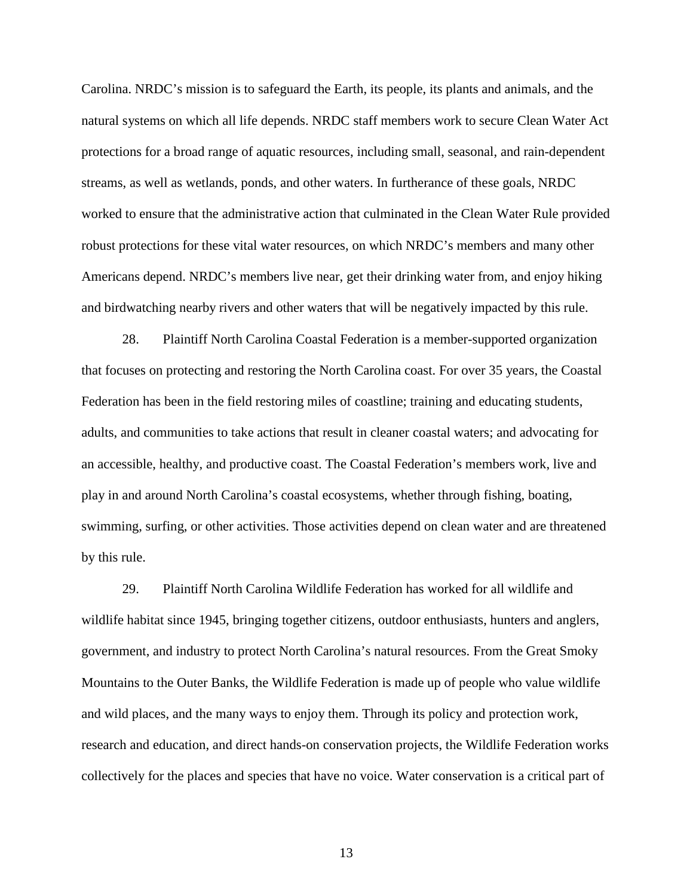Carolina. NRDC's mission is to safeguard the Earth, its people, its plants and animals, and the natural systems on which all life depends. NRDC staff members work to secure Clean Water Act protections for a broad range of aquatic resources, including small, seasonal, and rain-dependent streams, as well as wetlands, ponds, and other waters. In furtherance of these goals, NRDC worked to ensure that the administrative action that culminated in the Clean Water Rule provided robust protections for these vital water resources, on which NRDC's members and many other Americans depend. NRDC's members live near, get their drinking water from, and enjoy hiking and birdwatching nearby rivers and other waters that will be negatively impacted by this rule.

28. Plaintiff North Carolina Coastal Federation is a member-supported organization that focuses on protecting and restoring the North Carolina coast. For over 35 years, the Coastal Federation has been in the field restoring miles of coastline; training and educating students, adults, and communities to take actions that result in cleaner coastal waters; and advocating for an accessible, healthy, and productive coast. The Coastal Federation's members work, live and play in and around North Carolina's coastal ecosystems, whether through fishing, boating, swimming, surfing, or other activities. Those activities depend on clean water and are threatened by this rule.

29. Plaintiff North Carolina Wildlife Federation has worked for all wildlife and wildlife habitat since 1945, bringing together citizens, outdoor enthusiasts, hunters and anglers, government, and industry to protect North Carolina's natural resources. From the Great Smoky Mountains to the Outer Banks, the Wildlife Federation is made up of people who value wildlife and wild places, and the many ways to enjoy them. Through its policy and protection work, research and education, and direct hands-on conservation projects, the Wildlife Federation works collectively for the places and species that have no voice. Water conservation is a critical part of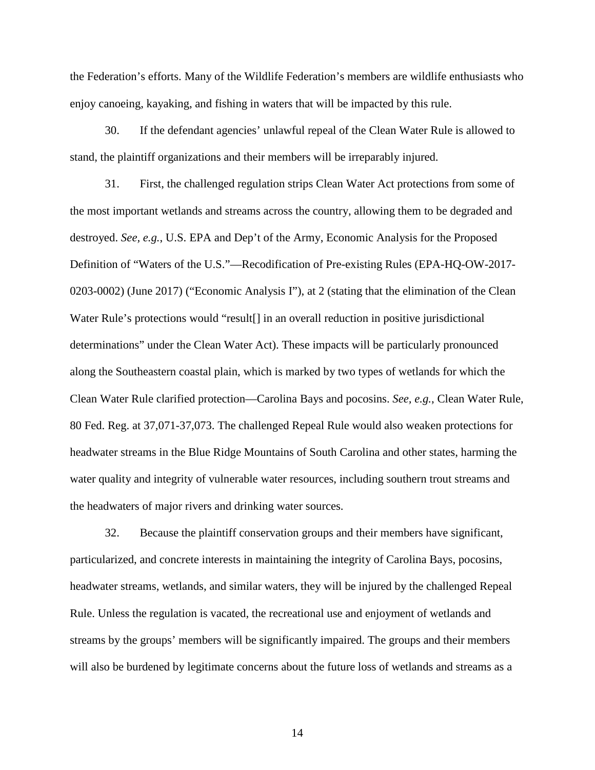the Federation's efforts. Many of the Wildlife Federation's members are wildlife enthusiasts who enjoy canoeing, kayaking, and fishing in waters that will be impacted by this rule.

30. If the defendant agencies' unlawful repeal of the Clean Water Rule is allowed to stand, the plaintiff organizations and their members will be irreparably injured.

31. First, the challenged regulation strips Clean Water Act protections from some of the most important wetlands and streams across the country, allowing them to be degraded and destroyed. *See, e.g.*, U.S. EPA and Dep't of the Army, Economic Analysis for the Proposed Definition of "Waters of the U.S."—Recodification of Pre-existing Rules (EPA-HQ-OW-2017-0203-0002) (June 2017) ("Economic Analysis I"), at 2 (stating that the elimination of the Clean Water Rule's protections would "result[] in an overall reduction in positive jurisdictional determinations" under the Clean Water Act). These impacts will be particularly pronounced along the Southeastern coastal plain, which is marked by two types of wetlands for which the Clean Water Rule clarified protection—Carolina Bays and pocosins. *See, e.g.*, Clean Water Rule, 80 Fed. Reg. at 37,071-37,073. The challenged Repeal Rule would also weaken protections for headwater streams in the Blue Ridge Mountains of South Carolina and other states, harming the water quality and integrity of vulnerable water resources, including southern trout streams and the headwaters of major rivers and drinking water sources.

32. Because the plaintiff conservation groups and their members have significant, particularized, and concrete interests in maintaining the integrity of Carolina Bays, pocosins, headwater streams, wetlands, and similar waters, they will be injured by the challenged Repeal Rule. Unless the regulation is vacated, the recreational use and enjoyment of wetlands and streams by the groups' members will be significantly impaired. The groups and their members will also be burdened by legitimate concerns about the future loss of wetlands and streams as a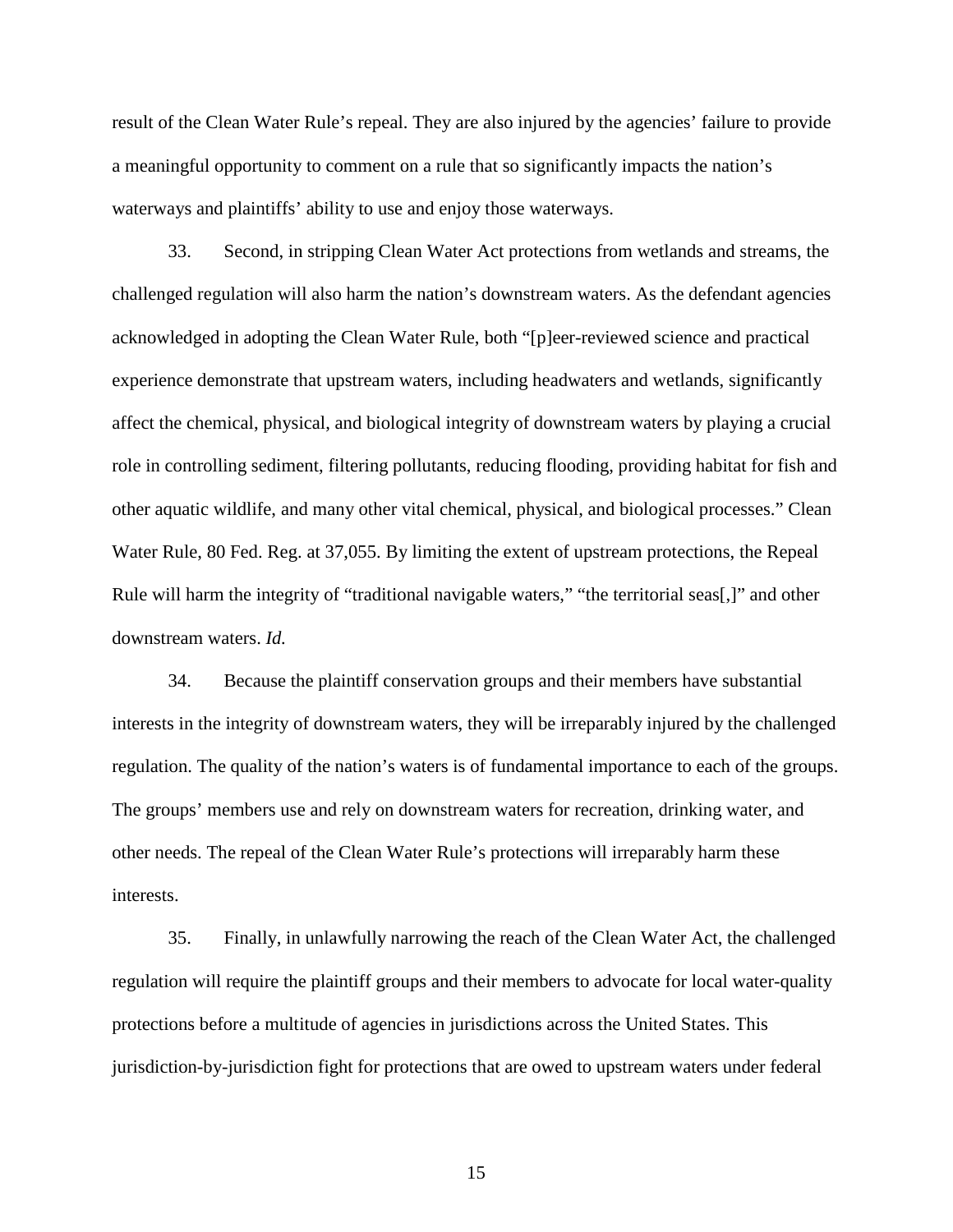result of the Clean Water Rule's repeal. They are also injured by the agencies' failure to provide a meaningful opportunity to comment on a rule that so significantly impacts the nation's waterways and plaintiffs' ability to use and enjoy those waterways.

33. Second, in stripping Clean Water Act protections from wetlands and streams, the challenged regulation will also harm the nation's downstream waters. As the defendant agencies acknowledged in adopting the Clean Water Rule, both "[p]eer-reviewed science and practical experience demonstrate that upstream waters, including headwaters and wetlands, significantly affect the chemical, physical, and biological integrity of downstream waters by playing a crucial role in controlling sediment, filtering pollutants, reducing flooding, providing habitat for fish and other aquatic wildlife, and many other vital chemical, physical, and biological processes." Clean Water Rule, 80 Fed. Reg. at 37,055. By limiting the extent of upstream protections, the Repeal Rule will harm the integrity of "traditional navigable waters," "the territorial seas[,]" and other downstream waters. *Id.*

34. Because the plaintiff conservation groups and their members have substantial interests in the integrity of downstream waters, they will be irreparably injured by the challenged regulation. The quality of the nation's waters is of fundamental importance to each of the groups. The groups' members use and rely on downstream waters for recreation, drinking water, and other needs. The repeal of the Clean Water Rule's protections will irreparably harm these interests.

35. Finally, in unlawfully narrowing the reach of the Clean Water Act, the challenged regulation will require the plaintiff groups and their members to advocate for local water-quality protections before a multitude of agencies in jurisdictions across the United States. This jurisdiction-by-jurisdiction fight for protections that are owed to upstream waters under federal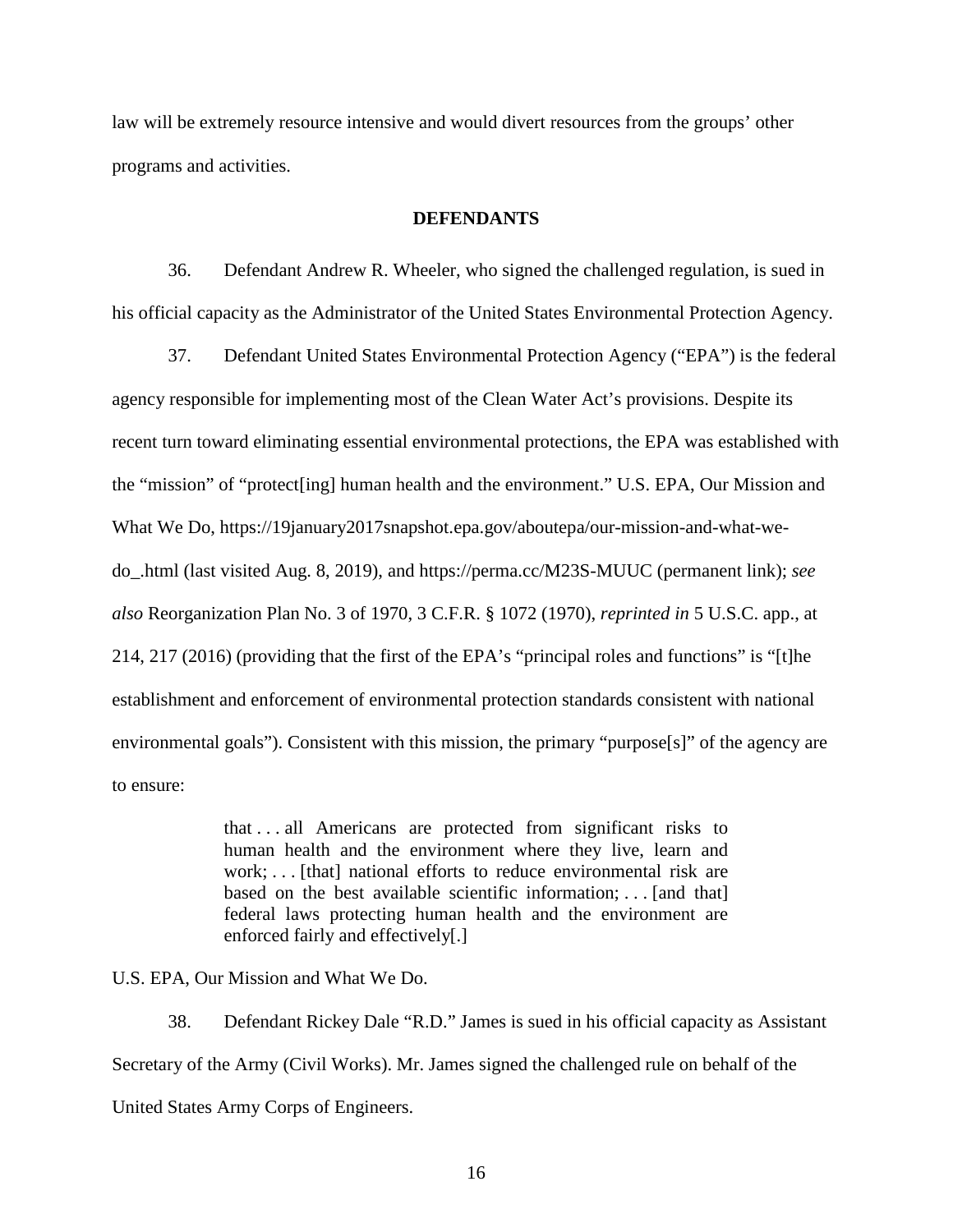law will be extremely resource intensive and would divert resources from the groups' other programs and activities.

## DEFENDANTS

36. Defendant Andrew R. Wheeler, who signed the challenged regulation, is sued in his official capacity as the Administrator of the United States Environmental Protection Agency.

37. Defendant United States Environmental Protection Agency ("EPA") is the federal agency responsible for implementing most of the Clean Water Act's provisions. Despite its recent turn toward eliminating essential environmental protections, the EPA was established with the "mission" of "protect[ing] human health and the environment." U.S. EPA, Our Mission and What We Do, https://19january2017snapshot.epa.gov/aboutepa/our-mission-and-what-we-do_.html (last visited Aug. 8, 2019), and https://perma.cc/M23S-MUUC (permanent link); *see also* Reorganization Plan No. 3 of 1970, 3 C.F.R. § 1072 (1970), *reprinted in* 5 U.S.C. app., at 214, 217 (2016) (providing that the first of the EPA's "principal roles and functions" is "[t]he establishment and enforcement of environmental protection standards consistent with national environmental goals"). Consistent with this mission, the primary "purpose[s]" of the agency are to ensure:

> that . . . all Americans are protected from significant risks to human health and the environment where they live, learn and work; . . . [that] national efforts to reduce environmental risk are based on the best available scientific information; . . . [and that] federal laws protecting human health and the environment are enforced fairly and effectively[.]

U.S. EPA, Our Mission and What We Do.

38. Defendant Rickey Dale "R.D." James is sued in his official capacity as Assistant Secretary of the Army (Civil Works). Mr. James signed the challenged rule on behalf of the United States Army Corps of Engineers.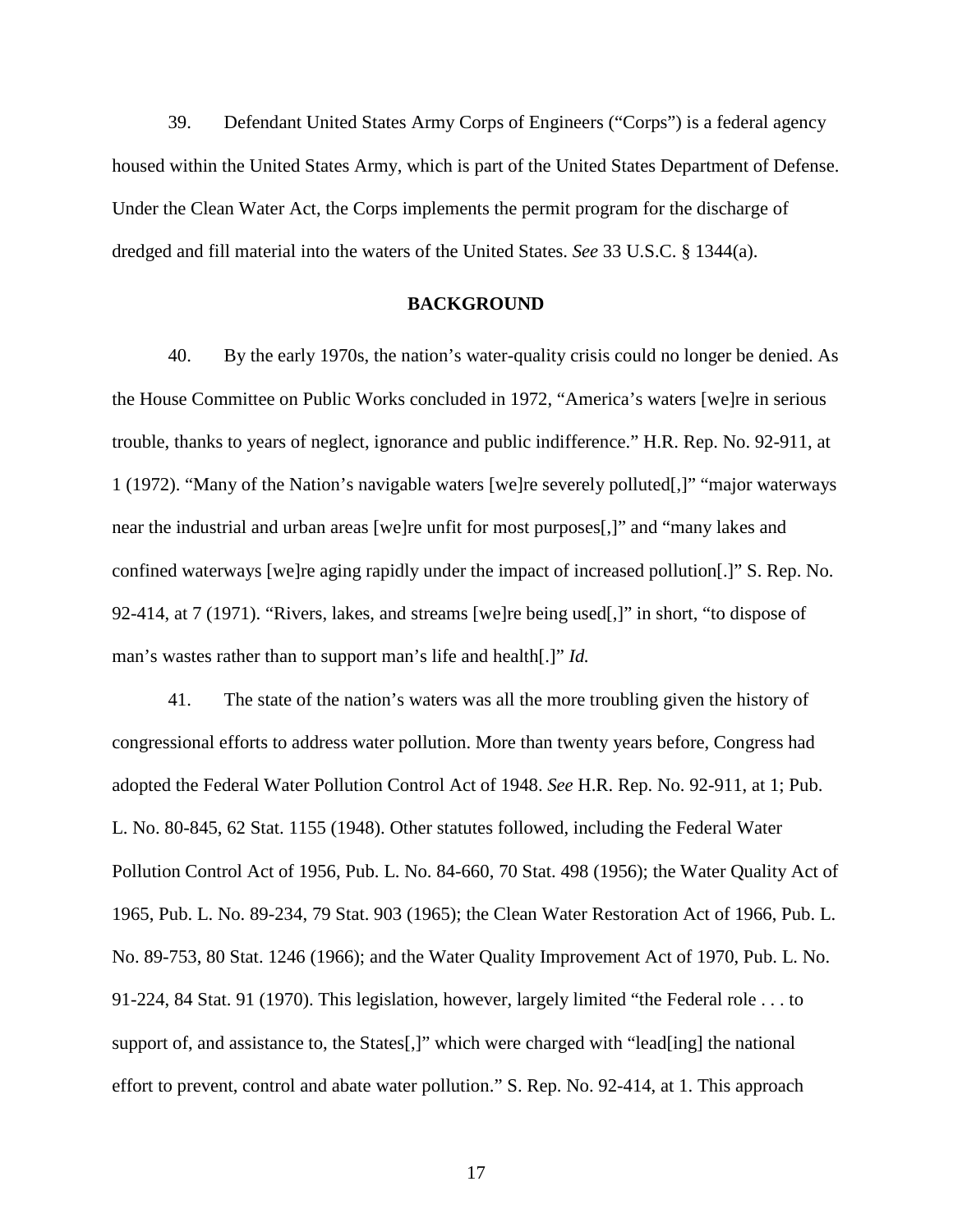39. Defendant United States Army Corps of Engineers ("Corps") is a federal agency housed within the United States Army, which is part of the United States Department of Defense. Under the Clean Water Act, the Corps implements the permit program for the discharge of dredged and fill material into the waters of the United States. *See* 33 U.S.C. § 1344(a).

## BACKGROUND

40. By the early 1970s, the nation's water-quality crisis could no longer be denied. As the House Committee on Public Works concluded in 1972, "America's waters [we]re in serious trouble, thanks to years of neglect, ignorance and public indifference." H.R. Rep. No. 92-911, at 1 (1972). "Many of the Nation's navigable waters [we]re severely polluted[,]" "major waterways near the industrial and urban areas [we]re unfit for most purposes[,]" and "many lakes and confined waterways [we]re aging rapidly under the impact of increased pollution[.]" S. Rep. No. 92-414, at 7 (1971). "Rivers, lakes, and streams [we]re being used[,]" in short, "to dispose of man's wastes rather than to support man's life and health[.]" *Id.*

41. The state of the nation's waters was all the more troubling given the history of congressional efforts to address water pollution. More than twenty years before, Congress had adopted the Federal Water Pollution Control Act of 1948. *See* H.R. Rep. No. 92-911, at 1; Pub. L. No. 80-845, 62 Stat. 1155 (1948). Other statutes followed, including the Federal Water Pollution Control Act of 1956, Pub. L. No. 84-660, 70 Stat. 498 (1956); the Water Quality Act of 1965, Pub. L. No. 89-234, 79 Stat. 903 (1965); the Clean Water Restoration Act of 1966, Pub. L. No. 89-753, 80 Stat. 1246 (1966); and the Water Quality Improvement Act of 1970, Pub. L. No. 91-224, 84 Stat. 91 (1970). This legislation, however, largely limited "the Federal role . . . to support of, and assistance to, the States[,]" which were charged with "lead[ing] the national effort to prevent, control and abate water pollution." S. Rep. No. 92-414, at 1. This approach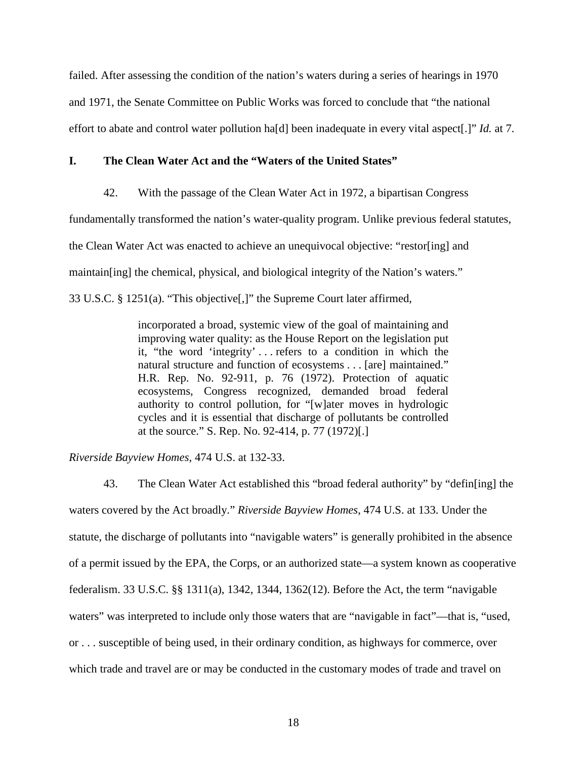failed. After assessing the condition of the nation's waters during a series of hearings in 1970 and 1971, the Senate Committee on Public Works was forced to conclude that "the national effort to abate and control water pollution ha[d] been inadequate in every vital aspect[.]" *Id.* at 7.

## I. The Clean Water Act and the "Waters of the United States"

42. With the passage of the Clean Water Act in 1972, a bipartisan Congress fundamentally transformed the nation's water-quality program. Unlike previous federal statutes, the Clean Water Act was enacted to achieve an unequivocal objective: "restor[ing] and maintain[ing] the chemical, physical, and biological integrity of the Nation's waters." 33 U.S.C. § 1251(a). "This objective[,]" the Supreme Court later affirmed,

> incorporated a broad, systemic view of the goal of maintaining and improving water quality: as the House Report on the legislation put it, "the word 'integrity' . . . refers to a condition in which the natural structure and function of ecosystems . . . [are] maintained." H.R. Rep. No. 92-911, p. 76 (1972). Protection of aquatic ecosystems, Congress recognized, demanded broad federal authority to control pollution, for "[w]ater moves in hydrologic cycles and it is essential that discharge of pollutants be controlled at the source." S. Rep. No. 92-414, p. 77 (1972)[.]

*Riverside Bayview Homes*, 474 U.S. at 132-33.

43. The Clean Water Act established this "broad federal authority" by "defin[ing] the waters covered by the Act broadly." *Riverside Bayview Homes*, 474 U.S. at 133. Under the statute, the discharge of pollutants into "navigable waters" is generally prohibited in the absence of a permit issued by the EPA, the Corps, or an authorized state—a system known as cooperative federalism. 33 U.S.C. §§ 1311(a), 1342, 1344, 1362(12). Before the Act, the term "navigable waters" was interpreted to include only those waters that are "navigable in fact"—that is, "used, or . . . susceptible of being used, in their ordinary condition, as highways for commerce, over which trade and travel are or may be conducted in the customary modes of trade and travel on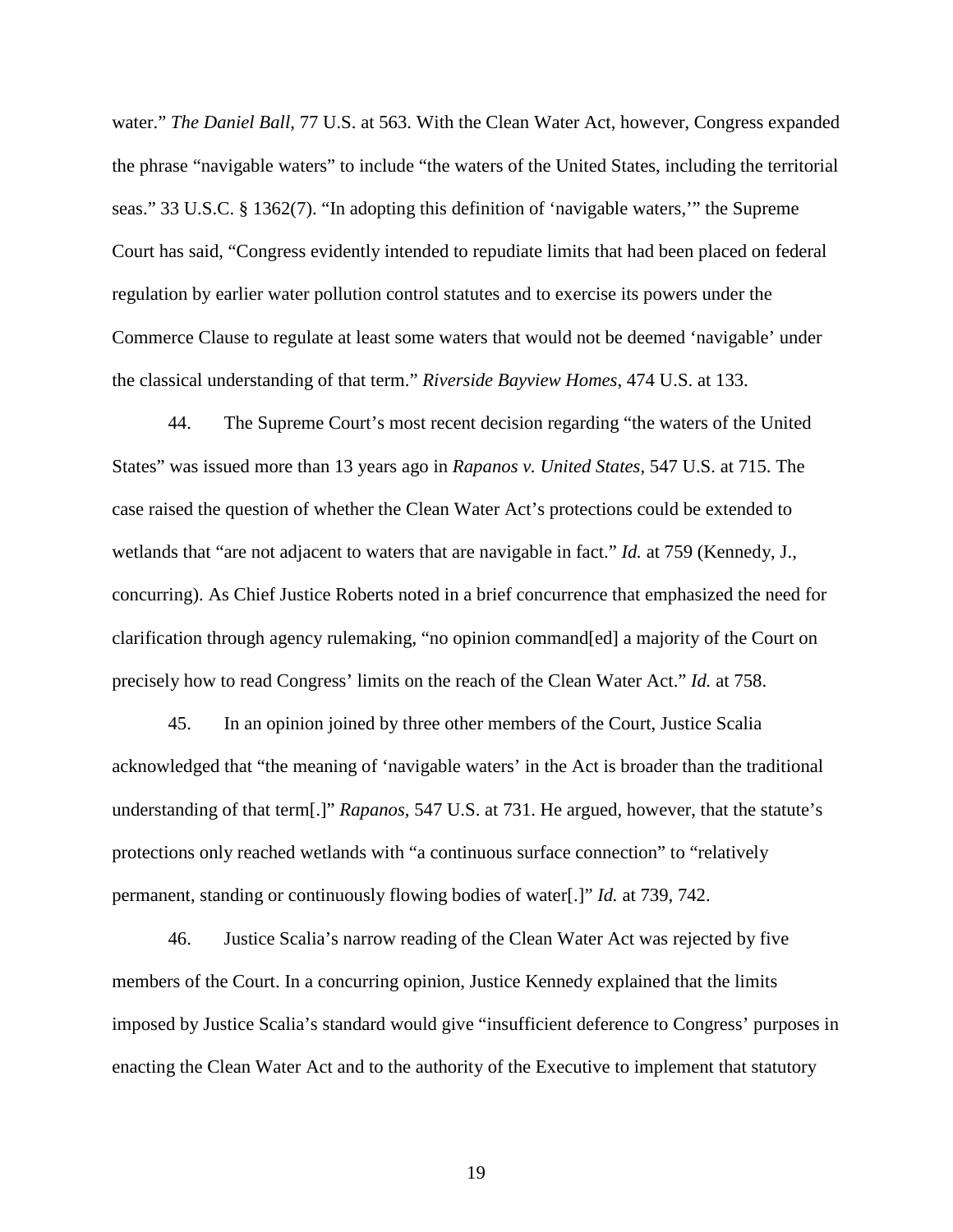water." *The Daniel Ball*, 77 U.S. at 563. With the Clean Water Act, however, Congress expanded the phrase "navigable waters" to include "the waters of the United States, including the territorial seas." 33 U.S.C. § 1362(7). "In adopting this definition of 'navigable waters,'" the Supreme Court has said, "Congress evidently intended to repudiate limits that had been placed on federal regulation by earlier water pollution control statutes and to exercise its powers under the Commerce Clause to regulate at least some waters that would not be deemed 'navigable' under the classical understanding of that term." *Riverside Bayview Homes*, 474 U.S. at 133.

44. The Supreme Court's most recent decision regarding "the waters of the United States" was issued more than 13 years ago in *Rapanos v. United States*, 547 U.S. at 715. The case raised the question of whether the Clean Water Act's protections could be extended to wetlands that "are not adjacent to waters that are navigable in fact." *Id.* at 759 (Kennedy, J., concurring). As Chief Justice Roberts noted in a brief concurrence that emphasized the need for clarification through agency rulemaking, "no opinion command[ed] a majority of the Court on precisely how to read Congress' limits on the reach of the Clean Water Act." *Id.* at 758.

45. In an opinion joined by three other members of the Court, Justice Scalia acknowledged that "the meaning of 'navigable waters' in the Act is broader than the traditional understanding of that term[.]" *Rapanos*, 547 U.S. at 731. He argued, however, that the statute's protections only reached wetlands with "a continuous surface connection" to "relatively permanent, standing or continuously flowing bodies of water[.]" *Id.* at 739, 742.

46. Justice Scalia's narrow reading of the Clean Water Act was rejected by five members of the Court. In a concurring opinion, Justice Kennedy explained that the limits imposed by Justice Scalia's standard would give "insufficient deference to Congress' purposes in enacting the Clean Water Act and to the authority of the Executive to implement that statutory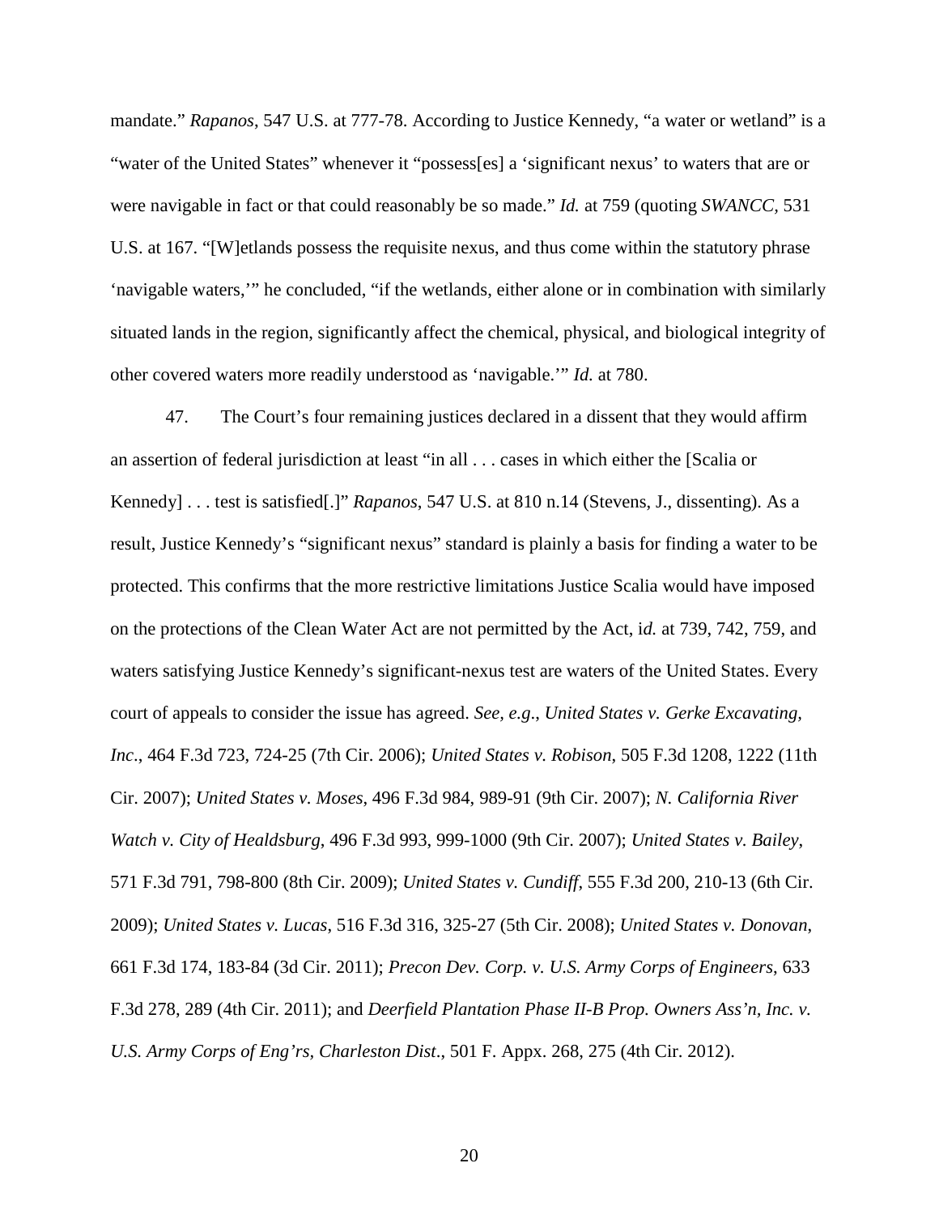mandate." *Rapanos*, 547 U.S. at 777-78. According to Justice Kennedy, "a water or wetland" is a "water of the United States" whenever it "possess[es] a 'significant nexus' to waters that are or were navigable in fact or that could reasonably be so made." *Id.* at 759 (quoting *SWANCC*, 531 U.S. at 167. "[W]etlands possess the requisite nexus, and thus come within the statutory phrase 'navigable waters,'" he concluded, "if the wetlands, either alone or in combination with similarly situated lands in the region, significantly affect the chemical, physical, and biological integrity of other covered waters more readily understood as 'navigable.'" *Id.* at 780.

47. The Court's four remaining justices declared in a dissent that they would affirm an assertion of federal jurisdiction at least "in all . . . cases in which either the [Scalia or Kennedy] . . . test is satisfied[.]" *Rapanos*, 547 U.S. at 810 n.14 (Stevens, J., dissenting). As a result, Justice Kennedy's "significant nexus" standard is plainly a basis for finding a water to be protected. This confirms that the more restrictive limitations Justice Scalia would have imposed on the protections of the Clean Water Act are not permitted by the Act, i*d.* at 739, 742, 759, and waters satisfying Justice Kennedy's significant-nexus test are waters of the United States. Every court of appeals to consider the issue has agreed. *See, e.g*., *United States v. Gerke Excavating, Inc*., 464 F.3d 723, 724-25 (7th Cir. 2006); *United States v. Robison*, 505 F.3d 1208, 1222 (11th Cir. 2007); *United States v. Moses*, 496 F.3d 984, 989-91 (9th Cir. 2007); *N. California River Watch v. City of Healdsburg*, 496 F.3d 993, 999-1000 (9th Cir. 2007); *United States v. Bailey*, 571 F.3d 791, 798-800 (8th Cir. 2009); *United States v. Cundiff*, 555 F.3d 200, 210-13 (6th Cir. 2009); *United States v. Lucas*, 516 F.3d 316, 325-27 (5th Cir. 2008); *United States v. Donovan*, 661 F.3d 174, 183-84 (3d Cir. 2011); *Precon Dev. Corp. v. U.S. Army Corps of Engineers*, 633 F.3d 278, 289 (4th Cir. 2011); and *Deerfield Plantation Phase II-B Prop. Owners Ass'n, Inc. v. U.S. Army Corps of Eng'rs, Charleston Dist*., 501 F. Appx. 268, 275 (4th Cir. 2012).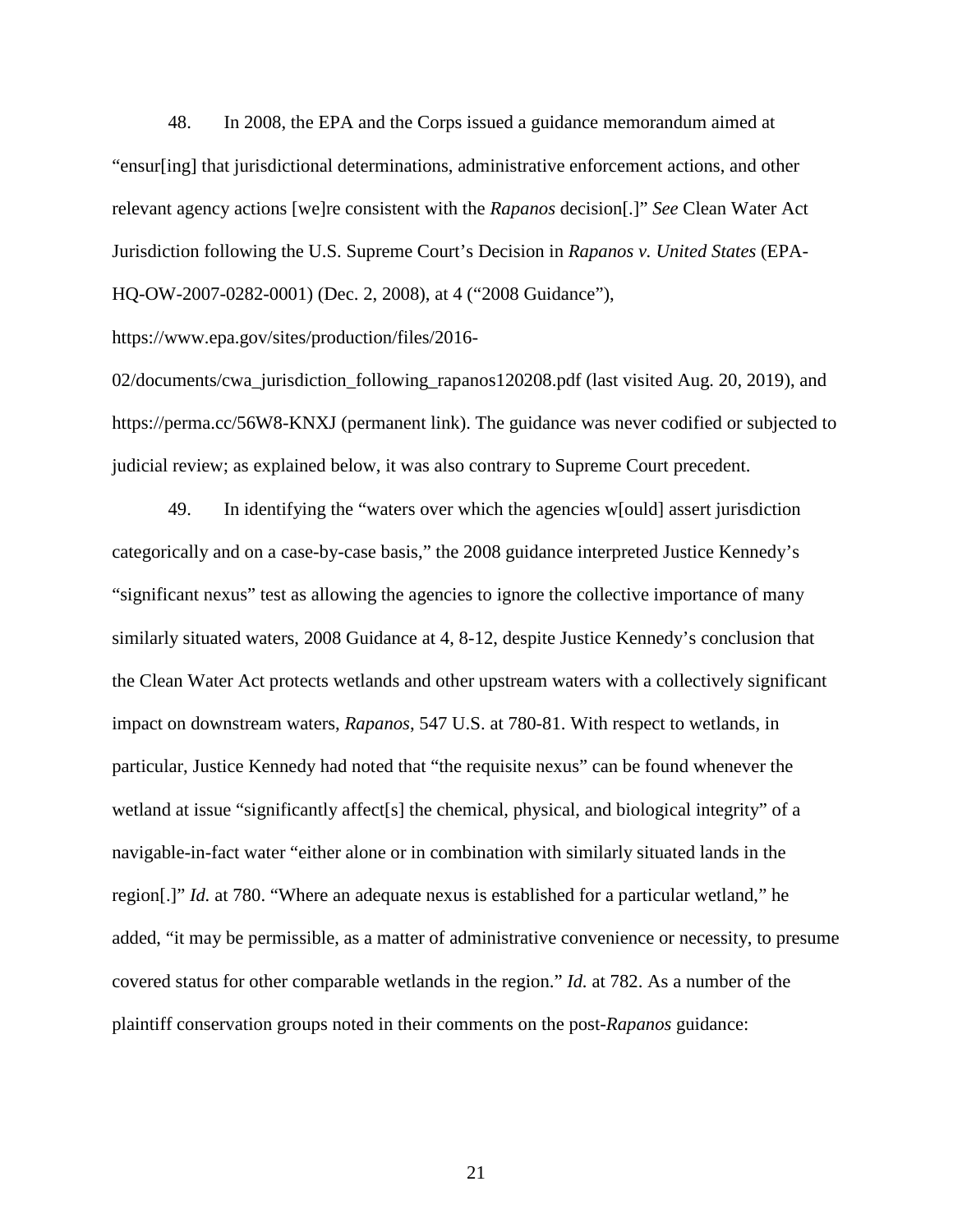48. In 2008, the EPA and the Corps issued a guidance memorandum aimed at "ensur[ing] that jurisdictional determinations, administrative enforcement actions, and other relevant agency actions [we]re consistent with the *Rapanos* decision[.]" *See* Clean Water Act Jurisdiction following the U.S. Supreme Court's Decision in *Rapanos v. United States* (EPA-HQ-OW-2007-0282-0001) (Dec. 2, 2008), at 4 ("2008 Guidance"), https://www.epa.gov/sites/production/files/2016-02/documents/cwa_jurisdiction_following_rapanos120208.pdf (last visited Aug. 20, 2019), and https://perma.cc/56W8-KNXJ (permanent link). The guidance was never codified or subjected to judicial review; as explained below, it was also contrary to Supreme Court precedent.

49. In identifying the "waters over which the agencies w[ould] assert jurisdiction categorically and on a case-by-case basis," the 2008 guidance interpreted Justice Kennedy's "significant nexus" test as allowing the agencies to ignore the collective importance of many similarly situated waters, 2008 Guidance at 4, 8-12, despite Justice Kennedy's conclusion that the Clean Water Act protects wetlands and other upstream waters with a collectively significant impact on downstream waters, *Rapanos*, 547 U.S. at 780-81. With respect to wetlands, in particular, Justice Kennedy had noted that "the requisite nexus" can be found whenever the wetland at issue "significantly affect[s] the chemical, physical, and biological integrity" of a navigable-in-fact water "either alone or in combination with similarly situated lands in the region[.]" *Id.* at 780. "Where an adequate nexus is established for a particular wetland," he added, "it may be permissible, as a matter of administrative convenience or necessity, to presume covered status for other comparable wetlands in the region." *Id.* at 782. As a number of the plaintiff conservation groups noted in their comments on the post-*Rapanos* guidance: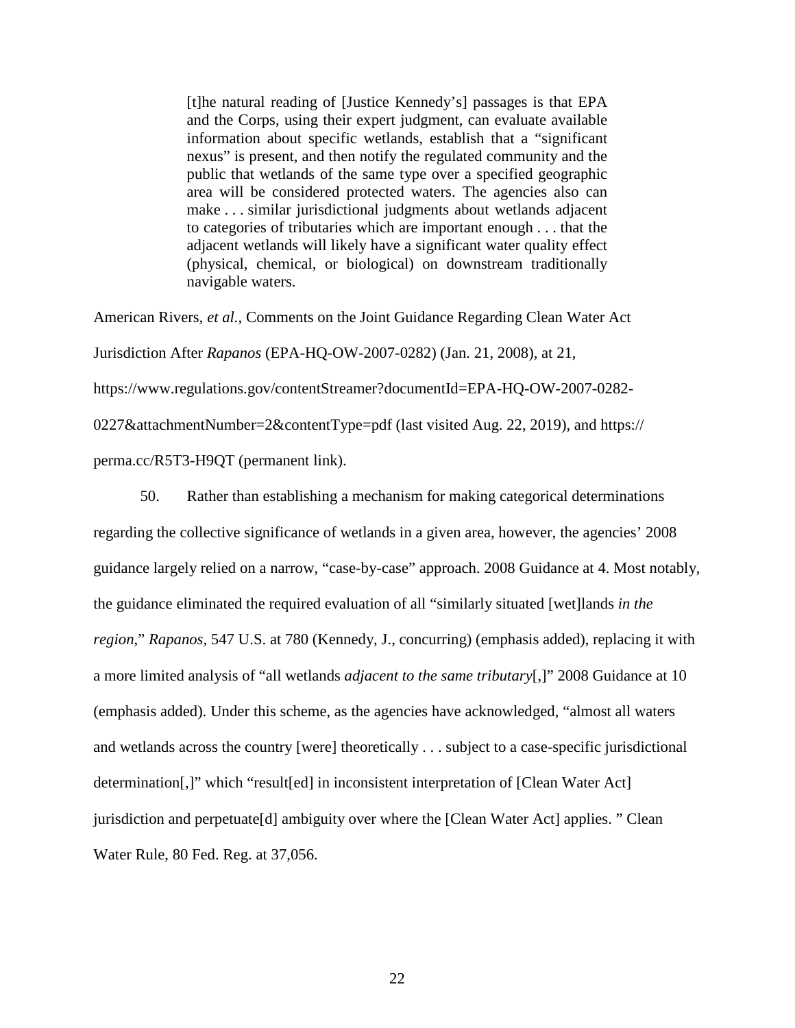> [t]he natural reading of [Justice Kennedy's] passages is that EPA and the Corps, using their expert judgment, can evaluate available information about specific wetlands, establish that a "significant nexus" is present, and then notify the regulated community and the public that wetlands of the same type over a specified geographic area will be considered protected waters. The agencies also can make . . . similar jurisdictional judgments about wetlands adjacent to categories of tributaries which are important enough . . . that the adjacent wetlands will likely have a significant water quality effect (physical, chemical, or biological) on downstream traditionally navigable waters.

American Rivers, *et al.*, Comments on the Joint Guidance Regarding Clean Water Act Jurisdiction After *Rapanos* (EPA-HQ-OW-2007-0282) (Jan. 21, 2008), at 21, https://www.regulations.gov/contentStreamer?documentId=EPA-HQ-OW-2007-0282-0227&attachmentNumber=2&contentType=pdf (last visited Aug. 22, 2019), and https://perma.cc/R5T3-H9QT (permanent link).

50. Rather than establishing a mechanism for making categorical determinations regarding the collective significance of wetlands in a given area, however, the agencies' 2008 guidance largely relied on a narrow, "case-by-case" approach. 2008 Guidance at 4. Most notably, the guidance eliminated the required evaluation of all "similarly situated [wet]lands *in the region*," *Rapanos*, 547 U.S. at 780 (Kennedy, J., concurring) (emphasis added), replacing it with a more limited analysis of "all wetlands *adjacent to the same tributary*[,]" 2008 Guidance at 10 (emphasis added). Under this scheme, as the agencies have acknowledged, "almost all waters and wetlands across the country [were] theoretically . . . subject to a case-specific jurisdictional determination[,]" which "result[ed] in inconsistent interpretation of [Clean Water Act] jurisdiction and perpetuate[d] ambiguity over where the [Clean Water Act] applies. " Clean Water Rule, 80 Fed. Reg. at 37,056.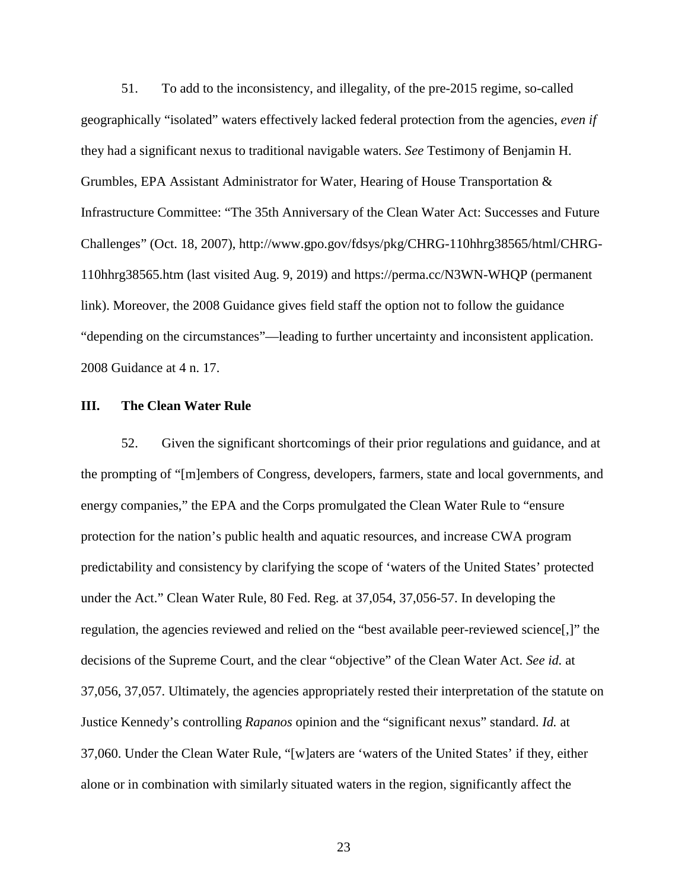51. To add to the inconsistency, and illegality, of the pre-2015 regime, so-called geographically "isolated" waters effectively lacked federal protection from the agencies, *even if* they had a significant nexus to traditional navigable waters. *See* Testimony of Benjamin H. Grumbles, EPA Assistant Administrator for Water, Hearing of House Transportation & Infrastructure Committee: "The 35th Anniversary of the Clean Water Act: Successes and Future Challenges" (Oct. 18, 2007), http://www.gpo.gov/fdsys/pkg/CHRG-110hhrg38565/html/CHRG-110hhrg38565.htm (last visited Aug. 9, 2019) and https://perma.cc/N3WN-WHQP (permanent link). Moreover, the 2008 Guidance gives field staff the option not to follow the guidance "depending on the circumstances"—leading to further uncertainty and inconsistent application. 2008 Guidance at 4 n. 17.

## III. The Clean Water Rule

52. Given the significant shortcomings of their prior regulations and guidance, and at the prompting of "[m]embers of Congress, developers, farmers, state and local governments, and energy companies," the EPA and the Corps promulgated the Clean Water Rule to "ensure protection for the nation's public health and aquatic resources, and increase CWA program predictability and consistency by clarifying the scope of 'waters of the United States' protected under the Act." Clean Water Rule, 80 Fed. Reg. at 37,054, 37,056-57. In developing the regulation, the agencies reviewed and relied on the "best available peer-reviewed science[,]" the decisions of the Supreme Court, and the clear "objective" of the Clean Water Act. *See id.* at 37,056, 37,057. Ultimately, the agencies appropriately rested their interpretation of the statute on Justice Kennedy's controlling *Rapanos* opinion and the "significant nexus" standard. *Id.* at 37,060. Under the Clean Water Rule, "[w]aters are 'waters of the United States' if they, either alone or in combination with similarly situated waters in the region, significantly affect the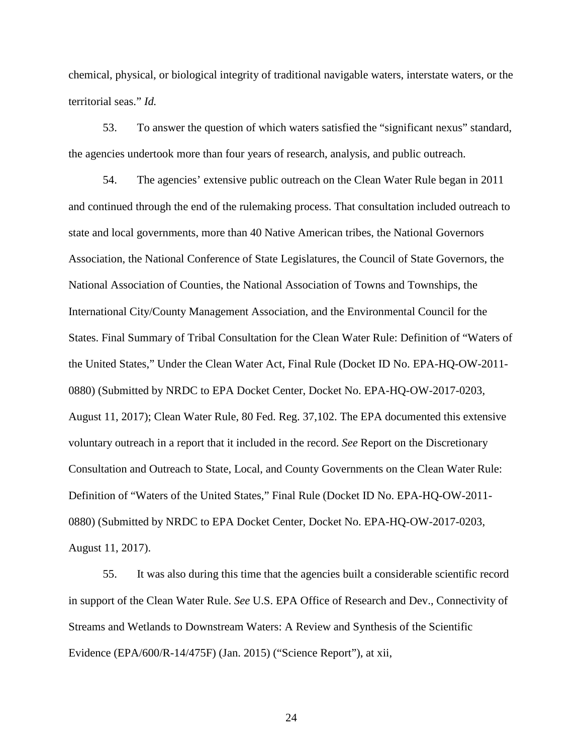chemical, physical, or biological integrity of traditional navigable waters, interstate waters, or the territorial seas." *Id.*

53. To answer the question of which waters satisfied the "significant nexus" standard, the agencies undertook more than four years of research, analysis, and public outreach.

54. The agencies' extensive public outreach on the Clean Water Rule began in 2011 and continued through the end of the rulemaking process. That consultation included outreach to state and local governments, more than 40 Native American tribes, the National Governors Association, the National Conference of State Legislatures, the Council of State Governors, the National Association of Counties, the National Association of Towns and Townships, the International City/County Management Association, and the Environmental Council for the States. Final Summary of Tribal Consultation for the Clean Water Rule: Definition of "Waters of the United States," Under the Clean Water Act, Final Rule (Docket ID No. EPA-HQ-OW-2011-0880) (Submitted by NRDC to EPA Docket Center, Docket No. EPA-HQ-OW-2017-0203, August 11, 2017); Clean Water Rule, 80 Fed. Reg. 37,102. The EPA documented this extensive voluntary outreach in a report that it included in the record. *See* Report on the Discretionary Consultation and Outreach to State, Local, and County Governments on the Clean Water Rule: Definition of "Waters of the United States," Final Rule (Docket ID No. EPA-HQ-OW-2011-0880) (Submitted by NRDC to EPA Docket Center, Docket No. EPA-HQ-OW-2017-0203, August 11, 2017).

55. It was also during this time that the agencies built a considerable scientific record in support of the Clean Water Rule. *See* U.S. EPA Office of Research and Dev., Connectivity of Streams and Wetlands to Downstream Waters: A Review and Synthesis of the Scientific Evidence (EPA/600/R-14/475F) (Jan. 2015) ("Science Report"), at xii,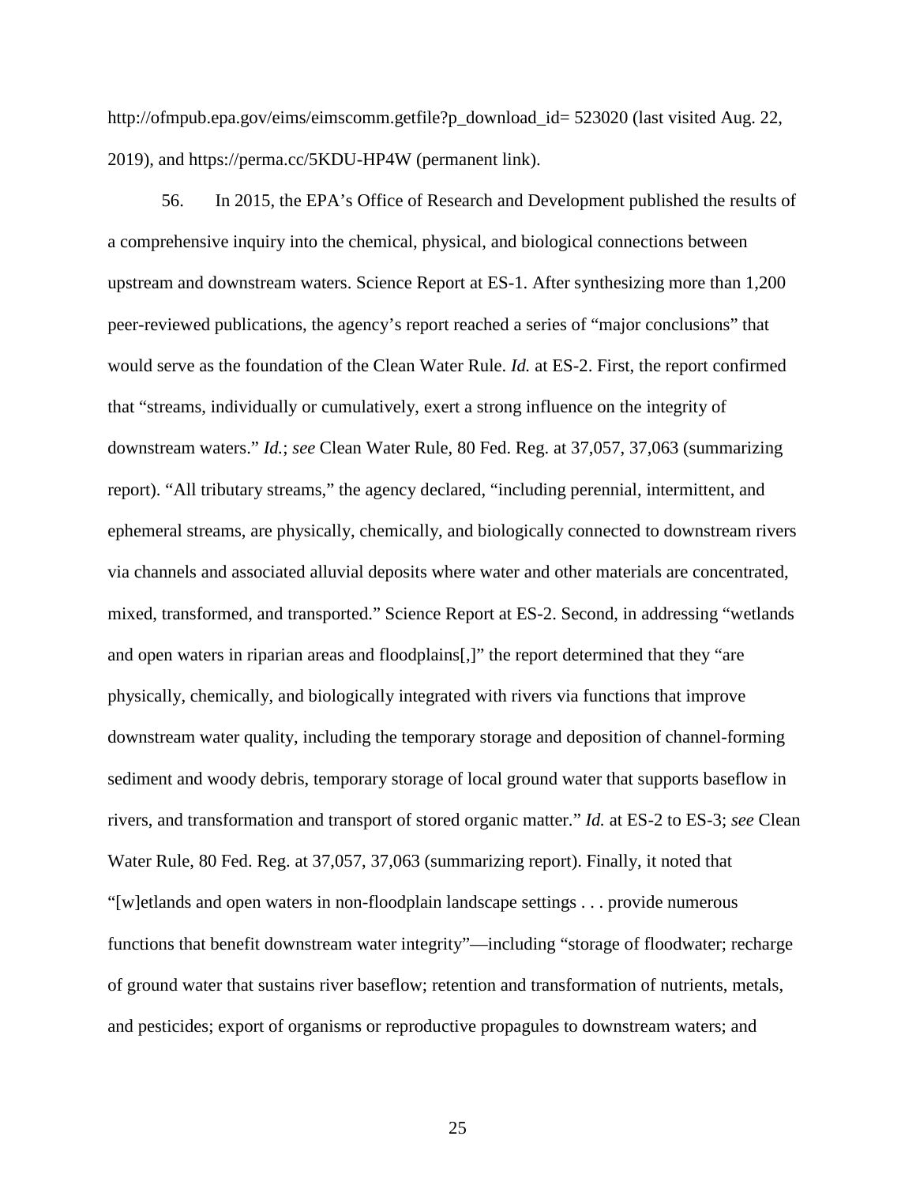http://ofmpub.epa.gov/eims/eimscomm.getfile?p_download_id= 523020 (last visited Aug. 22, 2019), and https://perma.cc/5KDU-HP4W (permanent link).

56. In 2015, the EPA's Office of Research and Development published the results of a comprehensive inquiry into the chemical, physical, and biological connections between upstream and downstream waters. Science Report at ES-1. After synthesizing more than 1,200 peer-reviewed publications, the agency's report reached a series of "major conclusions" that would serve as the foundation of the Clean Water Rule. *Id.* at ES-2. First, the report confirmed that "streams, individually or cumulatively, exert a strong influence on the integrity of downstream waters." *Id.*; *see* Clean Water Rule, 80 Fed. Reg. at 37,057, 37,063 (summarizing report). "All tributary streams," the agency declared, "including perennial, intermittent, and ephemeral streams, are physically, chemically, and biologically connected to downstream rivers via channels and associated alluvial deposits where water and other materials are concentrated, mixed, transformed, and transported." Science Report at ES-2. Second, in addressing "wetlands and open waters in riparian areas and floodplains[,]" the report determined that they "are physically, chemically, and biologically integrated with rivers via functions that improve downstream water quality, including the temporary storage and deposition of channel-forming sediment and woody debris, temporary storage of local ground water that supports baseflow in rivers, and transformation and transport of stored organic matter." *Id.* at ES-2 to ES-3; *see* Clean Water Rule, 80 Fed. Reg. at 37,057, 37,063 (summarizing report). Finally, it noted that "[w]etlands and open waters in non-floodplain landscape settings . . . provide numerous functions that benefit downstream water integrity"—including "storage of floodwater; recharge of ground water that sustains river baseflow; retention and transformation of nutrients, metals, and pesticides; export of organisms or reproductive propagules to downstream waters; and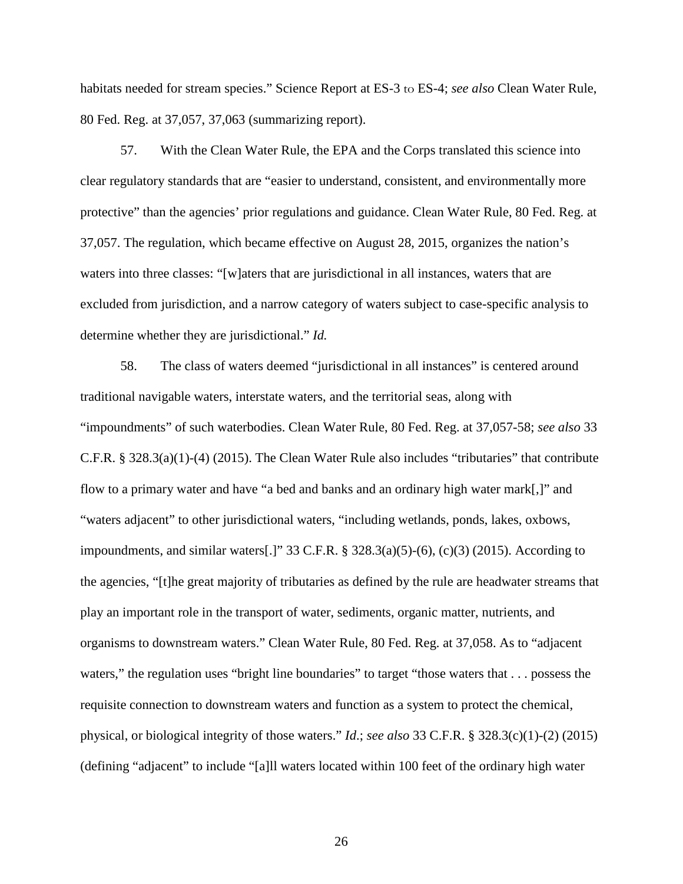habitats needed for stream species." Science Report at ES-3 to ES-4; *see also* Clean Water Rule, 80 Fed. Reg. at 37,057, 37,063 (summarizing report).

57. With the Clean Water Rule, the EPA and the Corps translated this science into clear regulatory standards that are "easier to understand, consistent, and environmentally more protective" than the agencies' prior regulations and guidance. Clean Water Rule, 80 Fed. Reg. at 37,057. The regulation, which became effective on August 28, 2015, organizes the nation's waters into three classes: "[w]aters that are jurisdictional in all instances, waters that are excluded from jurisdiction, and a narrow category of waters subject to case-specific analysis to determine whether they are jurisdictional." *Id.*

58. The class of waters deemed "jurisdictional in all instances" is centered around traditional navigable waters, interstate waters, and the territorial seas, along with "impoundments" of such waterbodies. Clean Water Rule, 80 Fed. Reg. at 37,057-58; *see also* 33 C.F.R. § 328.3(a)(1)-(4) (2015). The Clean Water Rule also includes "tributaries" that contribute flow to a primary water and have "a bed and banks and an ordinary high water mark[,]" and "waters adjacent" to other jurisdictional waters, "including wetlands, ponds, lakes, oxbows, impoundments, and similar waters[.]" 33 C.F.R. § 328.3(a)(5)-(6), (c)(3) (2015). According to the agencies, "[t]he great majority of tributaries as defined by the rule are headwater streams that play an important role in the transport of water, sediments, organic matter, nutrients, and organisms to downstream waters." Clean Water Rule, 80 Fed. Reg. at 37,058. As to "adjacent waters," the regulation uses "bright line boundaries" to target "those waters that . . . possess the requisite connection to downstream waters and function as a system to protect the chemical, physical, or biological integrity of those waters." *Id.*; *see also* 33 C.F.R. § 328.3(c)(1)-(2) (2015) (defining "adjacent" to include "[a]ll waters located within 100 feet of the ordinary high water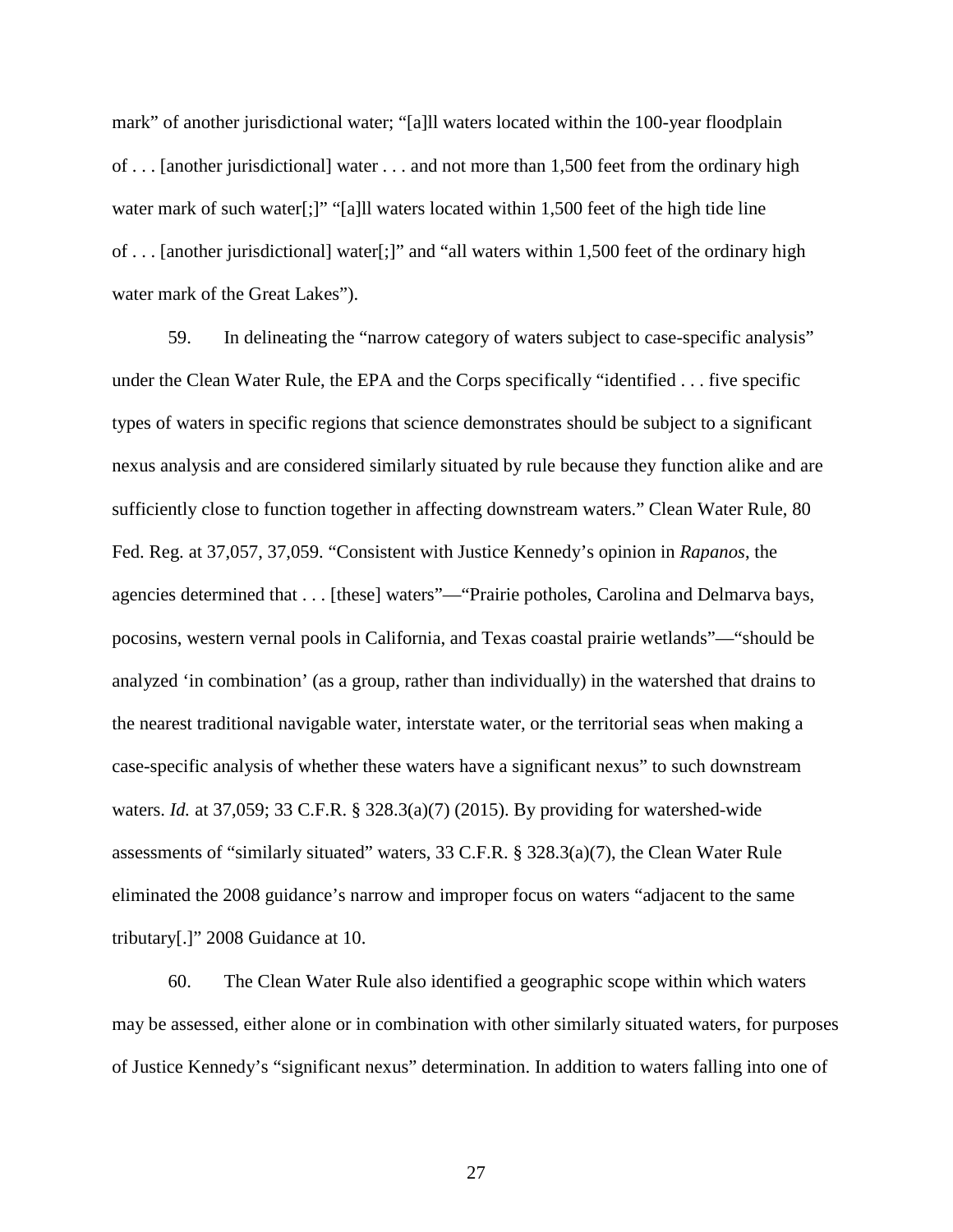mark" of another jurisdictional water; "[a]ll waters located within the 100-year floodplain of . . . [another jurisdictional] water . . . and not more than 1,500 feet from the ordinary high water mark of such water[;]" "[a]ll waters located within 1,500 feet of the high tide line of . . . [another jurisdictional] water[;]" and "all waters within 1,500 feet of the ordinary high water mark of the Great Lakes").

59. In delineating the "narrow category of waters subject to case-specific analysis" under the Clean Water Rule, the EPA and the Corps specifically "identified . . . five specific types of waters in specific regions that science demonstrates should be subject to a significant nexus analysis and are considered similarly situated by rule because they function alike and are sufficiently close to function together in affecting downstream waters." Clean Water Rule, 80 Fed. Reg. at 37,057, 37,059. "Consistent with Justice Kennedy's opinion in *Rapanos*, the agencies determined that . . . [these] waters"—"Prairie potholes, Carolina and Delmarva bays, pocosins, western vernal pools in California, and Texas coastal prairie wetlands"—"should be analyzed 'in combination' (as a group, rather than individually) in the watershed that drains to the nearest traditional navigable water, interstate water, or the territorial seas when making a case-specific analysis of whether these waters have a significant nexus" to such downstream waters. *Id.* at 37,059; 33 C.F.R. § 328.3(a)(7) (2015). By providing for watershed-wide assessments of "similarly situated" waters, 33 C.F.R. § 328.3(a)(7), the Clean Water Rule eliminated the 2008 guidance's narrow and improper focus on waters "adjacent to the same tributary[.]" 2008 Guidance at 10.

60. The Clean Water Rule also identified a geographic scope within which waters may be assessed, either alone or in combination with other similarly situated waters, for purposes of Justice Kennedy's "significant nexus" determination. In addition to waters falling into one of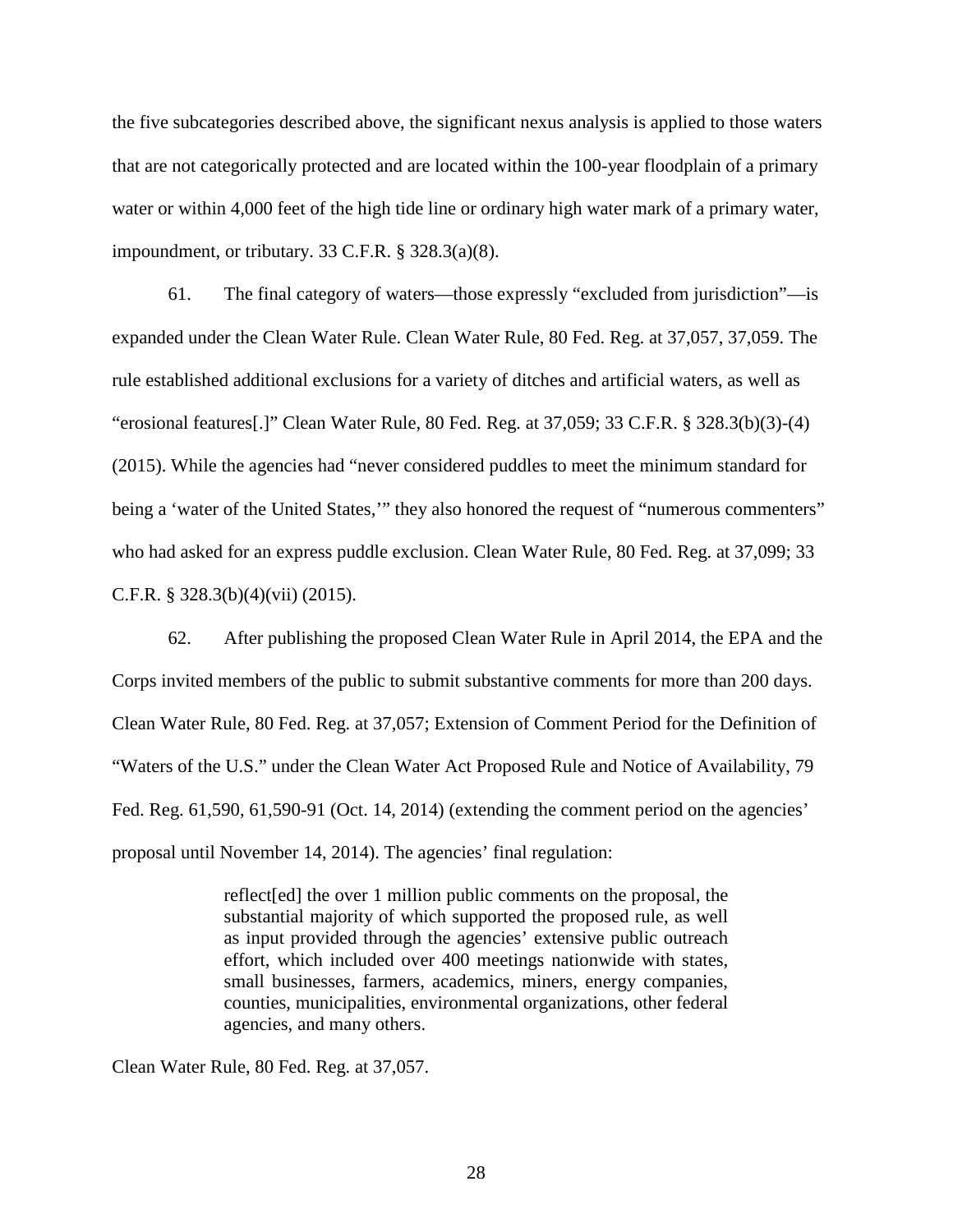the five subcategories described above, the significant nexus analysis is applied to those waters that are not categorically protected and are located within the 100-year floodplain of a primary water or within 4,000 feet of the high tide line or ordinary high water mark of a primary water, impoundment, or tributary. 33 C.F.R. § 328.3(a)(8).

61. The final category of waters—those expressly "excluded from jurisdiction"—is expanded under the Clean Water Rule. Clean Water Rule, 80 Fed. Reg. at 37,057, 37,059. The rule established additional exclusions for a variety of ditches and artificial waters, as well as "erosional features[.]" Clean Water Rule, 80 Fed. Reg. at 37,059; 33 C.F.R. § 328.3(b)(3)-(4) (2015). While the agencies had "never considered puddles to meet the minimum standard for being a 'water of the United States,'" they also honored the request of "numerous commenters" who had asked for an express puddle exclusion. Clean Water Rule, 80 Fed. Reg. at 37,099; 33 C.F.R. § 328.3(b)(4)(vii) (2015).

62. After publishing the proposed Clean Water Rule in April 2014, the EPA and the Corps invited members of the public to submit substantive comments for more than 200 days. Clean Water Rule, 80 Fed. Reg. at 37,057; Extension of Comment Period for the Definition of "Waters of the U.S." under the Clean Water Act Proposed Rule and Notice of Availability, 79 Fed. Reg. 61,590, 61,590-91 (Oct. 14, 2014) (extending the comment period on the agencies' proposal until November 14, 2014). The agencies' final regulation:

> reflect[ed] the over 1 million public comments on the proposal, the substantial majority of which supported the proposed rule, as well as input provided through the agencies' extensive public outreach effort, which included over 400 meetings nationwide with states, small businesses, farmers, academics, miners, energy companies, counties, municipalities, environmental organizations, other federal agencies, and many others.

Clean Water Rule, 80 Fed. Reg. at 37,057.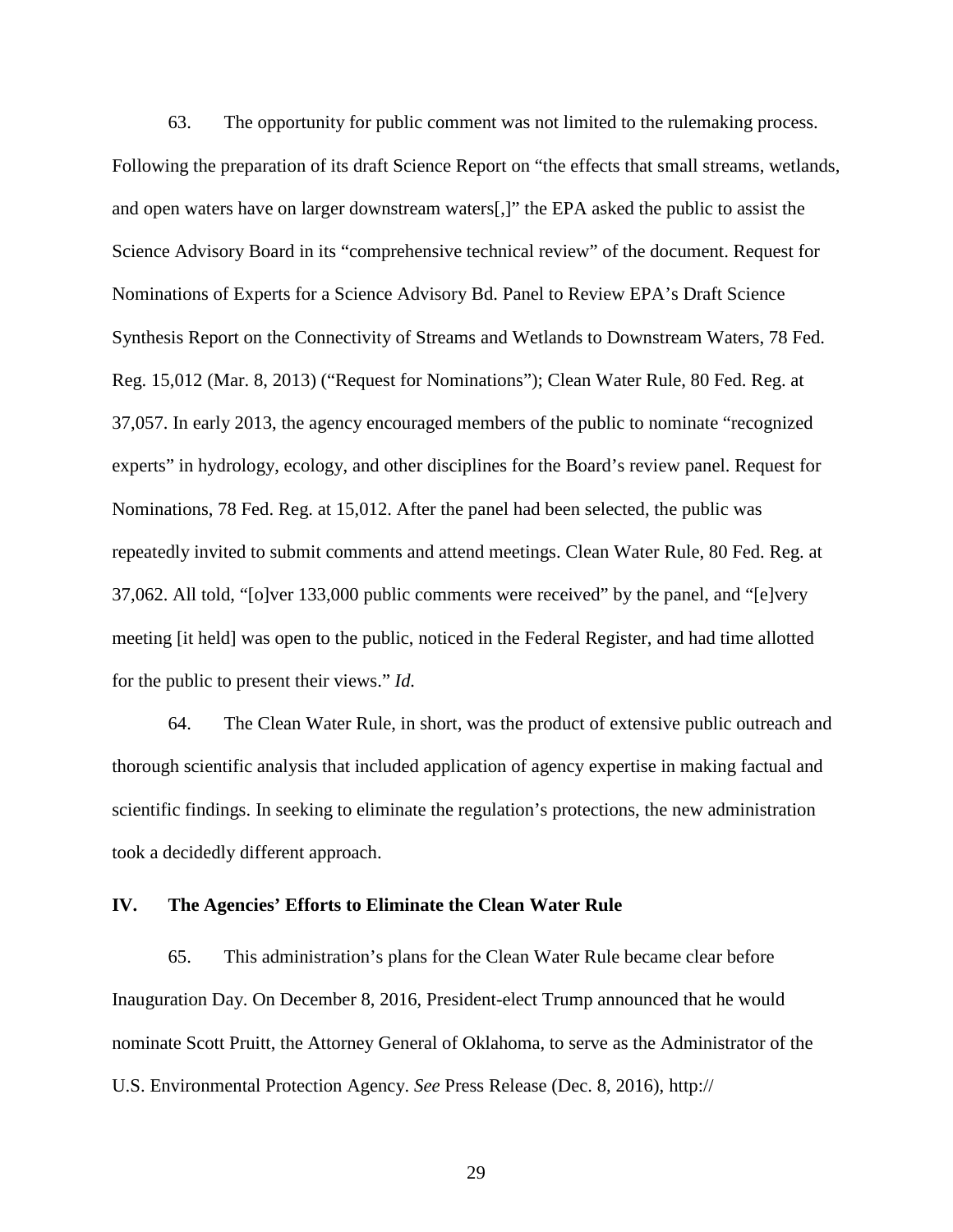63. The opportunity for public comment was not limited to the rulemaking process. Following the preparation of its draft Science Report on "the effects that small streams, wetlands, and open waters have on larger downstream waters[,]" the EPA asked the public to assist the Science Advisory Board in its "comprehensive technical review" of the document. Request for Nominations of Experts for a Science Advisory Bd. Panel to Review EPA's Draft Science Synthesis Report on the Connectivity of Streams and Wetlands to Downstream Waters, 78 Fed. Reg. 15,012 (Mar. 8, 2013) ("Request for Nominations"); Clean Water Rule, 80 Fed. Reg. at 37,057. In early 2013, the agency encouraged members of the public to nominate "recognized experts" in hydrology, ecology, and other disciplines for the Board's review panel. Request for Nominations, 78 Fed. Reg. at 15,012. After the panel had been selected, the public was repeatedly invited to submit comments and attend meetings. Clean Water Rule, 80 Fed. Reg. at 37,062. All told, "[o]ver 133,000 public comments were received" by the panel, and "[e]very meeting [it held] was open to the public, noticed in the Federal Register, and had time allotted for the public to present their views." *Id.*

64. The Clean Water Rule, in short, was the product of extensive public outreach and thorough scientific analysis that included application of agency expertise in making factual and scientific findings. In seeking to eliminate the regulation's protections, the new administration took a decidedly different approach.

## IV. The Agencies' Efforts to Eliminate the Clean Water Rule

65. This administration's plans for the Clean Water Rule became clear before Inauguration Day. On December 8, 2016, President-elect Trump announced that he would nominate Scott Pruitt, the Attorney General of Oklahoma, to serve as the Administrator of the U.S. Environmental Protection Agency. *See* Press Release (Dec. 8, 2016), http://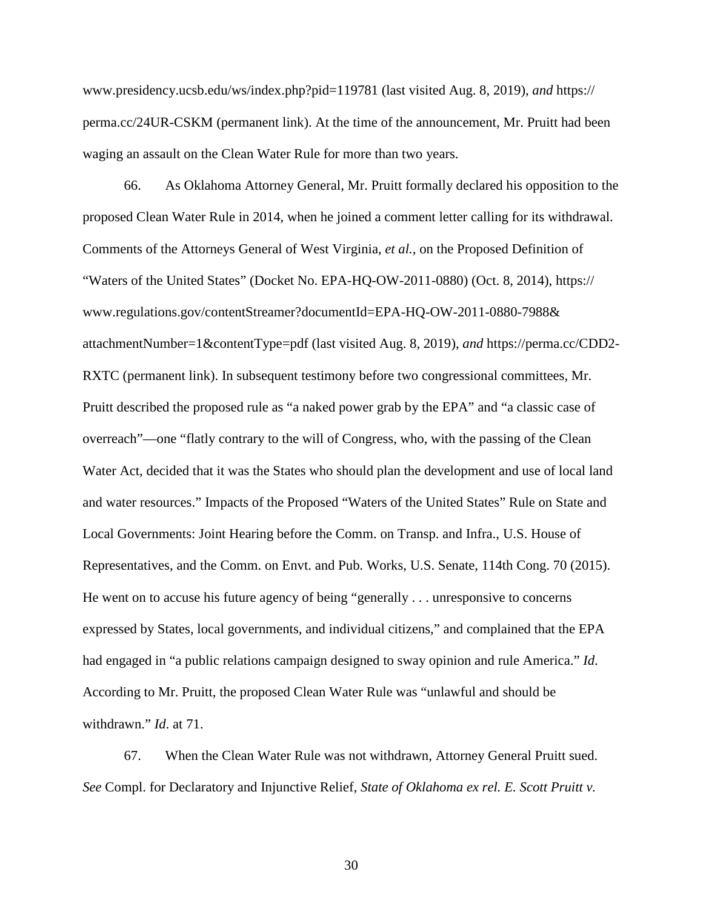www.presidency.ucsb.edu/ws/index.php?pid=119781 (last visited Aug. 8, 2019), *and* https://perma.cc/24UR-CSKM (permanent link). At the time of the announcement, Mr. Pruitt had been waging an assault on the Clean Water Rule for more than two years.

66. As Oklahoma Attorney General, Mr. Pruitt formally declared his opposition to the proposed Clean Water Rule in 2014, when he joined a comment letter calling for its withdrawal. Comments of the Attorneys General of West Virginia, *et al.*, on the Proposed Definition of "Waters of the United States" (Docket No. EPA-HQ-OW-2011-0880) (Oct. 8, 2014), https://www.regulations.gov/contentStreamer?documentId=EPA-HQ-OW-2011-0880-7988&attachmentNumber=1&contentType=pdf (last visited Aug. 8, 2019), *and* https://perma.cc/CDD2-RXTC (permanent link). In subsequent testimony before two congressional committees, Mr. Pruitt described the proposed rule as "a naked power grab by the EPA" and "a classic case of overreach"—one "flatly contrary to the will of Congress, who, with the passing of the Clean Water Act, decided that it was the States who should plan the development and use of local land and water resources." Impacts of the Proposed "Waters of the United States" Rule on State and Local Governments: Joint Hearing before the Comm. on Transp. and Infra., U.S. House of Representatives, and the Comm. on Envt. and Pub. Works, U.S. Senate, 114th Cong. 70 (2015). He went on to accuse his future agency of being "generally . . . unresponsive to concerns expressed by States, local governments, and individual citizens," and complained that the EPA had engaged in "a public relations campaign designed to sway opinion and rule America." *Id*. According to Mr. Pruitt, the proposed Clean Water Rule was "unlawful and should be withdrawn." *Id*. at 71.

67. When the Clean Water Rule was not withdrawn, Attorney General Pruitt sued. *See* Compl. for Declaratory and Injunctive Relief, *State of Oklahoma ex rel. E. Scott Pruitt v.*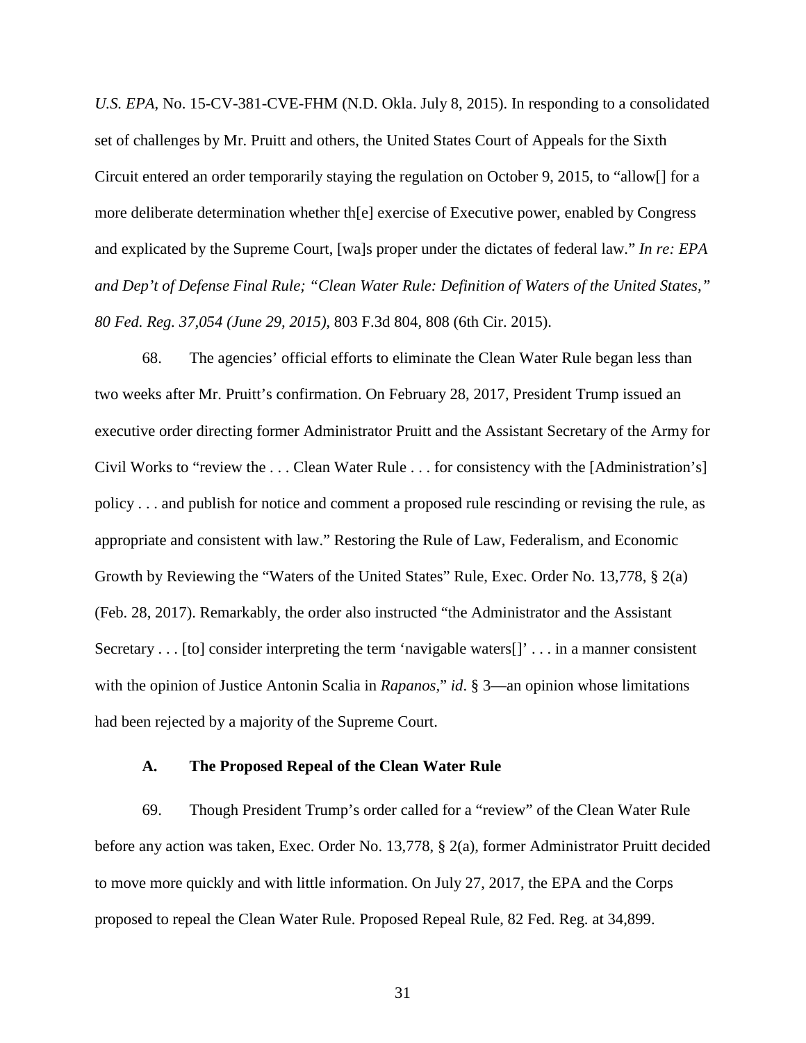*U.S. EPA*, No. 15-CV-381-CVE-FHM (N.D. Okla. July 8, 2015). In responding to a consolidated set of challenges by Mr. Pruitt and others, the United States Court of Appeals for the Sixth Circuit entered an order temporarily staying the regulation on October 9, 2015, to "allow[] for a more deliberate determination whether th[e] exercise of Executive power, enabled by Congress and explicated by the Supreme Court, [wa]s proper under the dictates of federal law." *In re: EPA and Dep't of Defense Final Rule; "Clean Water Rule: Definition of Waters of the United States," 80 Fed. Reg. 37,054 (June 29, 2015)*, 803 F.3d 804, 808 (6th Cir. 2015).

68. The agencies' official efforts to eliminate the Clean Water Rule began less than two weeks after Mr. Pruitt's confirmation. On February 28, 2017, President Trump issued an executive order directing former Administrator Pruitt and the Assistant Secretary of the Army for Civil Works to "review the . . . Clean Water Rule . . . for consistency with the [Administration's] policy . . . and publish for notice and comment a proposed rule rescinding or revising the rule, as appropriate and consistent with law." Restoring the Rule of Law, Federalism, and Economic Growth by Reviewing the "Waters of the United States" Rule, Exec. Order No. 13,778, § 2(a) (Feb. 28, 2017). Remarkably, the order also instructed "the Administrator and the Assistant Secretary . . . [to] consider interpreting the term 'navigable waters[]' . . . in a manner consistent with the opinion of Justice Antonin Scalia in *Rapanos*," *id*. § 3—an opinion whose limitations had been rejected by a majority of the Supreme Court.

### A. The Proposed Repeal of the Clean Water Rule

69. Though President Trump's order called for a "review" of the Clean Water Rule before any action was taken, Exec. Order No. 13,778, § 2(a), former Administrator Pruitt decided to move more quickly and with little information. On July 27, 2017, the EPA and the Corps proposed to repeal the Clean Water Rule. Proposed Repeal Rule, 82 Fed. Reg. at 34,899.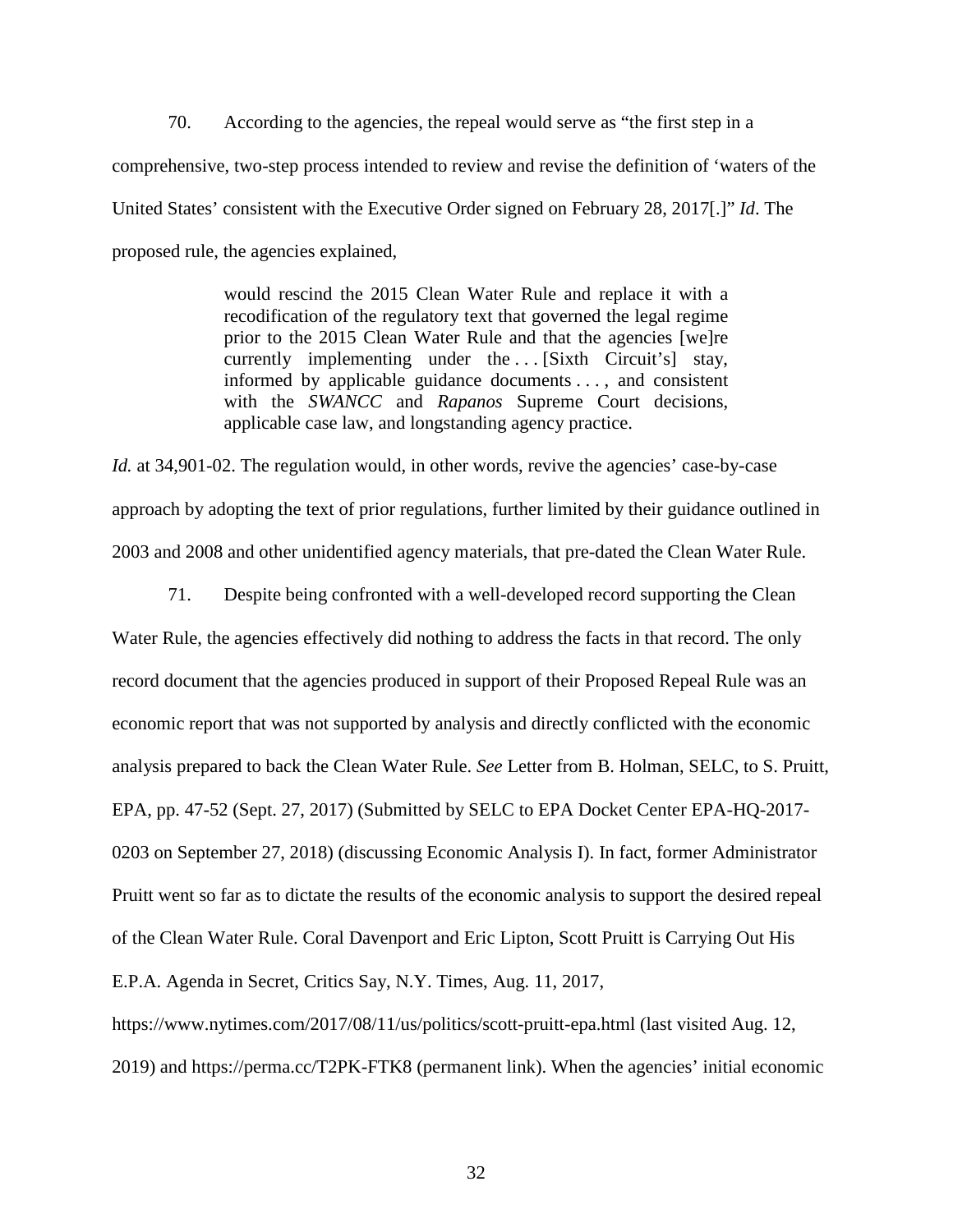70. According to the agencies, the repeal would serve as "the first step in a comprehensive, two-step process intended to review and revise the definition of 'waters of the United States' consistent with the Executive Order signed on February 28, 2017[.]" *Id*. The proposed rule, the agencies explained,

> would rescind the 2015 Clean Water Rule and replace it with a recodification of the regulatory text that governed the legal regime prior to the 2015 Clean Water Rule and that the agencies [we]re currently implementing under the . . . [Sixth Circuit's] stay, informed by applicable guidance documents . . . , and consistent with the *SWANCC* and *Rapanos* Supreme Court decisions, applicable case law, and longstanding agency practice.

*Id.* at 34,901-02. The regulation would, in other words, revive the agencies' case-by-case approach by adopting the text of prior regulations, further limited by their guidance outlined in 2003 and 2008 and other unidentified agency materials, that pre-dated the Clean Water Rule.

71. Despite being confronted with a well-developed record supporting the Clean Water Rule, the agencies effectively did nothing to address the facts in that record. The only record document that the agencies produced in support of their Proposed Repeal Rule was an economic report that was not supported by analysis and directly conflicted with the economic analysis prepared to back the Clean Water Rule. *See* Letter from B. Holman, SELC, to S. Pruitt, EPA, pp. 47-52 (Sept. 27, 2017) (Submitted by SELC to EPA Docket Center EPA-HQ-2017-0203 on September 27, 2018) (discussing Economic Analysis I). In fact, former Administrator Pruitt went so far as to dictate the results of the economic analysis to support the desired repeal of the Clean Water Rule. Coral Davenport and Eric Lipton, Scott Pruitt is Carrying Out His E.P.A. Agenda in Secret, Critics Say, N.Y. Times, Aug. 11, 2017, https://www.nytimes.com/2017/08/11/us/politics/scott-pruitt-epa.html (last visited Aug. 12, 2019) and https://perma.cc/T2PK-FTK8 (permanent link). When the agencies' initial economic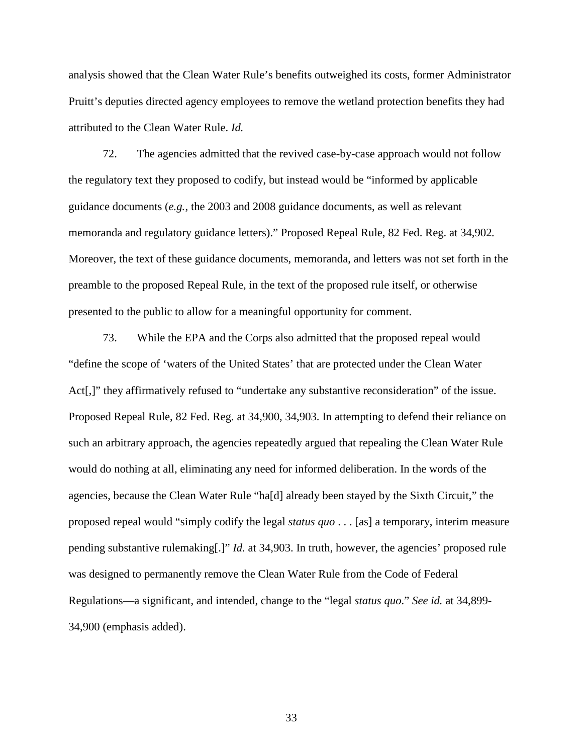analysis showed that the Clean Water Rule's benefits outweighed its costs, former Administrator Pruitt's deputies directed agency employees to remove the wetland protection benefits they had attributed to the Clean Water Rule. *Id.*

72. The agencies admitted that the revived case-by-case approach would not follow the regulatory text they proposed to codify, but instead would be "informed by applicable guidance documents (*e.g.*, the 2003 and 2008 guidance documents, as well as relevant memoranda and regulatory guidance letters)." Proposed Repeal Rule, 82 Fed. Reg. at 34,902. Moreover, the text of these guidance documents, memoranda, and letters was not set forth in the preamble to the proposed Repeal Rule, in the text of the proposed rule itself, or otherwise presented to the public to allow for a meaningful opportunity for comment.

73. While the EPA and the Corps also admitted that the proposed repeal would "define the scope of 'waters of the United States' that are protected under the Clean Water Act[,]" they affirmatively refused to "undertake any substantive reconsideration" of the issue. Proposed Repeal Rule, 82 Fed. Reg. at 34,900, 34,903. In attempting to defend their reliance on such an arbitrary approach, the agencies repeatedly argued that repealing the Clean Water Rule would do nothing at all, eliminating any need for informed deliberation. In the words of the agencies, because the Clean Water Rule "ha[d] already been stayed by the Sixth Circuit," the proposed repeal would "simply codify the legal *status quo* . . . [as] a temporary, interim measure pending substantive rulemaking[.]" *Id.* at 34,903. In truth, however, the agencies' proposed rule was designed to permanently remove the Clean Water Rule from the Code of Federal Regulations—a significant, and intended, change to the "legal *status quo*." *See id.* at 34,899-34,900 (emphasis added).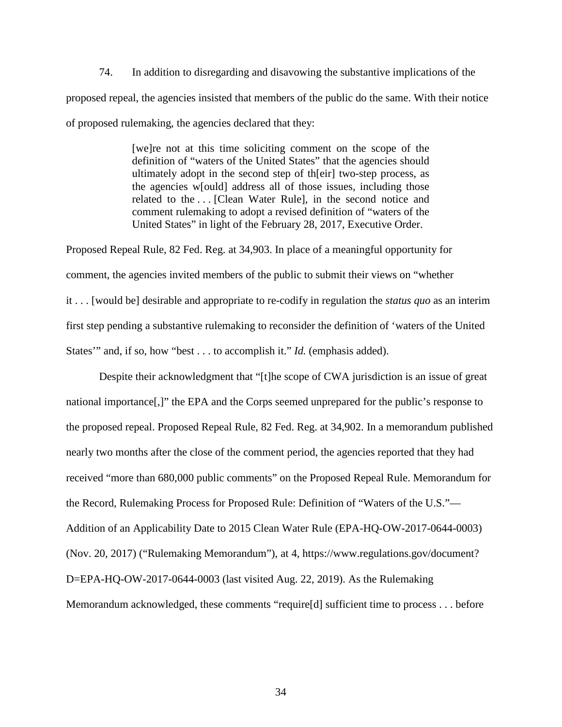74. In addition to disregarding and disavowing the substantive implications of the proposed repeal, the agencies insisted that members of the public do the same. With their notice of proposed rulemaking, the agencies declared that they:

> [we]re not at this time soliciting comment on the scope of the definition of "waters of the United States" that the agencies should ultimately adopt in the second step of th[eir] two-step process, as the agencies w[ould] address all of those issues, including those related to the . . . [Clean Water Rule], in the second notice and comment rulemaking to adopt a revised definition of "waters of the United States" in light of the February 28, 2017, Executive Order.

Proposed Repeal Rule, 82 Fed. Reg. at 34,903. In place of a meaningful opportunity for comment, the agencies invited members of the public to submit their views on "whether it . . . [would be] desirable and appropriate to re-codify in regulation the *status quo* as an interim first step pending a substantive rulemaking to reconsider the definition of 'waters of the United States'" and, if so, how "best . . . to accomplish it." *Id.* (emphasis added).

Despite their acknowledgment that "[t]he scope of CWA jurisdiction is an issue of great national importance[,]" the EPA and the Corps seemed unprepared for the public's response to the proposed repeal. Proposed Repeal Rule, 82 Fed. Reg. at 34,902. In a memorandum published nearly two months after the close of the comment period, the agencies reported that they had received "more than 680,000 public comments" on the Proposed Repeal Rule. Memorandum for the Record, Rulemaking Process for Proposed Rule: Definition of "Waters of the U.S."—Addition of an Applicability Date to 2015 Clean Water Rule (EPA-HQ-OW-2017-0644-0003) (Nov. 20, 2017) ("Rulemaking Memorandum"), at 4, https://www.regulations.gov/document?D=EPA-HQ-OW-2017-0644-0003 (last visited Aug. 22, 2019). As the Rulemaking Memorandum acknowledged, these comments "require[d] sufficient time to process . . . before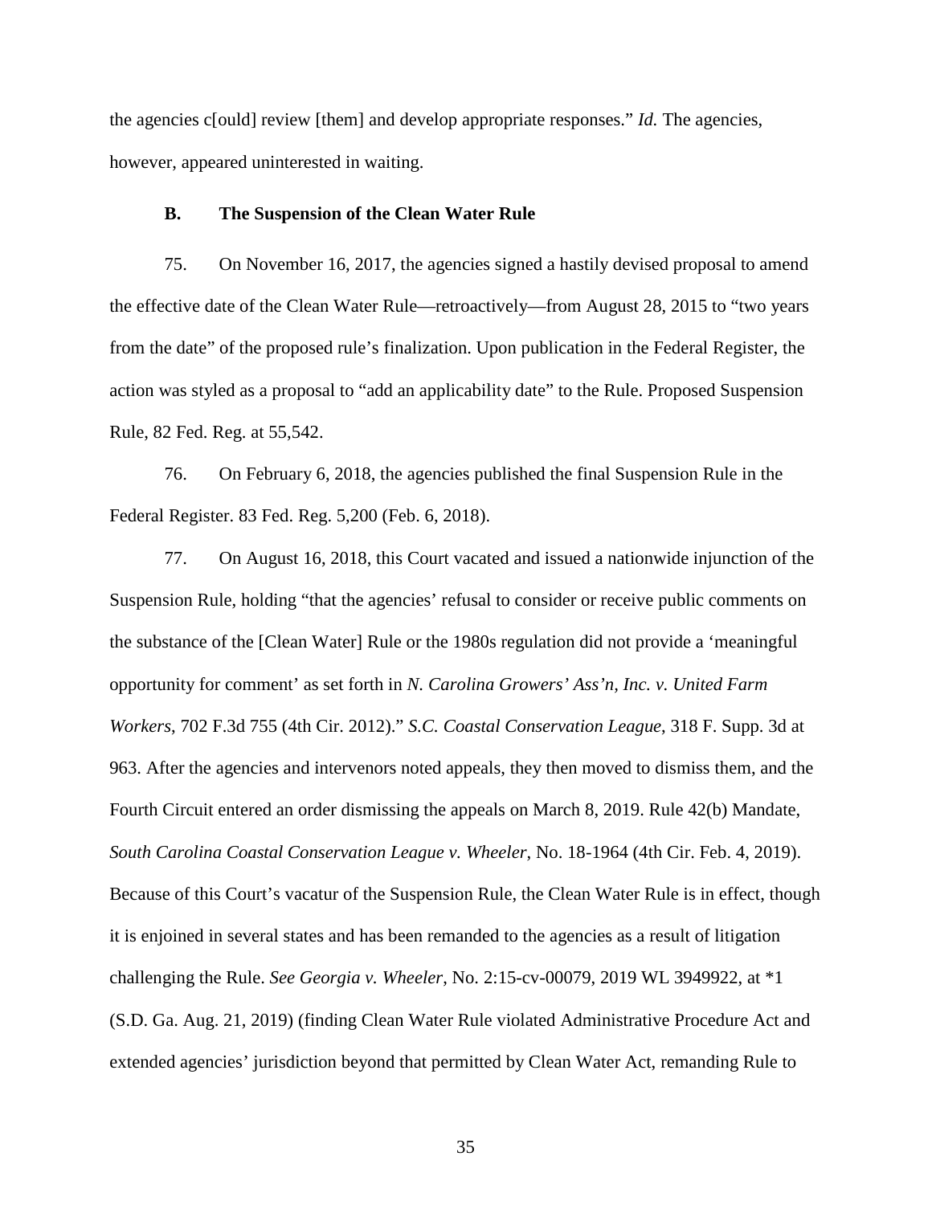the agencies c[ould] review [them] and develop appropriate responses." *Id.* The agencies, however, appeared uninterested in waiting.

### B. The Suspension of the Clean Water Rule

75. On November 16, 2017, the agencies signed a hastily devised proposal to amend the effective date of the Clean Water Rule—retroactively—from August 28, 2015 to "two years from the date" of the proposed rule's finalization. Upon publication in the Federal Register, the action was styled as a proposal to "add an applicability date" to the Rule. Proposed Suspension Rule, 82 Fed. Reg. at 55,542.

76. On February 6, 2018, the agencies published the final Suspension Rule in the Federal Register. 83 Fed. Reg. 5,200 (Feb. 6, 2018).

77. On August 16, 2018, this Court vacated and issued a nationwide injunction of the Suspension Rule, holding "that the agencies' refusal to consider or receive public comments on the substance of the [Clean Water] Rule or the 1980s regulation did not provide a 'meaningful opportunity for comment' as set forth in *N. Carolina Growers' Ass'n, Inc. v. United Farm Workers*, 702 F.3d 755 (4th Cir. 2012)." *S.C. Coastal Conservation League*, 318 F. Supp. 3d at 963. After the agencies and intervenors noted appeals, they then moved to dismiss them, and the Fourth Circuit entered an order dismissing the appeals on March 8, 2019. Rule 42(b) Mandate, *South Carolina Coastal Conservation League v. Wheeler*, No. 18-1964 (4th Cir. Feb. 4, 2019). Because of this Court's vacatur of the Suspension Rule, the Clean Water Rule is in effect, though it is enjoined in several states and has been remanded to the agencies as a result of litigation challenging the Rule. *See Georgia v. Wheeler*, No. 2:15-cv-00079, 2019 WL 3949922, at *1 (S.D. Ga. Aug. 21, 2019) (finding Clean Water Rule violated Administrative Procedure Act and extended agencies' jurisdiction beyond that permitted by Clean Water Act, remanding Rule to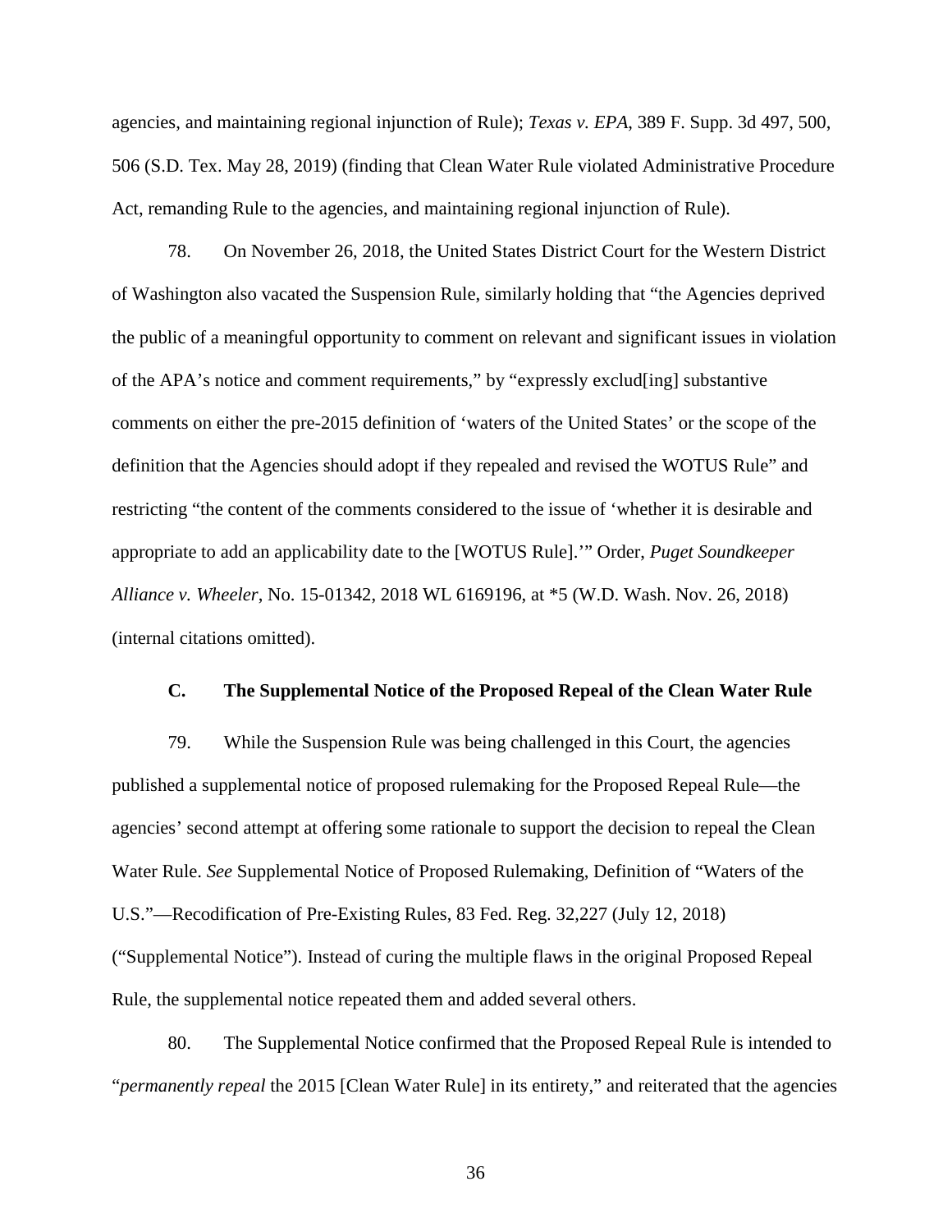agencies, and maintaining regional injunction of Rule); *Texas v. EPA*, 389 F. Supp. 3d 497, 500, 506 (S.D. Tex. May 28, 2019) (finding that Clean Water Rule violated Administrative Procedure Act, remanding Rule to the agencies, and maintaining regional injunction of Rule).

78. On November 26, 2018, the United States District Court for the Western District of Washington also vacated the Suspension Rule, similarly holding that "the Agencies deprived the public of a meaningful opportunity to comment on relevant and significant issues in violation of the APA's notice and comment requirements," by "expressly exclud[ing] substantive comments on either the pre-2015 definition of 'waters of the United States' or the scope of the definition that the Agencies should adopt if they repealed and revised the WOTUS Rule" and restricting "the content of the comments considered to the issue of 'whether it is desirable and appropriate to add an applicability date to the [WOTUS Rule].'" Order, *Puget Soundkeeper Alliance v. Wheeler*, No. 15-01342, 2018 WL 6169196, at *5 (W.D. Wash. Nov. 26, 2018) (internal citations omitted).

### C. The Supplemental Notice of the Proposed Repeal of the Clean Water Rule

79. While the Suspension Rule was being challenged in this Court, the agencies published a supplemental notice of proposed rulemaking for the Proposed Repeal Rule—the agencies' second attempt at offering some rationale to support the decision to repeal the Clean Water Rule. *See* Supplemental Notice of Proposed Rulemaking, Definition of "Waters of the U.S."—Recodification of Pre-Existing Rules, 83 Fed. Reg. 32,227 (July 12, 2018) ("Supplemental Notice"). Instead of curing the multiple flaws in the original Proposed Repeal Rule, the supplemental notice repeated them and added several others.

80. The Supplemental Notice confirmed that the Proposed Repeal Rule is intended to "*permanently repeal* the 2015 [Clean Water Rule] in its entirety," and reiterated that the agencies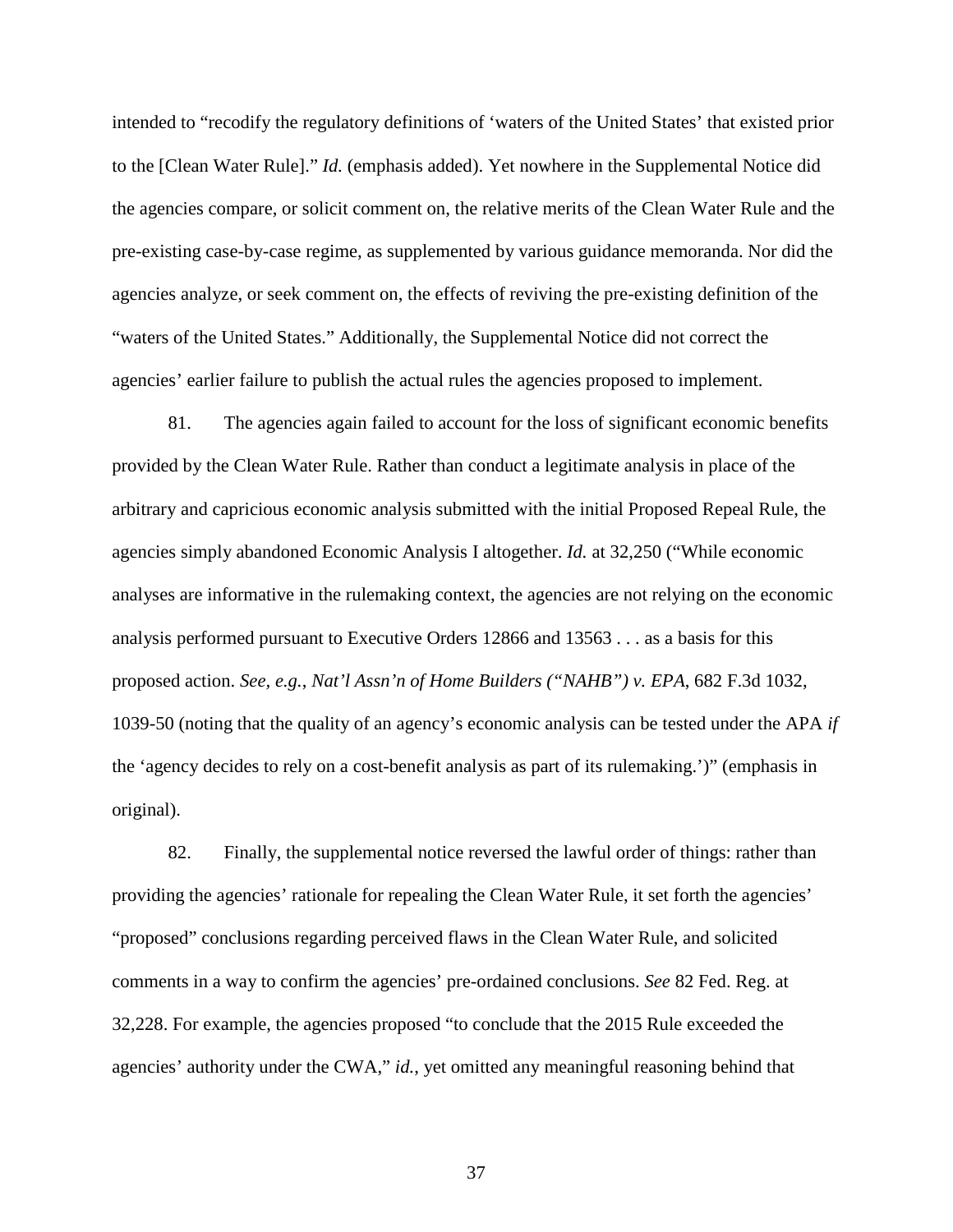intended to "recodify the regulatory definitions of 'waters of the United States' that existed prior to the [Clean Water Rule]." *Id.* (emphasis added). Yet nowhere in the Supplemental Notice did the agencies compare, or solicit comment on, the relative merits of the Clean Water Rule and the pre-existing case-by-case regime, as supplemented by various guidance memoranda. Nor did the agencies analyze, or seek comment on, the effects of reviving the pre-existing definition of the "waters of the United States." Additionally, the Supplemental Notice did not correct the agencies' earlier failure to publish the actual rules the agencies proposed to implement.

81. The agencies again failed to account for the loss of significant economic benefits provided by the Clean Water Rule. Rather than conduct a legitimate analysis in place of the arbitrary and capricious economic analysis submitted with the initial Proposed Repeal Rule, the agencies simply abandoned Economic Analysis I altogether. *Id.* at 32,250 ("While economic analyses are informative in the rulemaking context, the agencies are not relying on the economic analysis performed pursuant to Executive Orders 12866 and 13563 . . . as a basis for this proposed action. *See, e.g.*, *Nat'l Assn'n of Home Builders ("NAHB") v. EPA*, 682 F.3d 1032, 1039-50 (noting that the quality of an agency's economic analysis can be tested under the APA *if* the 'agency decides to rely on a cost-benefit analysis as part of its rulemaking.')" (emphasis in original).

82. Finally, the supplemental notice reversed the lawful order of things: rather than providing the agencies' rationale for repealing the Clean Water Rule, it set forth the agencies' "proposed" conclusions regarding perceived flaws in the Clean Water Rule, and solicited comments in a way to confirm the agencies' pre-ordained conclusions. *See* 82 Fed. Reg. at 32,228. For example, the agencies proposed "to conclude that the 2015 Rule exceeded the agencies' authority under the CWA," *id.*, yet omitted any meaningful reasoning behind that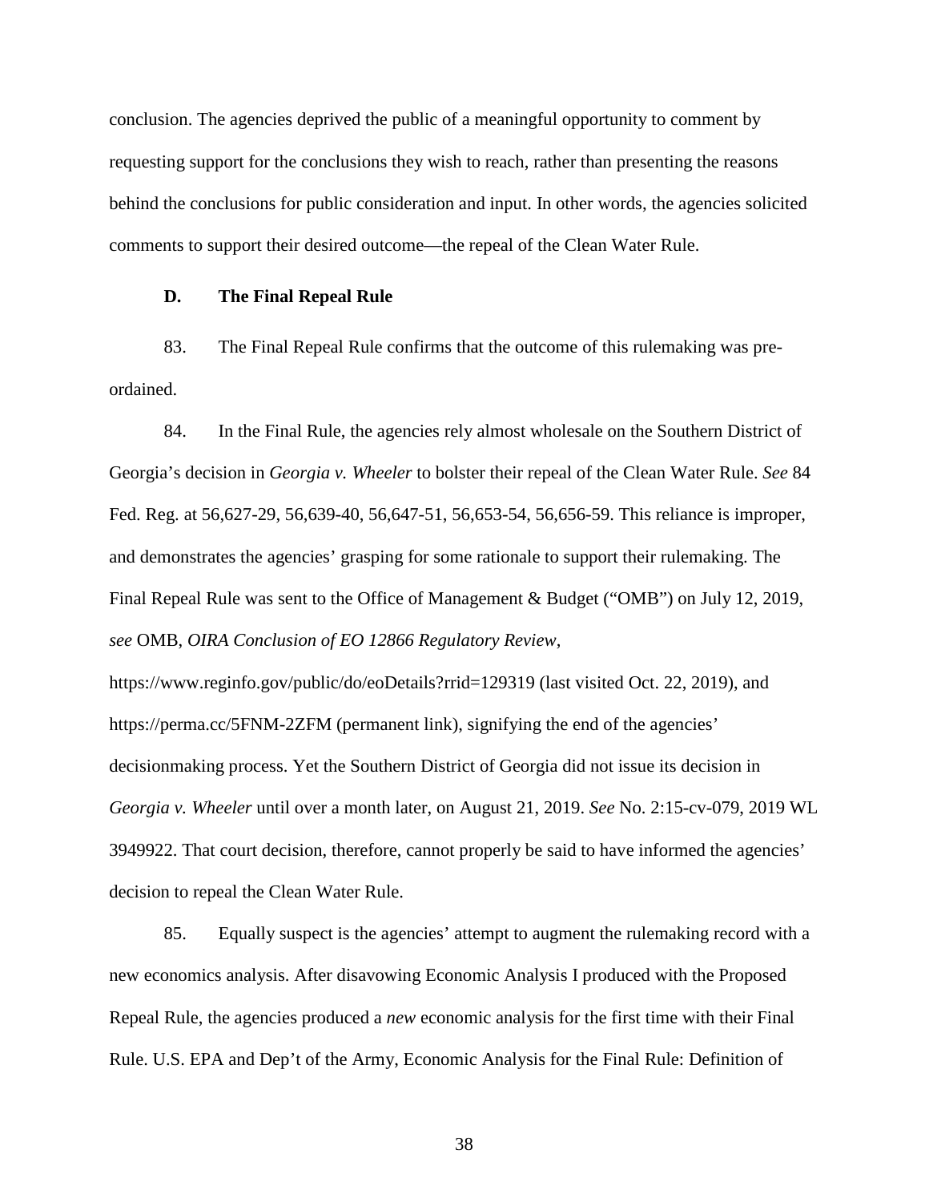conclusion. The agencies deprived the public of a meaningful opportunity to comment by requesting support for the conclusions they wish to reach, rather than presenting the reasons behind the conclusions for public consideration and input. In other words, the agencies solicited comments to support their desired outcome—the repeal of the Clean Water Rule.

**D. The Final Repeal Rule**

83. The Final Repeal Rule confirms that the outcome of this rulemaking was pre-ordained.

84. In the Final Rule, the agencies rely almost wholesale on the Southern District of Georgia's decision in *Georgia v. Wheeler* to bolster their repeal of the Clean Water Rule. *See* 84 Fed. Reg. at 56,627-29, 56,639-40, 56,647-51, 56,653-54, 56,656-59. This reliance is improper, and demonstrates the agencies' grasping for some rationale to support their rulemaking. The Final Repeal Rule was sent to the Office of Management & Budget ("OMB") on July 12, 2019, *see* OMB, *OIRA Conclusion of EO 12866 Regulatory Review*, https://www.reginfo.gov/public/do/eoDetails?rrid=129319 (last visited Oct. 22, 2019), and https://perma.cc/5FNM-2ZFM (permanent link), signifying the end of the agencies' decisionmaking process. Yet the Southern District of Georgia did not issue its decision in *Georgia v. Wheeler* until over a month later, on August 21, 2019. *See* No. 2:15-cv-079, 2019 WL 3949922. That court decision, therefore, cannot properly be said to have informed the agencies' decision to repeal the Clean Water Rule.

85. Equally suspect is the agencies' attempt to augment the rulemaking record with a new economics analysis. After disavowing Economic Analysis I produced with the Proposed Repeal Rule, the agencies produced a *new* economic analysis for the first time with their Final Rule. U.S. EPA and Dep't of the Army, Economic Analysis for the Final Rule: Definition of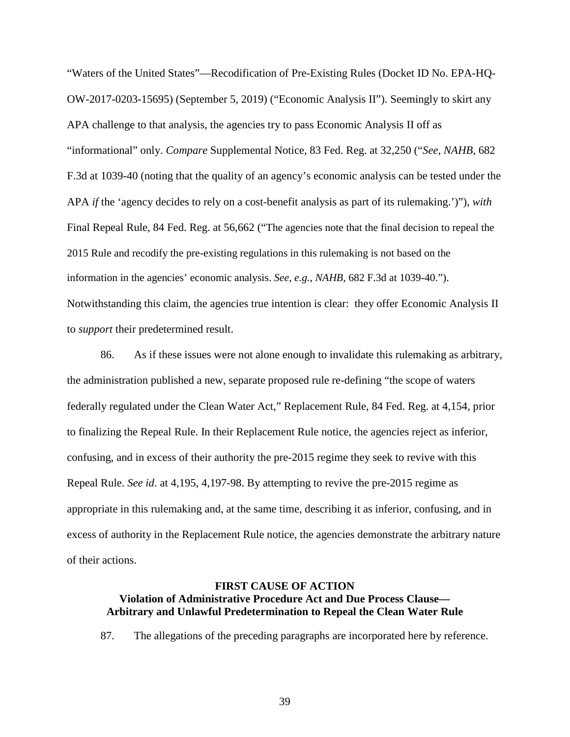"Waters of the United States"—Recodification of Pre-Existing Rules (Docket ID No. EPA-HQ-OW-2017-0203-15695) (September 5, 2019) ("Economic Analysis II"). Seemingly to skirt any APA challenge to that analysis, the agencies try to pass Economic Analysis II off as "informational" only. *Compare* Supplemental Notice, 83 Fed. Reg. at 32,250 ("*See, NAHB*, 682 F.3d at 1039-40 (noting that the quality of an agency's economic analysis can be tested under the APA *if* the 'agency decides to rely on a cost-benefit analysis as part of its rulemaking.')"), *with* Final Repeal Rule, 84 Fed. Reg. at 56,662 ("The agencies note that the final decision to repeal the 2015 Rule and recodify the pre-existing regulations in this rulemaking is not based on the information in the agencies' economic analysis. *See, e.g.*, *NAHB*, 682 F.3d at 1039-40."). Notwithstanding this claim, the agencies true intention is clear: they offer Economic Analysis II to *support* their predetermined result.

86. As if these issues were not alone enough to invalidate this rulemaking as arbitrary, the administration published a new, separate proposed rule re-defining "the scope of waters federally regulated under the Clean Water Act," Replacement Rule, 84 Fed. Reg. at 4,154, prior to finalizing the Repeal Rule. In their Replacement Rule notice, the agencies reject as inferior, confusing, and in excess of their authority the pre-2015 regime they seek to revive with this Repeal Rule. *See id*. at 4,195, 4,197-98. By attempting to revive the pre-2015 regime as appropriate in this rulemaking and, at the same time, describing it as inferior, confusing, and in excess of authority in the Replacement Rule notice, the agencies demonstrate the arbitrary nature of their actions.

## FIRST CAUSE OF ACTION
## Violation of Administrative Procedure Act and Due Process Clause—Arbitrary and Unlawful Predetermination to Repeal the Clean Water Rule

87. The allegations of the preceding paragraphs are incorporated here by reference.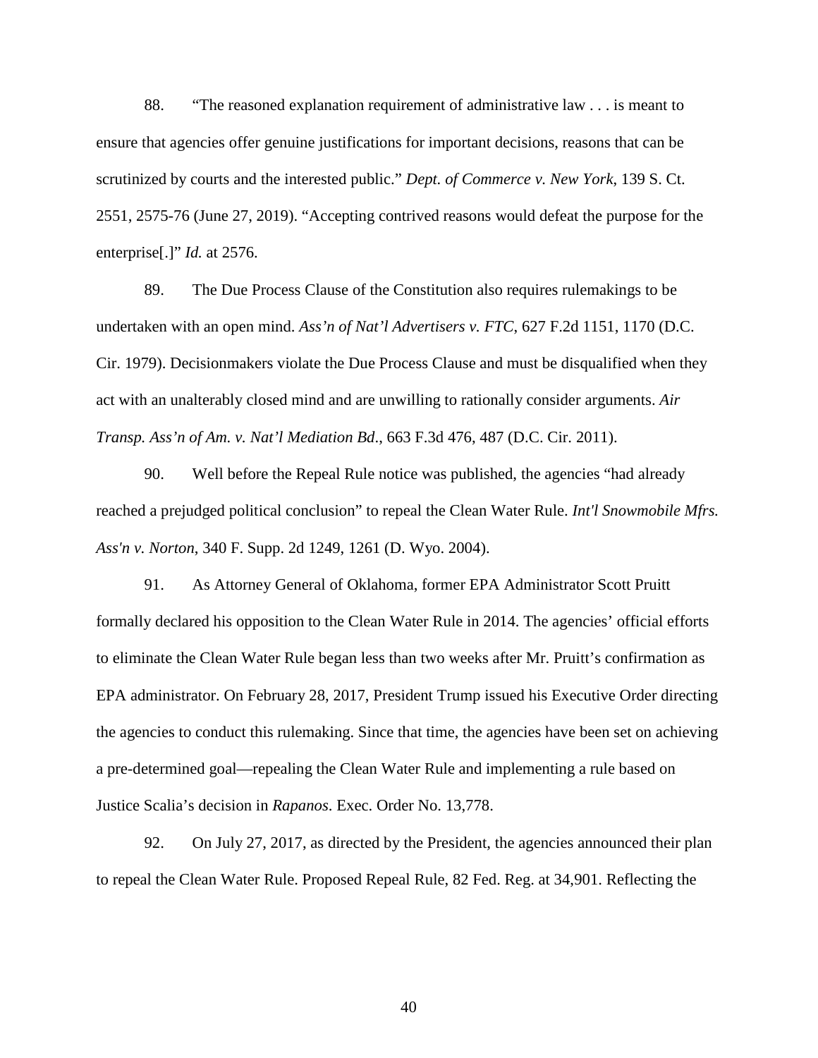88. "The reasoned explanation requirement of administrative law . . . is meant to ensure that agencies offer genuine justifications for important decisions, reasons that can be scrutinized by courts and the interested public." *Dept. of Commerce v. New York*, 139 S. Ct. 2551, 2575-76 (June 27, 2019). "Accepting contrived reasons would defeat the purpose for the enterprise[.]" *Id.* at 2576.

89. The Due Process Clause of the Constitution also requires rulemakings to be undertaken with an open mind. *Ass'n of Nat'l Advertisers v. FTC*, 627 F.2d 1151, 1170 (D.C. Cir. 1979). Decisionmakers violate the Due Process Clause and must be disqualified when they act with an unalterably closed mind and are unwilling to rationally consider arguments. *Air Transp. Ass'n of Am. v. Nat'l Mediation Bd*., 663 F.3d 476, 487 (D.C. Cir. 2011).

90. Well before the Repeal Rule notice was published, the agencies "had already reached a prejudged political conclusion" to repeal the Clean Water Rule. *Int'l Snowmobile Mfrs. Ass'n v. Norton*, 340 F. Supp. 2d 1249, 1261 (D. Wyo. 2004).

91. As Attorney General of Oklahoma, former EPA Administrator Scott Pruitt formally declared his opposition to the Clean Water Rule in 2014. The agencies' official efforts to eliminate the Clean Water Rule began less than two weeks after Mr. Pruitt's confirmation as EPA administrator. On February 28, 2017, President Trump issued his Executive Order directing the agencies to conduct this rulemaking. Since that time, the agencies have been set on achieving a pre-determined goal—repealing the Clean Water Rule and implementing a rule based on Justice Scalia's decision in *Rapanos*. Exec. Order No. 13,778.

92. On July 27, 2017, as directed by the President, the agencies announced their plan to repeal the Clean Water Rule. Proposed Repeal Rule, 82 Fed. Reg. at 34,901. Reflecting the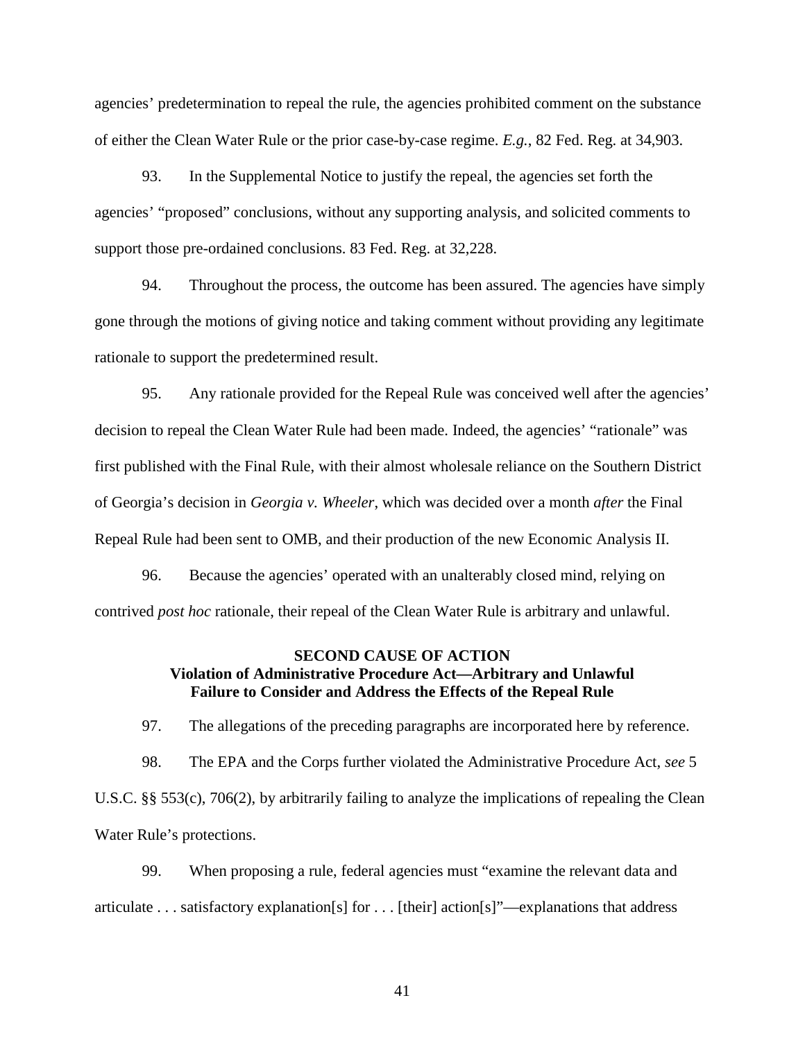agencies' predetermination to repeal the rule, the agencies prohibited comment on the substance of either the Clean Water Rule or the prior case-by-case regime. *E.g.*, 82 Fed. Reg. at 34,903.

93. In the Supplemental Notice to justify the repeal, the agencies set forth the agencies' "proposed" conclusions, without any supporting analysis, and solicited comments to support those pre-ordained conclusions. 83 Fed. Reg. at 32,228.

94. Throughout the process, the outcome has been assured. The agencies have simply gone through the motions of giving notice and taking comment without providing any legitimate rationale to support the predetermined result.

95. Any rationale provided for the Repeal Rule was conceived well after the agencies' decision to repeal the Clean Water Rule had been made. Indeed, the agencies' "rationale" was first published with the Final Rule, with their almost wholesale reliance on the Southern District of Georgia's decision in *Georgia v. Wheeler*, which was decided over a month *after* the Final Repeal Rule had been sent to OMB, and their production of the new Economic Analysis II.

96. Because the agencies' operated with an unalterably closed mind, relying on contrived *post hoc* rationale, their repeal of the Clean Water Rule is arbitrary and unlawful.

**SECOND CAUSE OF ACTION**
**Violation of Administrative Procedure Act—Arbitrary and Unlawful Failure to Consider and Address the Effects of the Repeal Rule**

97. The allegations of the preceding paragraphs are incorporated here by reference.

98. The EPA and the Corps further violated the Administrative Procedure Act, *see* 5 U.S.C. §§ 553(c), 706(2), by arbitrarily failing to analyze the implications of repealing the Clean Water Rule's protections.

99. When proposing a rule, federal agencies must "examine the relevant data and articulate . . . satisfactory explanation[s] for . . . [their] action[s]"—explanations that address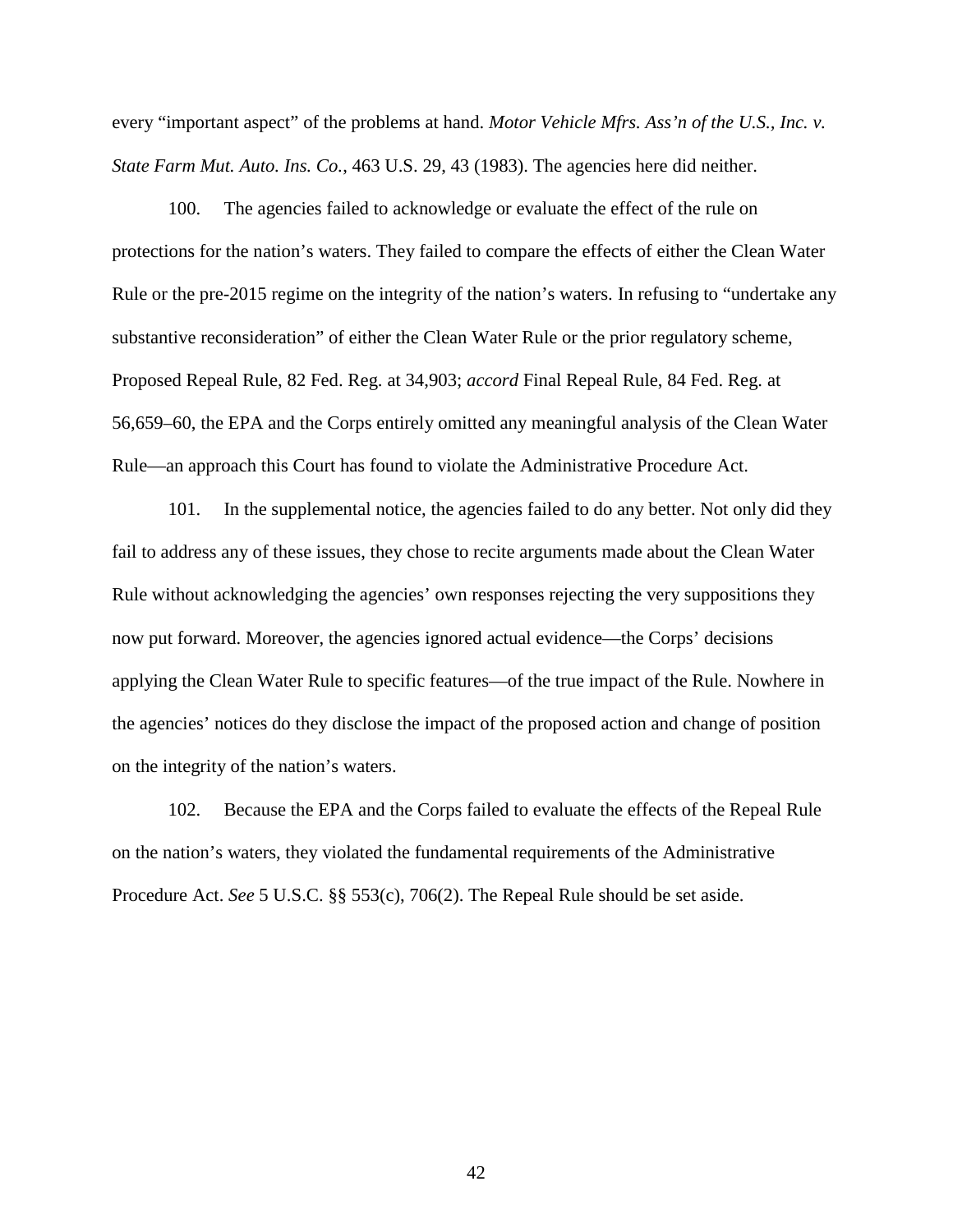every "important aspect" of the problems at hand. *Motor Vehicle Mfrs. Ass'n of the U.S., Inc. v. State Farm Mut. Auto. Ins. Co.*, 463 U.S. 29, 43 (1983). The agencies here did neither.

100. The agencies failed to acknowledge or evaluate the effect of the rule on protections for the nation's waters. They failed to compare the effects of either the Clean Water Rule or the pre-2015 regime on the integrity of the nation's waters. In refusing to "undertake any substantive reconsideration" of either the Clean Water Rule or the prior regulatory scheme, Proposed Repeal Rule, 82 Fed. Reg. at 34,903; *accord* Final Repeal Rule, 84 Fed. Reg. at 56,659–60, the EPA and the Corps entirely omitted any meaningful analysis of the Clean Water Rule—an approach this Court has found to violate the Administrative Procedure Act.

101. In the supplemental notice, the agencies failed to do any better. Not only did they fail to address any of these issues, they chose to recite arguments made about the Clean Water Rule without acknowledging the agencies' own responses rejecting the very suppositions they now put forward. Moreover, the agencies ignored actual evidence—the Corps' decisions applying the Clean Water Rule to specific features—of the true impact of the Rule. Nowhere in the agencies' notices do they disclose the impact of the proposed action and change of position on the integrity of the nation's waters.

102. Because the EPA and the Corps failed to evaluate the effects of the Repeal Rule on the nation's waters, they violated the fundamental requirements of the Administrative Procedure Act. *See* 5 U.S.C. §§ 553(c), 706(2). The Repeal Rule should be set aside.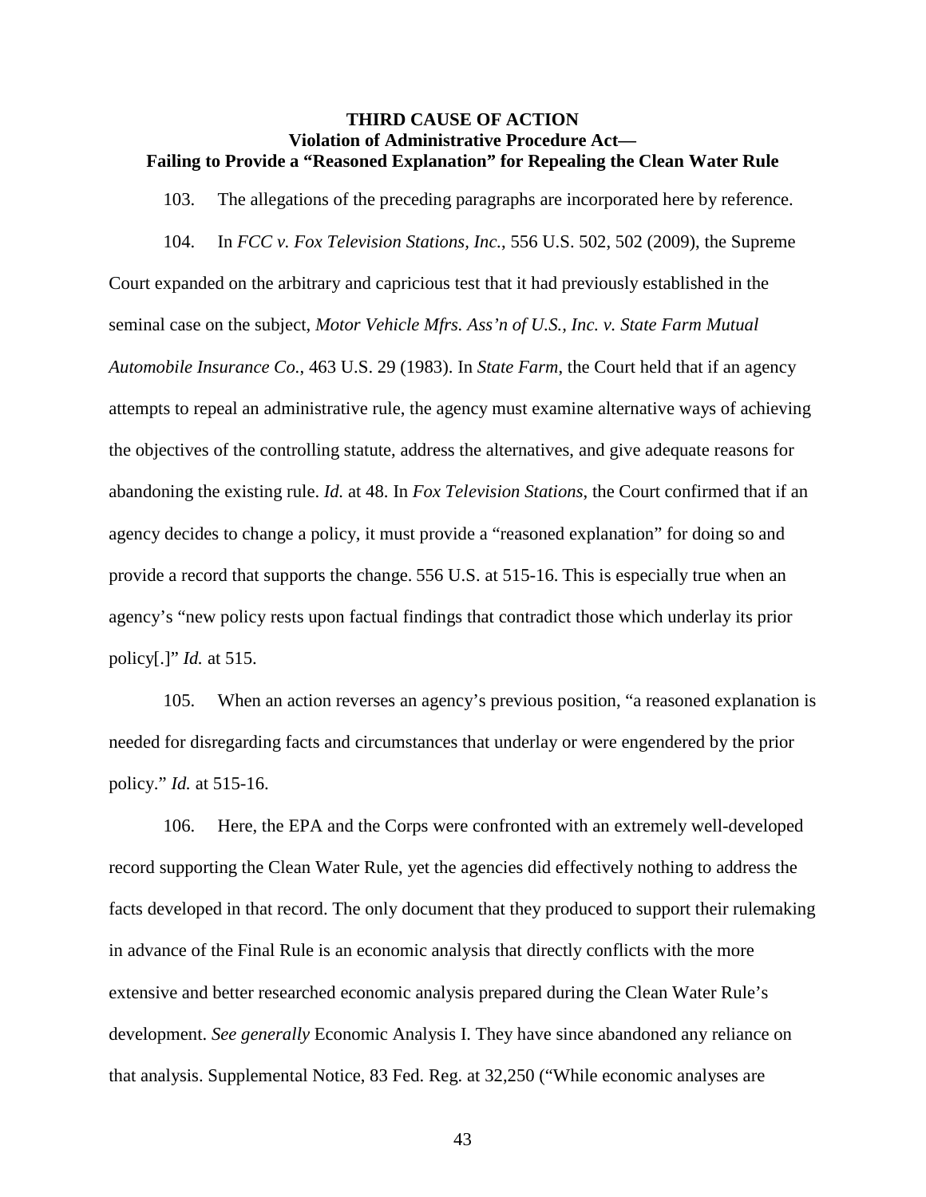**THIRD CAUSE OF ACTION**
**Violation of Administrative Procedure Act—**
**Failing to Provide a "Reasoned Explanation" for Repealing the Clean Water Rule**

103. The allegations of the preceding paragraphs are incorporated here by reference.

104. In *FCC v. Fox Television Stations, Inc.*, 556 U.S. 502, 502 (2009), the Supreme Court expanded on the arbitrary and capricious test that it had previously established in the seminal case on the subject, *Motor Vehicle Mfrs. Ass'n of U.S., Inc. v. State Farm Mutual Automobile Insurance Co.*, 463 U.S. 29 (1983). In *State Farm*, the Court held that if an agency attempts to repeal an administrative rule, the agency must examine alternative ways of achieving the objectives of the controlling statute, address the alternatives, and give adequate reasons for abandoning the existing rule. *Id.* at 48. In *Fox Television Stations*, the Court confirmed that if an agency decides to change a policy, it must provide a "reasoned explanation" for doing so and provide a record that supports the change. 556 U.S. at 515-16. This is especially true when an agency's "new policy rests upon factual findings that contradict those which underlay its prior policy[.]" *Id.* at 515.

105. When an action reverses an agency's previous position, "a reasoned explanation is needed for disregarding facts and circumstances that underlay or were engendered by the prior policy." *Id.* at 515-16.

106. Here, the EPA and the Corps were confronted with an extremely well-developed record supporting the Clean Water Rule, yet the agencies did effectively nothing to address the facts developed in that record. The only document that they produced to support their rulemaking in advance of the Final Rule is an economic analysis that directly conflicts with the more extensive and better researched economic analysis prepared during the Clean Water Rule's development. *See generally* Economic Analysis I. They have since abandoned any reliance on that analysis. Supplemental Notice, 83 Fed. Reg. at 32,250 ("While economic analyses are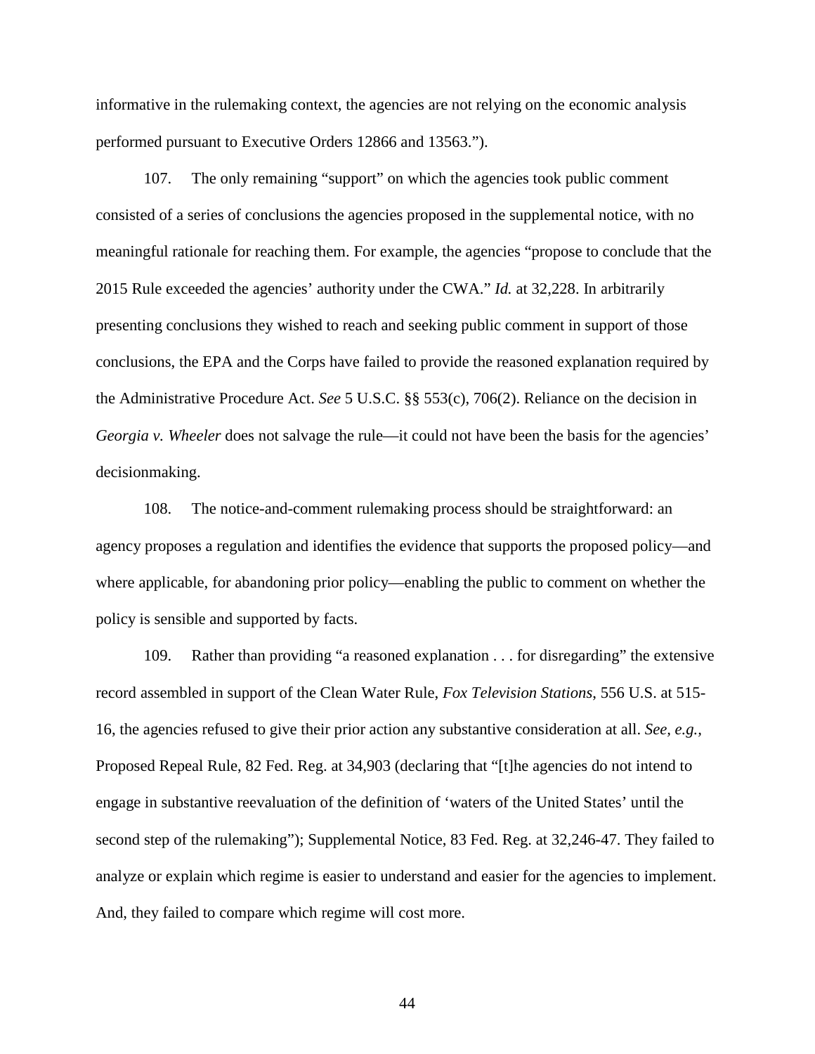informative in the rulemaking context, the agencies are not relying on the economic analysis performed pursuant to Executive Orders 12866 and 13563.").

107. The only remaining "support" on which the agencies took public comment consisted of a series of conclusions the agencies proposed in the supplemental notice, with no meaningful rationale for reaching them. For example, the agencies "propose to conclude that the 2015 Rule exceeded the agencies' authority under the CWA." *Id.* at 32,228. In arbitrarily presenting conclusions they wished to reach and seeking public comment in support of those conclusions, the EPA and the Corps have failed to provide the reasoned explanation required by the Administrative Procedure Act. *See* 5 U.S.C. §§ 553(c), 706(2). Reliance on the decision in *Georgia v. Wheeler* does not salvage the rule—it could not have been the basis for the agencies' decisionmaking.

108. The notice-and-comment rulemaking process should be straightforward: an agency proposes a regulation and identifies the evidence that supports the proposed policy—and where applicable, for abandoning prior policy—enabling the public to comment on whether the policy is sensible and supported by facts.

109. Rather than providing "a reasoned explanation . . . for disregarding" the extensive record assembled in support of the Clean Water Rule, *Fox Television Stations*, 556 U.S. at 515-16, the agencies refused to give their prior action any substantive consideration at all. *See, e.g.*, Proposed Repeal Rule, 82 Fed. Reg. at 34,903 (declaring that "[t]he agencies do not intend to engage in substantive reevaluation of the definition of 'waters of the United States' until the second step of the rulemaking"); Supplemental Notice, 83 Fed. Reg. at 32,246-47. They failed to analyze or explain which regime is easier to understand and easier for the agencies to implement. And, they failed to compare which regime will cost more.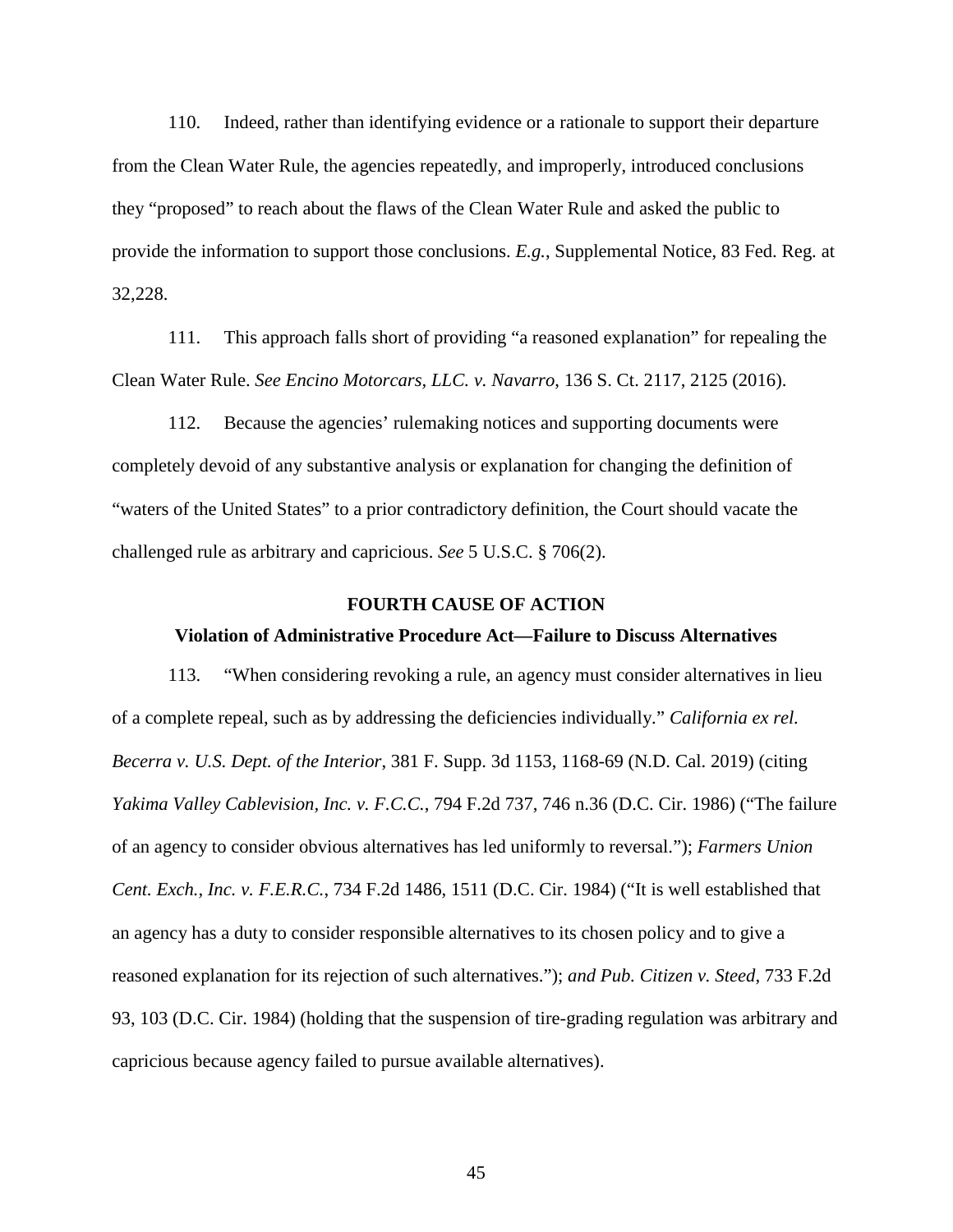110. Indeed, rather than identifying evidence or a rationale to support their departure from the Clean Water Rule, the agencies repeatedly, and improperly, introduced conclusions they "proposed" to reach about the flaws of the Clean Water Rule and asked the public to provide the information to support those conclusions. *E.g.*, Supplemental Notice, 83 Fed. Reg. at 32,228.

111. This approach falls short of providing "a reasoned explanation" for repealing the Clean Water Rule. *See Encino Motorcars, LLC. v. Navarro*, 136 S. Ct. 2117, 2125 (2016).

112. Because the agencies' rulemaking notices and supporting documents were completely devoid of any substantive analysis or explanation for changing the definition of "waters of the United States" to a prior contradictory definition, the Court should vacate the challenged rule as arbitrary and capricious. *See* 5 U.S.C. § 706(2).

**FOURTH CAUSE OF ACTION**

**Violation of Administrative Procedure Act—Failure to Discuss Alternatives**

113. "When considering revoking a rule, an agency must consider alternatives in lieu of a complete repeal, such as by addressing the deficiencies individually." *California ex rel. Becerra v. U.S. Dept. of the Interior*, 381 F. Supp. 3d 1153, 1168-69 (N.D. Cal. 2019) (citing *Yakima Valley Cablevision, Inc. v. F.C.C.*, 794 F.2d 737, 746 n.36 (D.C. Cir. 1986) ("The failure of an agency to consider obvious alternatives has led uniformly to reversal."); *Farmers Union Cent. Exch., Inc. v. F.E.R.C.*, 734 F.2d 1486, 1511 (D.C. Cir. 1984) ("It is well established that an agency has a duty to consider responsible alternatives to its chosen policy and to give a reasoned explanation for its rejection of such alternatives."); *and Pub. Citizen v. Steed*, 733 F.2d 93, 103 (D.C. Cir. 1984) (holding that the suspension of tire-grading regulation was arbitrary and capricious because agency failed to pursue available alternatives).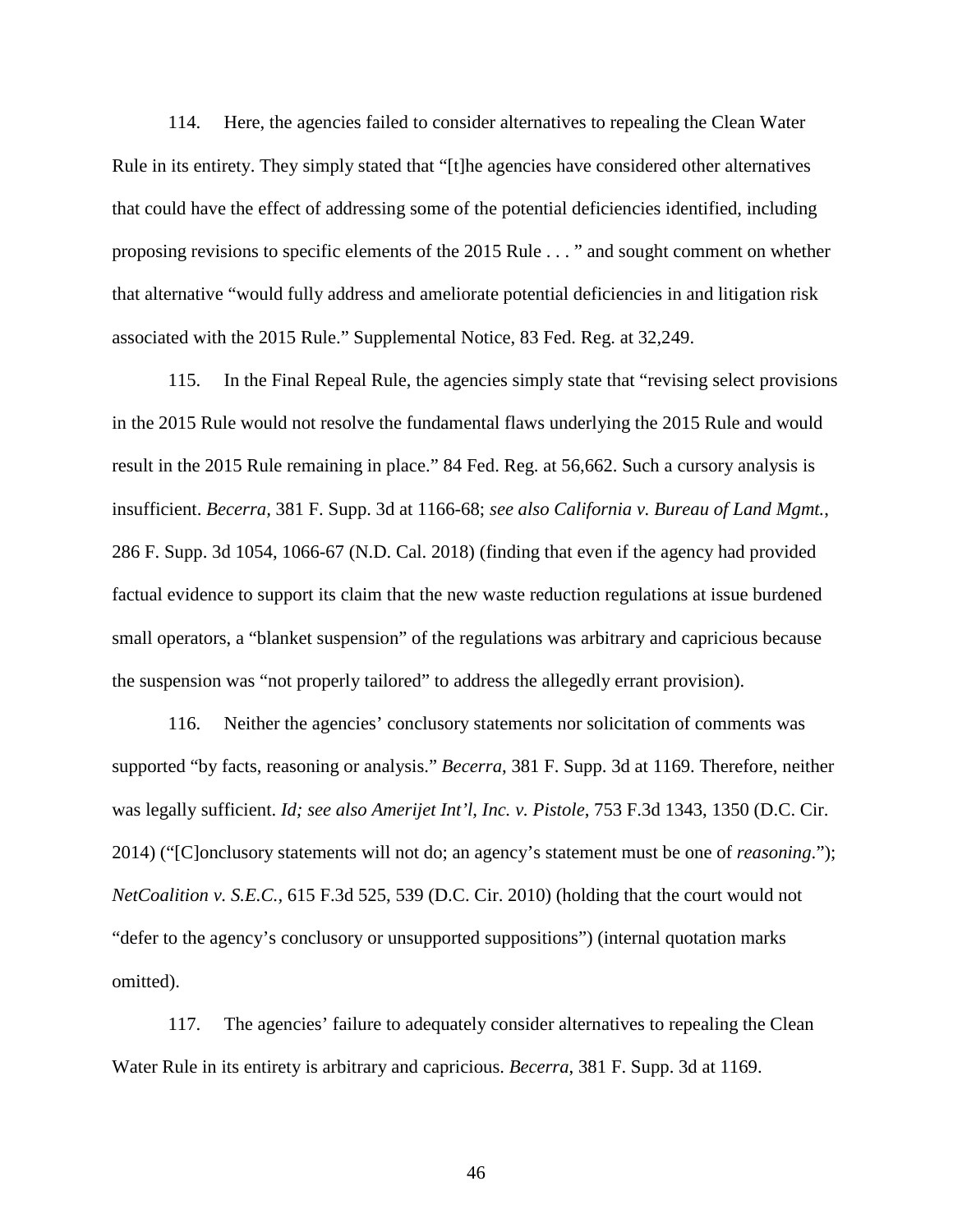114. Here, the agencies failed to consider alternatives to repealing the Clean Water Rule in its entirety. They simply stated that "[t]he agencies have considered other alternatives that could have the effect of addressing some of the potential deficiencies identified, including proposing revisions to specific elements of the 2015 Rule . . . " and sought comment on whether that alternative "would fully address and ameliorate potential deficiencies in and litigation risk associated with the 2015 Rule." Supplemental Notice, 83 Fed. Reg. at 32,249.

115. In the Final Repeal Rule, the agencies simply state that "revising select provisions in the 2015 Rule would not resolve the fundamental flaws underlying the 2015 Rule and would result in the 2015 Rule remaining in place." 84 Fed. Reg. at 56,662. Such a cursory analysis is insufficient. *Becerra*, 381 F. Supp. 3d at 1166-68; *see also California v. Bureau of Land Mgmt.*, 286 F. Supp. 3d 1054, 1066-67 (N.D. Cal. 2018) (finding that even if the agency had provided factual evidence to support its claim that the new waste reduction regulations at issue burdened small operators, a "blanket suspension" of the regulations was arbitrary and capricious because the suspension was "not properly tailored" to address the allegedly errant provision).

116. Neither the agencies' conclusory statements nor solicitation of comments was supported "by facts, reasoning or analysis." *Becerra*, 381 F. Supp. 3d at 1169. Therefore, neither was legally sufficient. *Id; see also Amerijet Int'l, Inc. v. Pistole*, 753 F.3d 1343, 1350 (D.C. Cir. 2014) ("[C]onclusory statements will not do; an agency's statement must be one of *reasoning*."); *NetCoalition v. S.E.C.*, 615 F.3d 525, 539 (D.C. Cir. 2010) (holding that the court would not "defer to the agency's conclusory or unsupported suppositions") (internal quotation marks omitted).

117. The agencies' failure to adequately consider alternatives to repealing the Clean Water Rule in its entirety is arbitrary and capricious. *Becerra*, 381 F. Supp. 3d at 1169.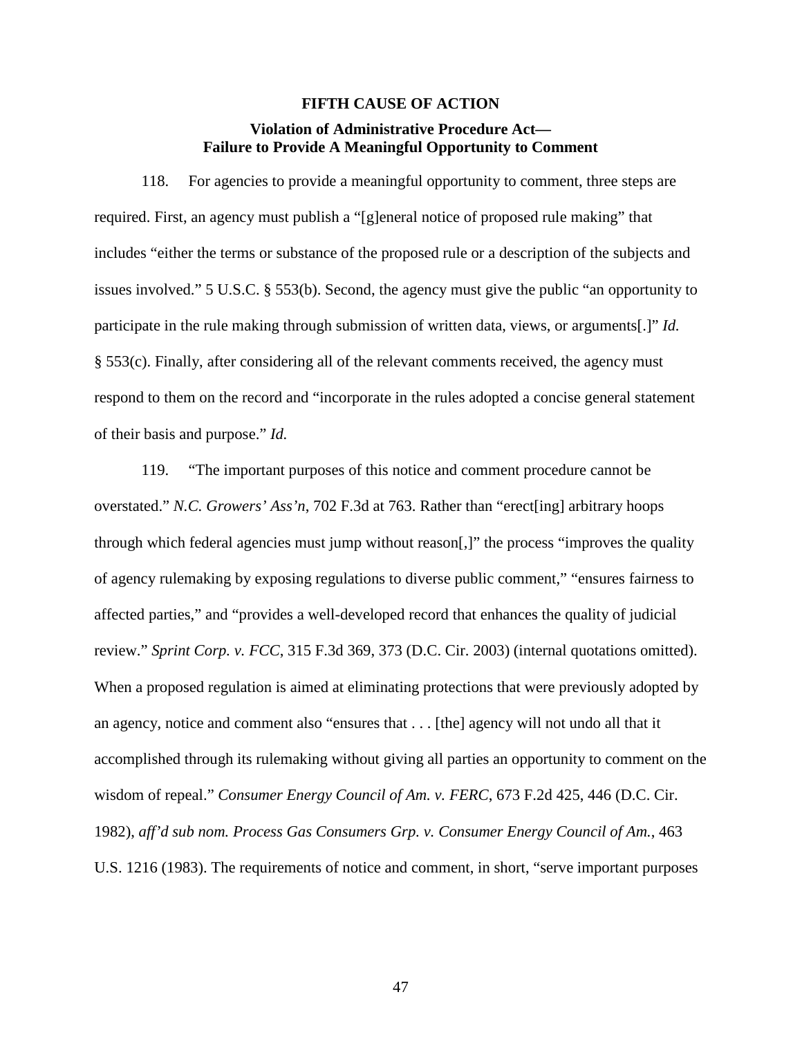**FIFTH CAUSE OF ACTION**

**Violation of Administrative Procedure Act— Failure to Provide A Meaningful Opportunity to Comment**

118. For agencies to provide a meaningful opportunity to comment, three steps are required. First, an agency must publish a "[g]eneral notice of proposed rule making" that includes "either the terms or substance of the proposed rule or a description of the subjects and issues involved." 5 U.S.C. § 553(b). Second, the agency must give the public "an opportunity to participate in the rule making through submission of written data, views, or arguments[.]" *Id.* § 553(c). Finally, after considering all of the relevant comments received, the agency must respond to them on the record and "incorporate in the rules adopted a concise general statement of their basis and purpose." *Id.*

119. "The important purposes of this notice and comment procedure cannot be overstated." *N.C. Growers' Ass'n*, 702 F.3d at 763. Rather than "erect[ing] arbitrary hoops through which federal agencies must jump without reason[,]" the process "improves the quality of agency rulemaking by exposing regulations to diverse public comment," "ensures fairness to affected parties," and "provides a well-developed record that enhances the quality of judicial review." *Sprint Corp. v. FCC*, 315 F.3d 369, 373 (D.C. Cir. 2003) (internal quotations omitted). When a proposed regulation is aimed at eliminating protections that were previously adopted by an agency, notice and comment also "ensures that . . . [the] agency will not undo all that it accomplished through its rulemaking without giving all parties an opportunity to comment on the wisdom of repeal." *Consumer Energy Council of Am. v. FERC*, 673 F.2d 425, 446 (D.C. Cir. 1982), *aff'd sub nom. Process Gas Consumers Grp. v. Consumer Energy Council of Am.*, 463 U.S. 1216 (1983). The requirements of notice and comment, in short, "serve important purposes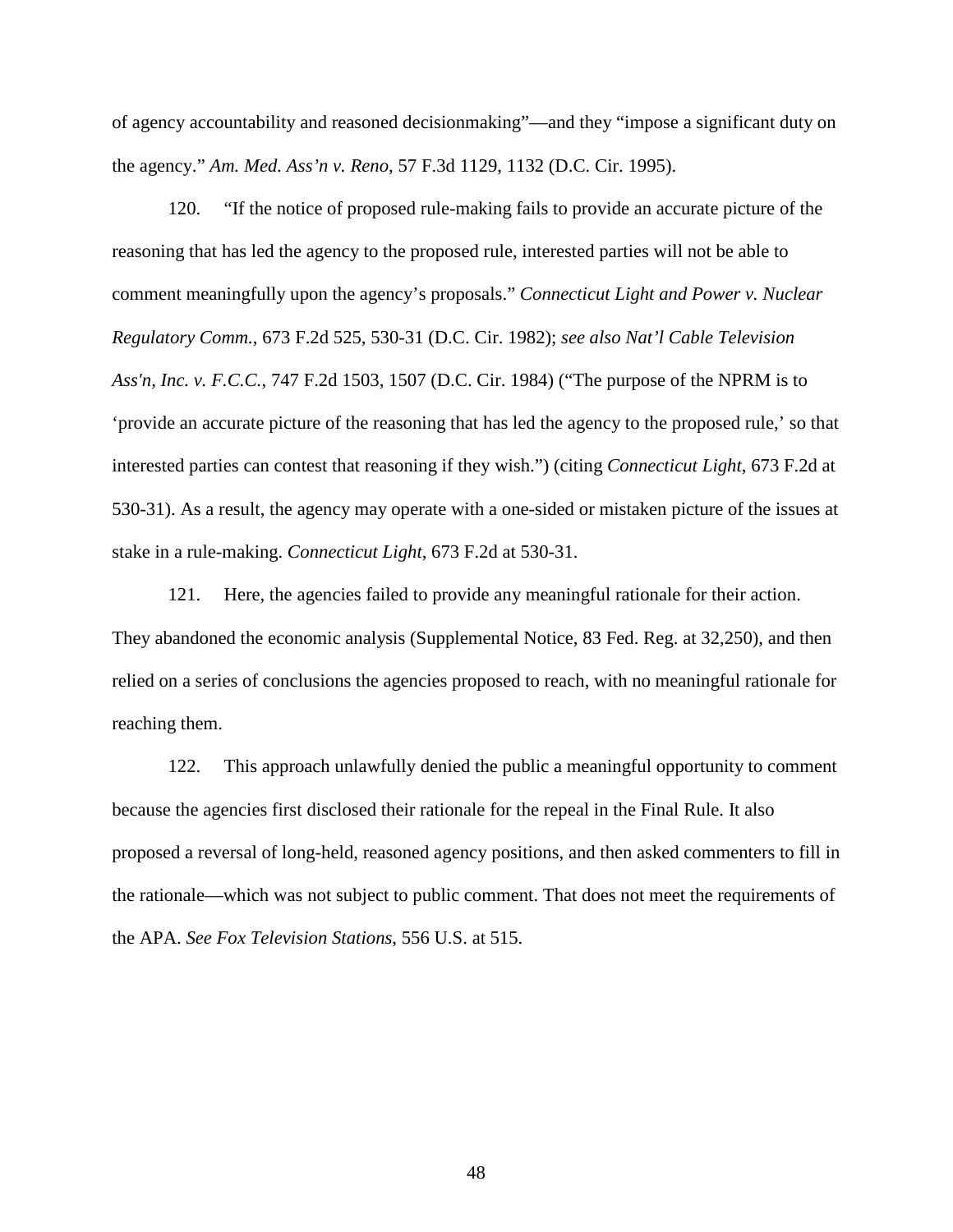of agency accountability and reasoned decisionmaking"—and they "impose a significant duty on the agency." *Am. Med. Ass'n v. Reno*, 57 F.3d 1129, 1132 (D.C. Cir. 1995).

120. "If the notice of proposed rule-making fails to provide an accurate picture of the reasoning that has led the agency to the proposed rule, interested parties will not be able to comment meaningfully upon the agency's proposals." *Connecticut Light and Power v. Nuclear Regulatory Comm.*, 673 F.2d 525, 530-31 (D.C. Cir. 1982); *see also Nat'l Cable Television Ass'n, Inc. v. F.C.C.*, 747 F.2d 1503, 1507 (D.C. Cir. 1984) ("The purpose of the NPRM is to 'provide an accurate picture of the reasoning that has led the agency to the proposed rule,' so that interested parties can contest that reasoning if they wish.") (citing *Connecticut Light*, 673 F.2d at 530-31). As a result, the agency may operate with a one-sided or mistaken picture of the issues at stake in a rule-making. *Connecticut Light*, 673 F.2d at 530-31.

121. Here, the agencies failed to provide any meaningful rationale for their action. They abandoned the economic analysis (Supplemental Notice, 83 Fed. Reg. at 32,250), and then relied on a series of conclusions the agencies proposed to reach, with no meaningful rationale for reaching them.

122. This approach unlawfully denied the public a meaningful opportunity to comment because the agencies first disclosed their rationale for the repeal in the Final Rule. It also proposed a reversal of long-held, reasoned agency positions, and then asked commenters to fill in the rationale—which was not subject to public comment. That does not meet the requirements of the APA. *See Fox Television Stations*, 556 U.S. at 515.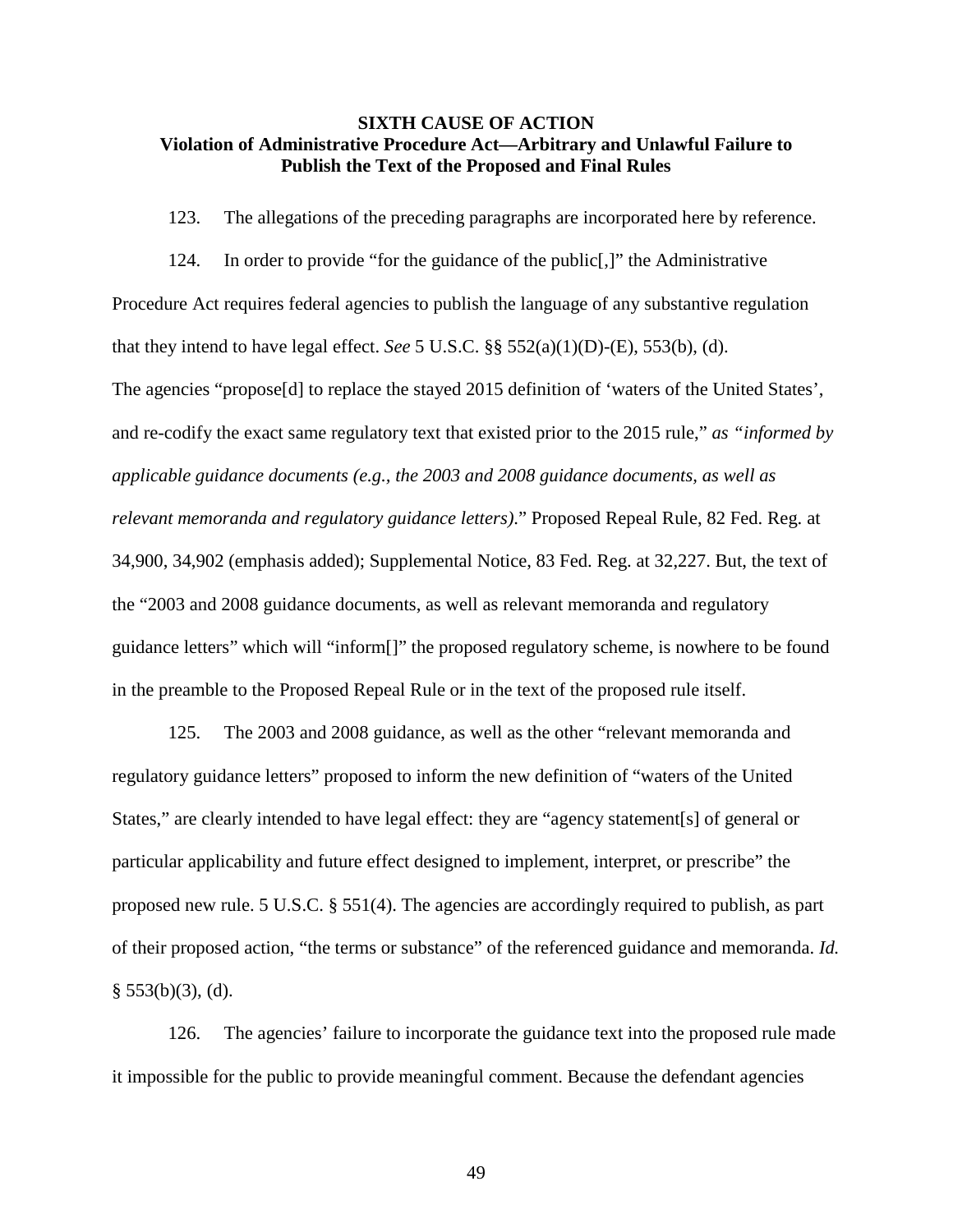**SIXTH CAUSE OF ACTION**
**Violation of Administrative Procedure Act—Arbitrary and Unlawful Failure to Publish the Text of the Proposed and Final Rules**

123. The allegations of the preceding paragraphs are incorporated here by reference.

124. In order to provide "for the guidance of the public[,]" the Administrative Procedure Act requires federal agencies to publish the language of any substantive regulation that they intend to have legal effect. *See* 5 U.S.C. §§ 552(a)(1)(D)-(E), 553(b), (d). The agencies "propose[d] to replace the stayed 2015 definition of 'waters of the United States', and re-codify the exact same regulatory text that existed prior to the 2015 rule," *as "informed by applicable guidance documents (e.g., the 2003 and 2008 guidance documents, as well as relevant memoranda and regulatory guidance letters).*" Proposed Repeal Rule, 82 Fed. Reg. at 34,900, 34,902 (emphasis added); Supplemental Notice, 83 Fed. Reg. at 32,227. But, the text of the "2003 and 2008 guidance documents, as well as relevant memoranda and regulatory guidance letters" which will "inform[]" the proposed regulatory scheme, is nowhere to be found in the preamble to the Proposed Repeal Rule or in the text of the proposed rule itself.

125. The 2003 and 2008 guidance, as well as the other "relevant memoranda and regulatory guidance letters" proposed to inform the new definition of "waters of the United States," are clearly intended to have legal effect: they are "agency statement[s] of general or particular applicability and future effect designed to implement, interpret, or prescribe" the proposed new rule. 5 U.S.C. § 551(4). The agencies are accordingly required to publish, as part of their proposed action, "the terms or substance" of the referenced guidance and memoranda. *Id.* § 553(b)(3), (d).

126. The agencies' failure to incorporate the guidance text into the proposed rule made it impossible for the public to provide meaningful comment. Because the defendant agencies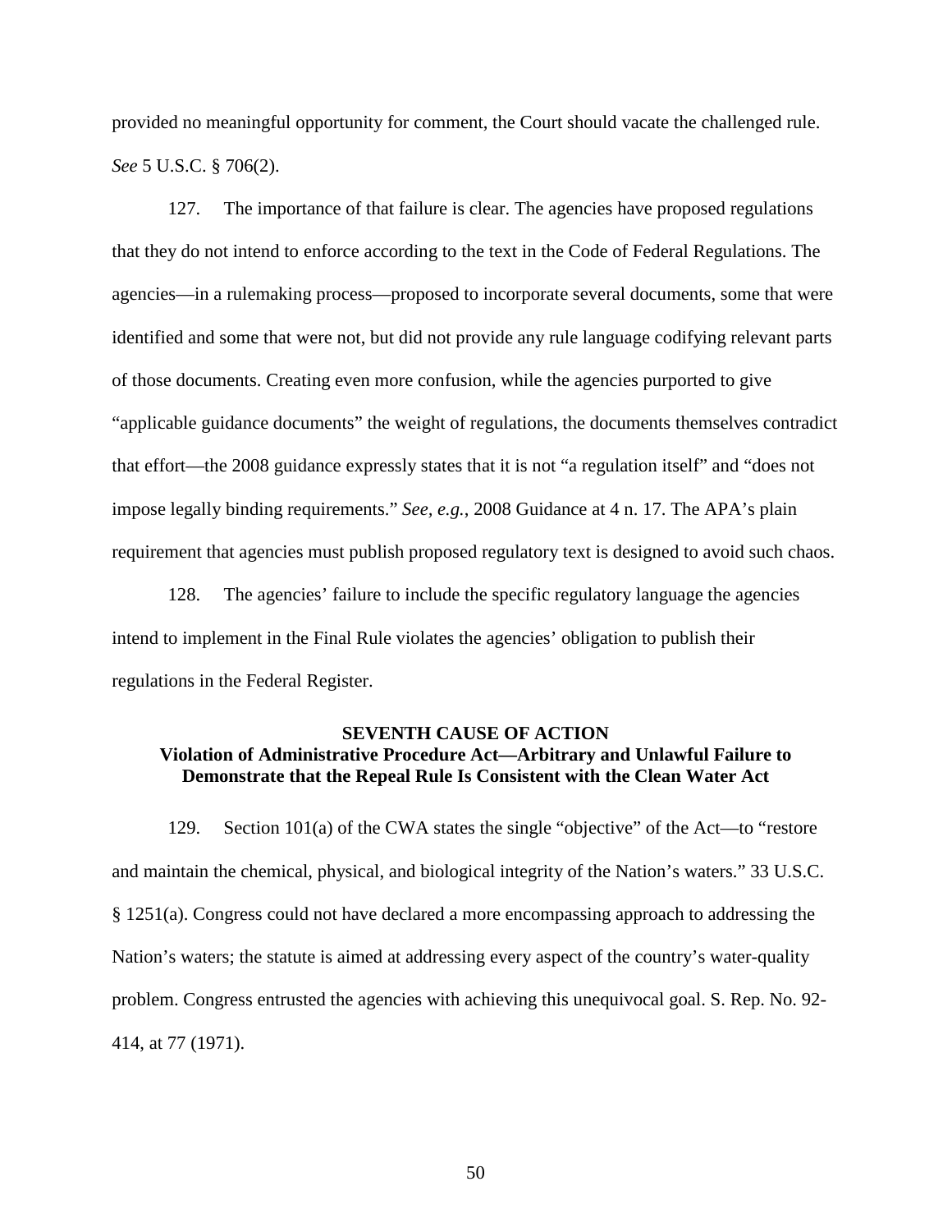provided no meaningful opportunity for comment, the Court should vacate the challenged rule. *See* 5 U.S.C. § 706(2).

127. The importance of that failure is clear. The agencies have proposed regulations that they do not intend to enforce according to the text in the Code of Federal Regulations. The agencies—in a rulemaking process—proposed to incorporate several documents, some that were identified and some that were not, but did not provide any rule language codifying relevant parts of those documents. Creating even more confusion, while the agencies purported to give "applicable guidance documents" the weight of regulations, the documents themselves contradict that effort—the 2008 guidance expressly states that it is not "a regulation itself" and "does not impose legally binding requirements." *See, e.g.*, 2008 Guidance at 4 n. 17. The APA's plain requirement that agencies must publish proposed regulatory text is designed to avoid such chaos.

128. The agencies' failure to include the specific regulatory language the agencies intend to implement in the Final Rule violates the agencies' obligation to publish their regulations in the Federal Register.

## SEVENTH CAUSE OF ACTION
### Violation of Administrative Procedure Act—Arbitrary and Unlawful Failure to Demonstrate that the Repeal Rule Is Consistent with the Clean Water Act

129. Section 101(a) of the CWA states the single "objective" of the Act—to "restore and maintain the chemical, physical, and biological integrity of the Nation's waters." 33 U.S.C. § 1251(a). Congress could not have declared a more encompassing approach to addressing the Nation's waters; the statute is aimed at addressing every aspect of the country's water-quality problem. Congress entrusted the agencies with achieving this unequivocal goal. S. Rep. No. 92-414, at 77 (1971).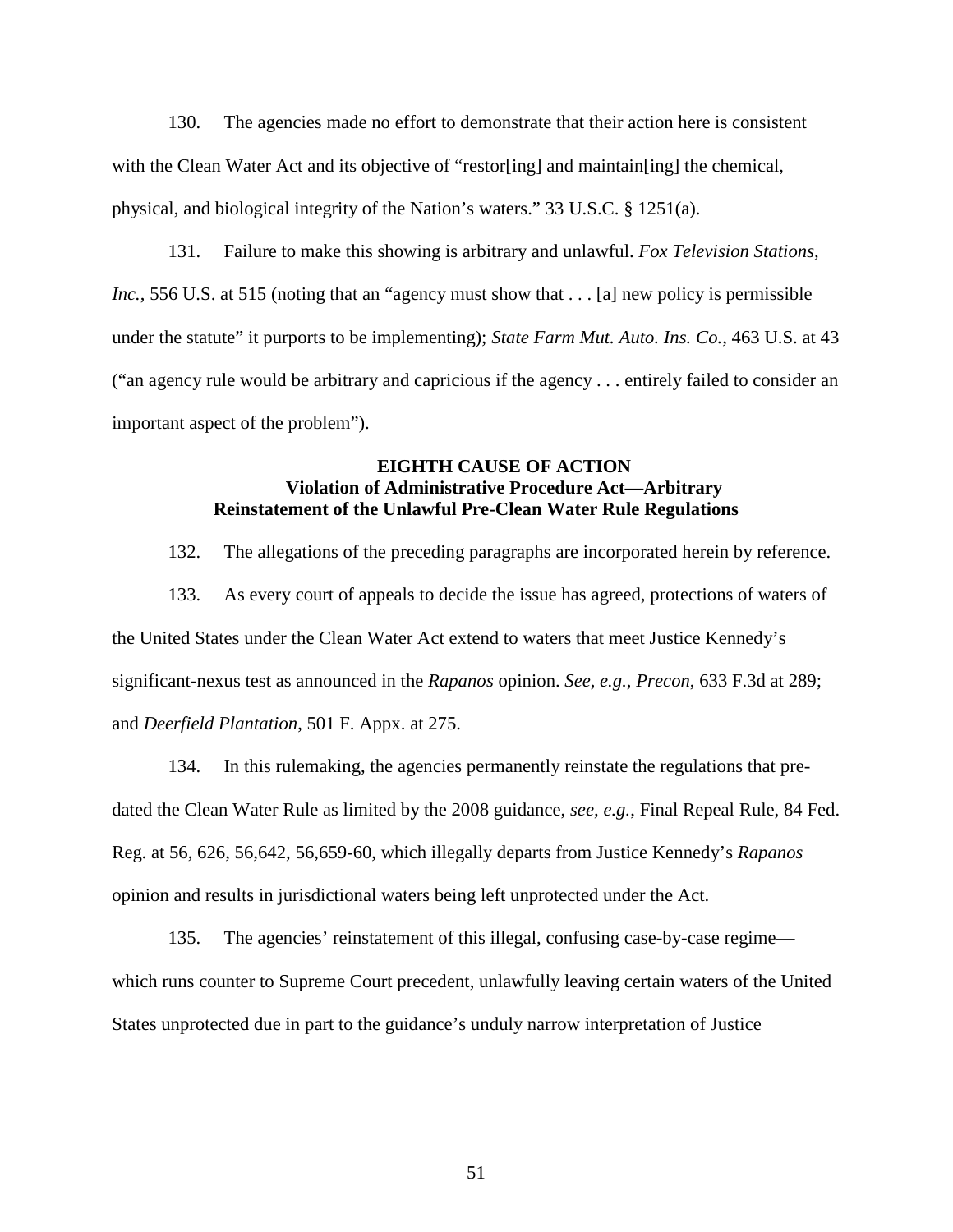130. The agencies made no effort to demonstrate that their action here is consistent with the Clean Water Act and its objective of "restor[ing] and maintain[ing] the chemical, physical, and biological integrity of the Nation's waters." 33 U.S.C. § 1251(a).

131. Failure to make this showing is arbitrary and unlawful. *Fox Television Stations, Inc.*, 556 U.S. at 515 (noting that an "agency must show that . . . [a] new policy is permissible under the statute" it purports to be implementing); *State Farm Mut. Auto. Ins. Co.*, 463 U.S. at 43 ("an agency rule would be arbitrary and capricious if the agency . . . entirely failed to consider an important aspect of the problem").

**EIGHTH CAUSE OF ACTION**
**Violation of Administrative Procedure Act—Arbitrary Reinstatement of the Unlawful Pre-Clean Water Rule Regulations**

132. The allegations of the preceding paragraphs are incorporated herein by reference.

133. As every court of appeals to decide the issue has agreed, protections of waters of the United States under the Clean Water Act extend to waters that meet Justice Kennedy's significant-nexus test as announced in the *Rapanos* opinion. *See, e.g.*, *Precon*, 633 F.3d at 289; and *Deerfield Plantation*, 501 F. Appx. at 275.

134. In this rulemaking, the agencies permanently reinstate the regulations that pre-dated the Clean Water Rule as limited by the 2008 guidance, *see, e.g.*, Final Repeal Rule, 84 Fed. Reg. at 56, 626, 56,642, 56,659-60, which illegally departs from Justice Kennedy's *Rapanos* opinion and results in jurisdictional waters being left unprotected under the Act.

135. The agencies' reinstatement of this illegal, confusing case-by-case regime—which runs counter to Supreme Court precedent, unlawfully leaving certain waters of the United States unprotected due in part to the guidance's unduly narrow interpretation of Justice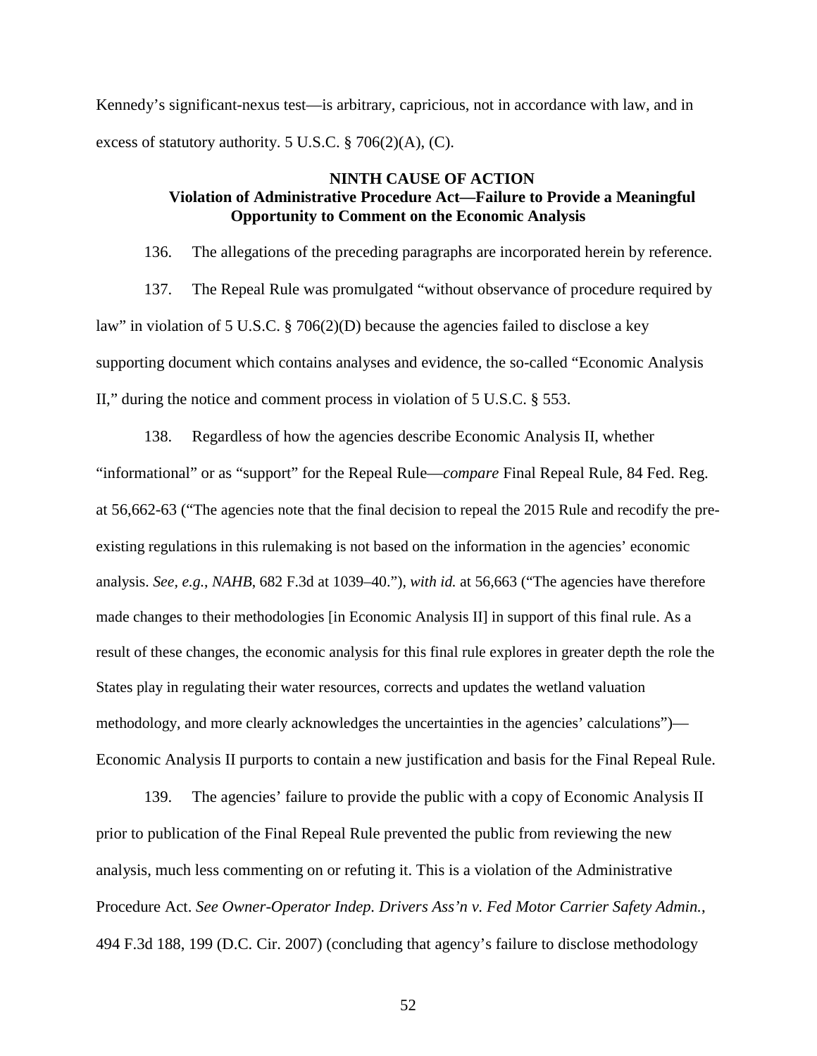Kennedy's significant-nexus test—is arbitrary, capricious, not in accordance with law, and in excess of statutory authority. 5 U.S.C. § 706(2)(A), (C).

**NINTH CAUSE OF ACTION**
**Violation of Administrative Procedure Act—Failure to Provide a Meaningful Opportunity to Comment on the Economic Analysis**

136. The allegations of the preceding paragraphs are incorporated herein by reference.

137. The Repeal Rule was promulgated "without observance of procedure required by law" in violation of 5 U.S.C. § 706(2)(D) because the agencies failed to disclose a key supporting document which contains analyses and evidence, the so-called "Economic Analysis II," during the notice and comment process in violation of 5 U.S.C. § 553.

138. Regardless of how the agencies describe Economic Analysis II, whether "informational" or as "support" for the Repeal Rule—*compare* Final Repeal Rule, 84 Fed. Reg. at 56,662-63 ("The agencies note that the final decision to repeal the 2015 Rule and recodify the pre-existing regulations in this rulemaking is not based on the information in the agencies' economic analysis. *See, e.g.*, *NAHB*, 682 F.3d at 1039–40."), *with id.* at 56,663 ("The agencies have therefore made changes to their methodologies [in Economic Analysis II] in support of this final rule. As a result of these changes, the economic analysis for this final rule explores in greater depth the role the States play in regulating their water resources, corrects and updates the wetland valuation methodology, and more clearly acknowledges the uncertainties in the agencies' calculations")—Economic Analysis II purports to contain a new justification and basis for the Final Repeal Rule.

139. The agencies' failure to provide the public with a copy of Economic Analysis II prior to publication of the Final Repeal Rule prevented the public from reviewing the new analysis, much less commenting on or refuting it. This is a violation of the Administrative Procedure Act. *See Owner-Operator Indep. Drivers Ass'n v. Fed Motor Carrier Safety Admin.*, 494 F.3d 188, 199 (D.C. Cir. 2007) (concluding that agency's failure to disclose methodology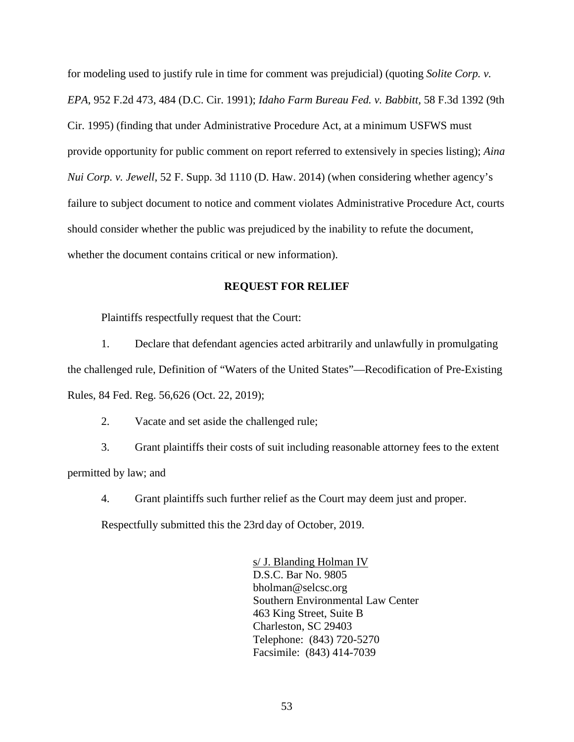for modeling used to justify rule in time for comment was prejudicial) (quoting *Solite Corp. v. EPA*, 952 F.2d 473, 484 (D.C. Cir. 1991); *Idaho Farm Bureau Fed. v. Babbitt*, 58 F.3d 1392 (9th Cir. 1995) (finding that under Administrative Procedure Act, at a minimum USFWS must provide opportunity for public comment on report referred to extensively in species listing); *Aina Nui Corp. v. Jewell*, 52 F. Supp. 3d 1110 (D. Haw. 2014) (when considering whether agency's failure to subject document to notice and comment violates Administrative Procedure Act, courts should consider whether the public was prejudiced by the inability to refute the document, whether the document contains critical or new information).

## REQUEST FOR RELIEF

Plaintiffs respectfully request that the Court:

1. Declare that defendant agencies acted arbitrarily and unlawfully in promulgating the challenged rule, Definition of "Waters of the United States"—Recodification of Pre-Existing Rules, 84 Fed. Reg. 56,626 (Oct. 22, 2019);

2. Vacate and set aside the challenged rule;

3. Grant plaintiffs their costs of suit including reasonable attorney fees to the extent permitted by law; and

4. Grant plaintiffs such further relief as the Court may deem just and proper.

Respectfully submitted this the 23rd day of October, 2019.

s/ J. Blanding Holman IV
D.S.C. Bar No. 9805
bholman@selcsc.org
Southern Environmental Law Center
463 King Street, Suite B
Charleston, SC 29403
Telephone: (843) 720-5270
Facsimile: (843) 414-7039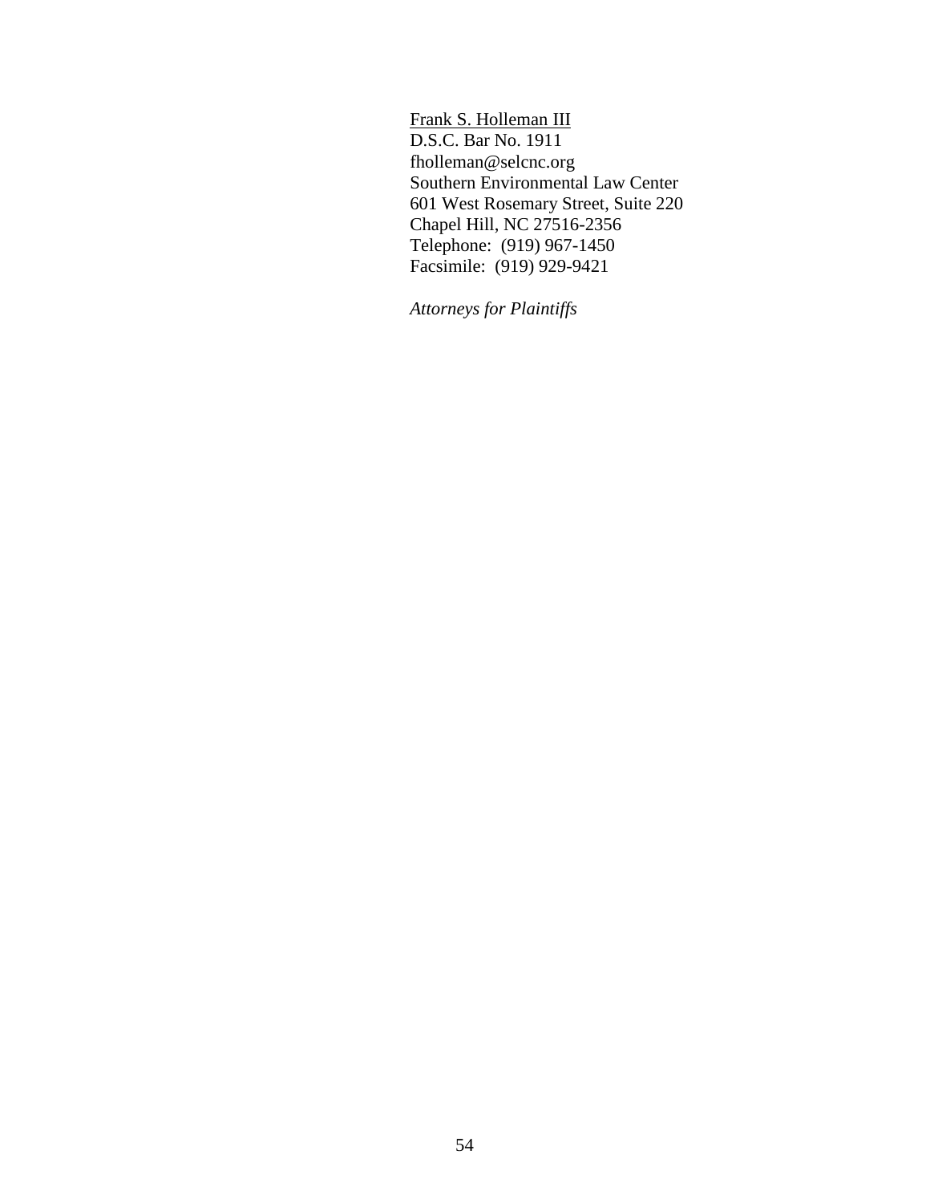Frank S. Holleman III  
D.S.C. Bar No. 1911  
fholleman@selcnc.org  
Southern Environmental Law Center  
601 West Rosemary Street, Suite 220  
Chapel Hill, NC 27516-2356  
Telephone: (919) 967-1450  
Facsimile: (919) 929-9421

*Attorneys for Plaintiffs*